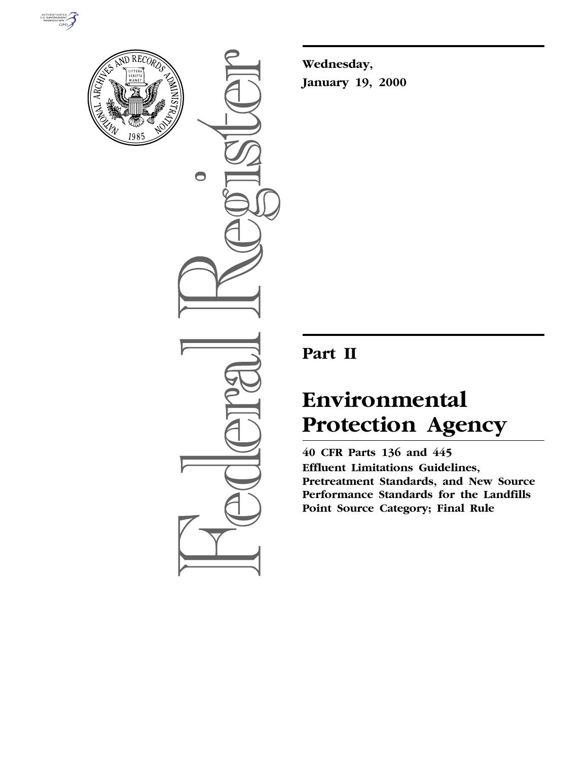Wednesday,

January 19, 2000

# Part II

# Environmental Protection Agency

**40 CFR Parts 136 and 445**

**Effluent Limitations Guidelines, Pretreatment Standards, and New Source Performance Standards for the Landfills Point Source Category; Final Rule**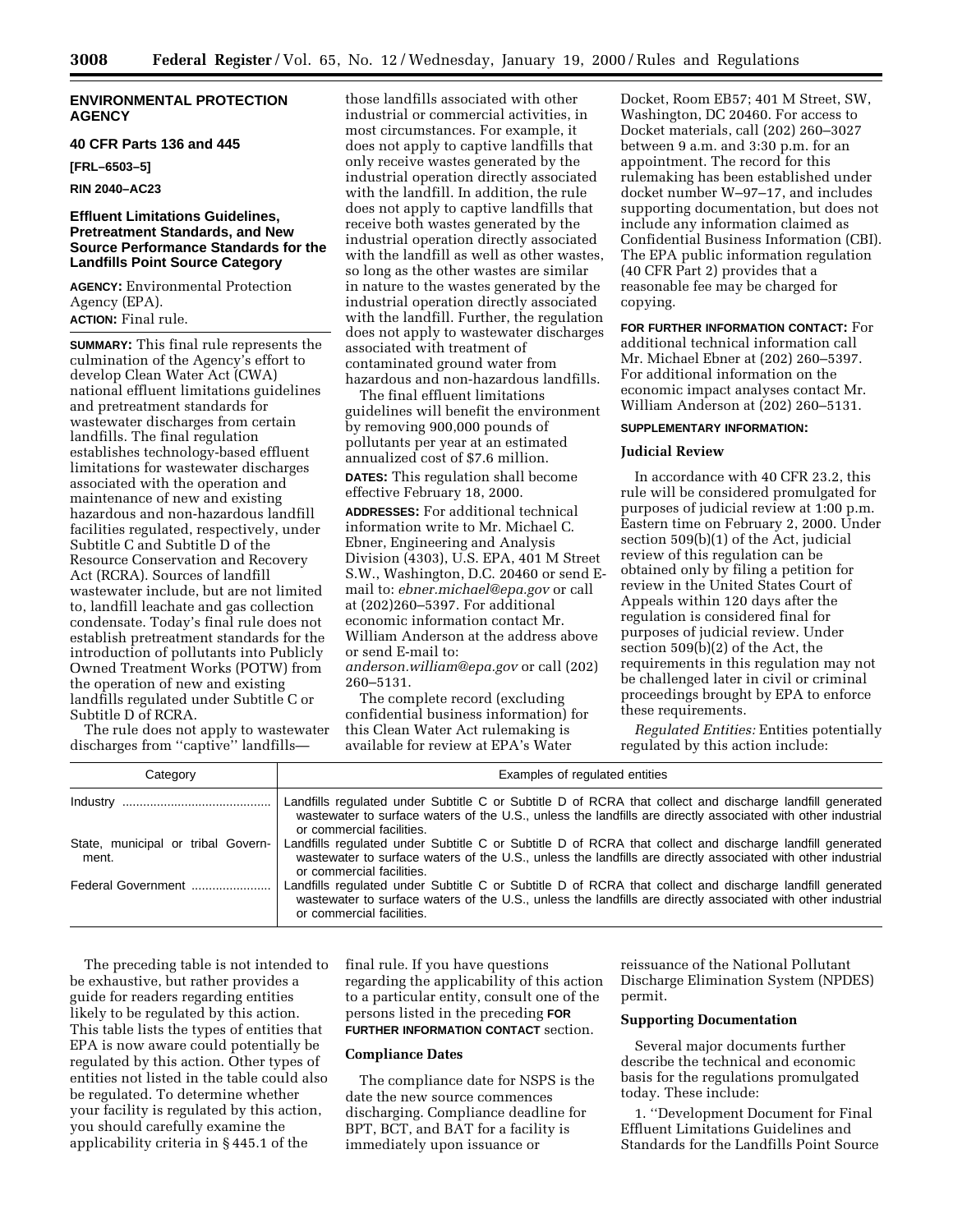## ENVIRONMENTAL PROTECTION AGENCY

### 40 CFR Parts 136 and 445

**[FRL–6503–5]**

**RIN 2040–AC23**

### Effluent Limitations Guidelines, Pretreatment Standards, and New Source Performance Standards for the Landfills Point Source Category

**AGENCY:** Environmental Protection Agency (EPA).

**ACTION:** Final rule.

**SUMMARY:** This final rule represents the culmination of the Agency's effort to develop Clean Water Act (CWA) national effluent limitations guidelines and pretreatment standards for wastewater discharges from certain landfills. The final regulation establishes technology-based effluent limitations for wastewater discharges associated with the operation and maintenance of new and existing hazardous and non-hazardous landfill facilities regulated, respectively, under Subtitle C and Subtitle D of the Resource Conservation and Recovery Act (RCRA). Sources of landfill wastewater include, but are not limited to, landfill leachate and gas collection condensate. Today's final rule does not establish pretreatment standards for the introduction of pollutants into Publicly Owned Treatment Works (POTW) from the operation of new and existing landfills regulated under Subtitle C or Subtitle D of RCRA.

The rule does not apply to wastewater discharges from ''captive'' landfills—those landfills associated with other industrial or commercial activities, in most circumstances. For example, it does not apply to captive landfills that only receive wastes generated by the industrial operation directly associated with the landfill. In addition, the rule does not apply to captive landfills that receive both wastes generated by the industrial operation directly associated with the landfill as well as other wastes, so long as the other wastes are similar in nature to the wastes generated by the industrial operation directly associated with the landfill. Further, the regulation does not apply to wastewater discharges associated with treatment of contaminated ground water from hazardous and non-hazardous landfills.

The final effluent limitations guidelines will benefit the environment by removing 900,000 pounds of pollutants per year at an estimated annualized cost of $7.6 million.

**DATES:** This regulation shall become effective February 18, 2000.

**ADDRESSES:** For additional technical information write to Mr. Michael C. Ebner, Engineering and Analysis Division (4303), U.S. EPA, 401 M Street S.W., Washington, D.C. 20460 or send E-mail to: *ebner.michael@epa.gov* or call at (202)260–5397. For additional economic information contact Mr. William Anderson at the address above or send E-mail to: *anderson.william@epa.gov* or call (202) 260–5131.

The complete record (excluding confidential business information) for this Clean Water Act rulemaking is available for review at EPA's Water Docket, Room EB57; 401 M Street, SW, Washington, DC 20460. For access to Docket materials, call (202) 260–3027 between 9 a.m. and 3:30 p.m. for an appointment. The record for this rulemaking has been established under docket number W–97–17, and includes supporting documentation, but does not include any information claimed as Confidential Business Information (CBI). The EPA public information regulation (40 CFR Part 2) provides that a reasonable fee may be charged for copying.

**FOR FURTHER INFORMATION CONTACT:** For additional technical information call Mr. Michael Ebner at (202) 260–5397. For additional information on the economic impact analyses contact Mr. William Anderson at (202) 260–5131.

**SUPPLEMENTARY INFORMATION:**

**Judicial Review**

In accordance with 40 CFR 23.2, this rule will be considered promulgated for purposes of judicial review at 1:00 p.m. Eastern time on February 2, 2000. Under section 509(b)(1) of the Act, judicial review of this regulation can be obtained only by filing a petition for review in the United States Court of Appeals within 120 days after the regulation is considered final for purposes of judicial review. Under section 509(b)(2) of the Act, the requirements in this regulation may not be challenged later in civil or criminal proceedings brought by EPA to enforce these requirements.

*Regulated Entities:* Entities potentially regulated by this action include:

| Category | Examples of regulated entities |
| --- | --- |
| Industry | Landfills regulated under Subtitle C or Subtitle D of RCRA that collect and discharge landfill generated wastewater to surface waters of the U.S., unless the landfills are directly associated with other industrial or commercial facilities. |
| State, municipal or tribal Government. | Landfills regulated under Subtitle C or Subtitle D of RCRA that collect and discharge landfill generated wastewater to surface waters of the U.S., unless the landfills are directly associated with other industrial or commercial facilities. |
| Federal Government | Landfills regulated under Subtitle C or Subtitle D of RCRA that collect and discharge landfill generated wastewater to surface waters of the U.S., unless the landfills are directly associated with other industrial or commercial facilities. |

The preceding table is not intended to be exhaustive, but rather provides a guide for readers regarding entities likely to be regulated by this action. This table lists the types of entities that EPA is now aware could potentially be regulated by this action. Other types of entities not listed in the table could also be regulated. To determine whether your facility is regulated by this action, you should carefully examine the applicability criteria in § 445.1 of the final rule. If you have questions regarding the applicability of this action to a particular entity, consult one of the persons listed in the preceding **FOR FURTHER INFORMATION CONTACT** section.

**Compliance Dates**

The compliance date for NSPS is the date the new source commences discharging. Compliance deadline for BPT, BCT, and BAT for a facility is immediately upon issuance or reissuance of the National Pollutant Discharge Elimination System (NPDES) permit.

**Supporting Documentation**

Several major documents further describe the technical and economic basis for the regulations promulgated today. These include:

1. ''Development Document for Final Effluent Limitations Guidelines and Standards for the Landfills Point Source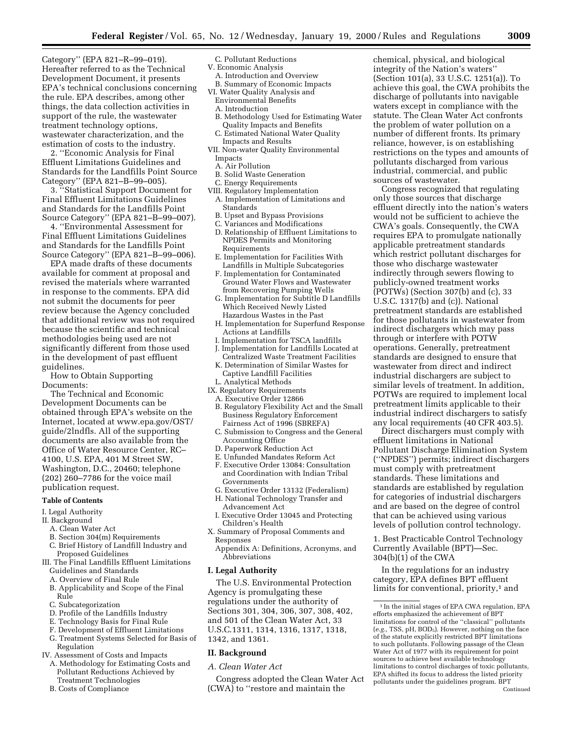Category'' (EPA 821–R–99–019). Hereafter referred to as the Technical Development Document, it presents EPA's technical conclusions concerning the rule. EPA describes, among other things, the data collection activities in support of the rule, the wastewater treatment technology options, wastewater characterization, and the estimation of costs to the industry.

2. ''Economic Analysis for Final Effluent Limitations Guidelines and Standards for the Landfills Point Source Category'' (EPA 821–B–99–005).

3. ''Statistical Support Document for Final Effluent Limitations Guidelines and Standards for the Landfills Point Source Category'' (EPA 821–B–99–007).

4. ''Environmental Assessment for Final Effluent Limitations Guidelines and Standards for the Landfills Point Source Category'' (EPA 821–B–99–006).

EPA made drafts of these documents available for comment at proposal and revised the materials where warranted in response to the comments. EPA did not submit the documents for peer review because the Agency concluded that additional review was not required because the scientific and technical methodologies being used are not significantly different from those used in the development of past effluent guidelines.

How to Obtain Supporting Documents:

The Technical and Economic Development Documents can be obtained through EPA's website on the Internet, located at www.epa.gov/OST/guide/2lndfls. All of the supporting documents are also available from the Office of Water Resource Center, RC–4100, U.S. EPA, 401 M Street SW, Washington, D.C., 20460; telephone (202) 260–7786 for the voice mail publication request.

**Table of Contents**

I. Legal Authority
II. Background
  A. Clean Water Act
  B. Section 304(m) Requirements
  C. Brief History of Landfill Industry and Proposed Guidelines
III. The Final Landfills Effluent Limitations Guidelines and Standards
  A. Overview of Final Rule
  B. Applicability and Scope of the Final Rule
  C. Subcategorization
  D. Profile of the Landfills Industry
  E. Technology Basis for Final Rule
  F. Development of Effluent Limitations
  G. Treatment Systems Selected for Basis of Regulation
IV. Assessment of Costs and Impacts
  A. Methodology for Estimating Costs and Pollutant Reductions Achieved by Treatment Technologies
  B. Costs of Compliance
  C. Pollutant Reductions
V. Economic Analysis
  A. Introduction and Overview
  B. Summary of Economic Impacts
VI. Water Quality Analysis and Environmental Benefits
  A. Introduction
  B. Methodology Used for Estimating Water Quality Impacts and Benefits
  C. Estimated National Water Quality Impacts and Results
VII. Non-water Quality Environmental Impacts
  A. Air Pollution
  B. Solid Waste Generation
  C. Energy Requirements
VIII. Regulatory Implementation
  A. Implementation of Limitations and Standards
  B. Upset and Bypass Provisions
  C. Variances and Modifications
  D. Relationship of Effluent Limitations to NPDES Permits and Monitoring Requirements
  E. Implementation for Facilities With Landfills in Multiple Subcategories
  F. Implementation for Contaminated Ground Water Flows and Wastewater from Recovering Pumping Wells
  G. Implementation for Subtitle D Landfills Which Received Newly Listed Hazardous Wastes in the Past
  H. Implementation for Superfund Response Actions at Landfills
  I. Implementation for TSCA landfills
  J. Implementation for Landfills Located at Centralized Waste Treatment Facilities
  K. Determination of Similar Wastes for Captive Landfill Facilities
  L. Analytical Methods
IX. Regulatory Requirements
  A. Executive Order 12866
  B. Regulatory Flexibility Act and the Small Business Regulatory Enforcement Fairness Act of 1996 (SBREFA)
  C. Submission to Congress and the General Accounting Office
  D. Paperwork Reduction Act
  E. Unfunded Mandates Reform Act
  F. Executive Order 13084: Consultation and Coordination with Indian Tribal Governments
  G. Executive Order 13132 (Federalism)
  H. National Technology Transfer and Advancement Act
  I. Executive Order 13045 and Protecting Children's Health
X. Summary of Proposal Comments and Responses
  Appendix A: Definitions, Acronyms, and Abbreviations

## I. Legal Authority

The U.S. Environmental Protection Agency is promulgating these regulations under the authority of Sections 301, 304, 306, 307, 308, 402, and 501 of the Clean Water Act, 33 U.S.C.1311, 1314, 1316, 1317, 1318, 1342, and 1361.

## II. Background

### *A. Clean Water Act*

Congress adopted the Clean Water Act (CWA) to ''restore and maintain the chemical, physical, and biological integrity of the Nation's waters'' (Section 101(a), 33 U.S.C. 1251(a)). To achieve this goal, the CWA prohibits the discharge of pollutants into navigable waters except in compliance with the statute. The Clean Water Act confronts the problem of water pollution on a number of different fronts. Its primary reliance, however, is on establishing restrictions on the types and amounts of pollutants discharged from various industrial, commercial, and public sources of wastewater.

Congress recognized that regulating only those sources that discharge effluent directly into the nation's waters would not be sufficient to achieve the CWA's goals. Consequently, the CWA requires EPA to promulgate nationally applicable pretreatment standards which restrict pollutant discharges for those who discharge wastewater indirectly through sewers flowing to publicly-owned treatment works (POTWs) (Section 307(b) and (c), 33 U.S.C. 1317(b) and (c)). National pretreatment standards are established for those pollutants in wastewater from indirect dischargers which may pass through or interfere with POTW operations. Generally, pretreatment standards are designed to ensure that wastewater from direct and indirect industrial dischargers are subject to similar levels of treatment. In addition, POTWs are required to implement local pretreatment limits applicable to their industrial indirect dischargers to satisfy any local requirements (40 CFR 403.5).

Direct dischargers must comply with effluent limitations in National Pollutant Discharge Elimination System (''NPDES'') permits; indirect dischargers must comply with pretreatment standards. These limitations and standards are established by regulation for categories of industrial dischargers and are based on the degree of control that can be achieved using various levels of pollution control technology.

1. Best Practicable Control Technology Currently Available (BPT)—Sec. 304(b)(1) of the CWA

In the regulations for an industry category, EPA defines BPT effluent limits for conventional, priority,[1] and

[1] In the initial stages of EPA CWA regulation, EPA efforts emphasized the achievement of BPT limitations for control of the ''classical'' pollutants (*e.g.,* TSS, pH, $BOD_5$). However, nothing on the face of the statute explicitly restricted BPT limitations to such pollutants. Following passage of the Clean Water Act of 1977 with its requirement for point sources to achieve best available technology limitations to control discharges of toxic pollutants, EPA shifted its focus to address the listed priority pollutants under the guidelines program. BPT Continued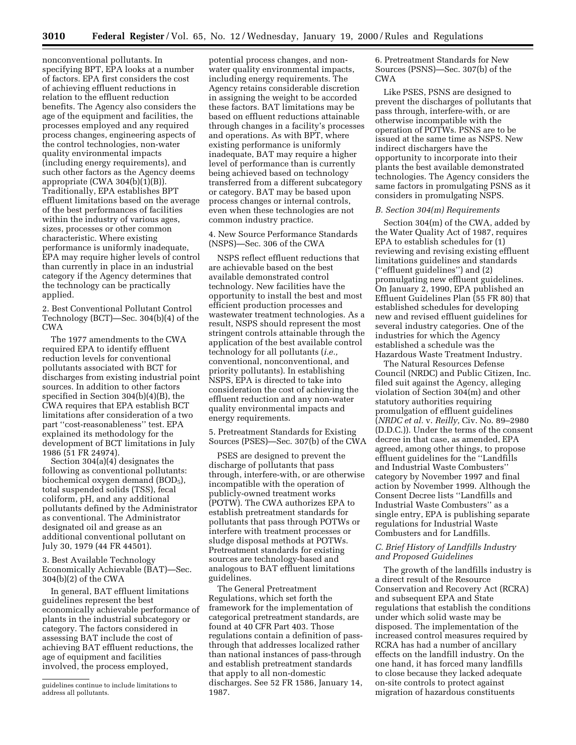nonconventional pollutants. In specifying BPT, EPA looks at a number of factors. EPA first considers the cost of achieving effluent reductions in relation to the effluent reduction benefits. The Agency also considers the age of the equipment and facilities, the processes employed and any required process changes, engineering aspects of the control technologies, non-water quality environmental impacts (including energy requirements), and such other factors as the Agency deems appropriate (CWA 304(b)(1)(B)). Traditionally, EPA establishes BPT effluent limitations based on the average of the best performances of facilities within the industry of various ages, sizes, processes or other common characteristic. Where existing performance is uniformly inadequate, EPA may require higher levels of control than currently in place in an industrial category if the Agency determines that the technology can be practically applied.

2. Best Conventional Pollutant Control Technology (BCT)—Sec. 304(b)(4) of the CWA

The 1977 amendments to the CWA required EPA to identify effluent reduction levels for conventional pollutants associated with BCT for discharges from existing industrial point sources. In addition to other factors specified in Section 304(b)(4)(B), the CWA requires that EPA establish BCT limitations after consideration of a two part ''cost-reasonableness'' test. EPA explained its methodology for the development of BCT limitations in July 1986 (51 FR 24974).

Section 304(a)(4) designates the following as conventional pollutants: biochemical oxygen demand ($BOD_5$), total suspended solids (TSS), fecal coliform, pH, and any additional pollutants defined by the Administrator as conventional. The Administrator designated oil and grease as an additional conventional pollutant on July 30, 1979 (44 FR 44501).

3. Best Available Technology Economically Achievable (BAT)—Sec. 304(b)(2) of the CWA

In general, BAT effluent limitations guidelines represent the best economically achievable performance of plants in the industrial subcategory or category. The factors considered in assessing BAT include the cost of achieving BAT effluent reductions, the age of equipment and facilities involved, the process employed, potential process changes, and non-water quality environmental impacts, including energy requirements. The Agency retains considerable discretion in assigning the weight to be accorded these factors. BAT limitations may be based on effluent reductions attainable through changes in a facility's processes and operations. As with BPT, where existing performance is uniformly inadequate, BAT may require a higher level of performance than is currently being achieved based on technology transferred from a different subcategory or category. BAT may be based upon process changes or internal controls, even when these technologies are not common industry practice.

4. New Source Performance Standards (NSPS)—Sec. 306 of the CWA

NSPS reflect effluent reductions that are achievable based on the best available demonstrated control technology. New facilities have the opportunity to install the best and most efficient production processes and wastewater treatment technologies. As a result, NSPS should represent the most stringent controls attainable through the application of the best available control technology for all pollutants (*i.e.,* conventional, nonconventional, and priority pollutants). In establishing NSPS, EPA is directed to take into consideration the cost of achieving the effluent reduction and any non-water quality environmental impacts and energy requirements.

5. Pretreatment Standards for Existing Sources (PSES)—Sec. 307(b) of the CWA

PSES are designed to prevent the discharge of pollutants that pass through, interfere-with, or are otherwise incompatible with the operation of publicly-owned treatment works (POTW). The CWA authorizes EPA to establish pretreatment standards for pollutants that pass through POTWs or interfere with treatment processes or sludge disposal methods at POTWs. Pretreatment standards for existing sources are technology-based and analogous to BAT effluent limitations guidelines.

The General Pretreatment Regulations, which set forth the framework for the implementation of categorical pretreatment standards, are found at 40 CFR Part 403. Those regulations contain a definition of pass-through that addresses localized rather than national instances of pass-through and establish pretreatment standards that apply to all non-domestic discharges. See 52 FR 1586, January 14, 1987.

6. Pretreatment Standards for New Sources (PSNS)—Sec. 307(b) of the CWA

Like PSES, PSNS are designed to prevent the discharges of pollutants that pass through, interfere-with, or are otherwise incompatible with the operation of POTWs. PSNS are to be issued at the same time as NSPS. New indirect dischargers have the opportunity to incorporate into their plants the best available demonstrated technologies. The Agency considers the same factors in promulgating PSNS as it considers in promulgating NSPS.

*B. Section 304(m) Requirements*

Section 304(m) of the CWA, added by the Water Quality Act of 1987, requires EPA to establish schedules for (1) reviewing and revising existing effluent limitations guidelines and standards (''effluent guidelines'') and (2) promulgating new effluent guidelines. On January 2, 1990, EPA published an Effluent Guidelines Plan (55 FR 80) that established schedules for developing new and revised effluent guidelines for several industry categories. One of the industries for which the Agency established a schedule was the Hazardous Waste Treatment Industry.

The Natural Resources Defense Council (NRDC) and Public Citizen, Inc. filed suit against the Agency, alleging violation of Section 304(m) and other statutory authorities requiring promulgation of effluent guidelines (*NRDC et al.* v. *Reilly,* Civ. No. 89–2980 (D.D.C.)). Under the terms of the consent decree in that case, as amended, EPA agreed, among other things, to propose effluent guidelines for the ''Landfills and Industrial Waste Combusters'' category by November 1997 and final action by November 1999. Although the Consent Decree lists ''Landfills and Industrial Waste Combusters'' as a single entry, EPA is publishing separate regulations for Industrial Waste Combusters and for Landfills.

*C. Brief History of Landfills Industry and Proposed Guidelines*

The growth of the landfills industry is a direct result of the Resource Conservation and Recovery Act (RCRA) and subsequent EPA and State regulations that establish the conditions under which solid waste may be disposed. The implementation of the increased control measures required by RCRA has had a number of ancillary effects on the landfill industry. On the one hand, it has forced many landfills to close because they lacked adequate on-site controls to protect against migration of hazardous constituents

guidelines continue to include limitations to address all pollutants.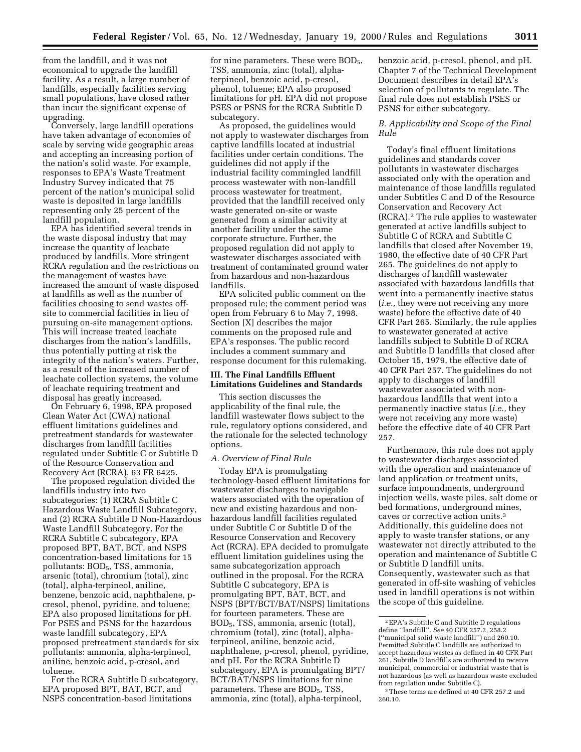from the landfill, and it was not economical to upgrade the landfill facility. As a result, a large number of landfills, especially facilities serving small populations, have closed rather than incur the significant expense of upgrading.

Conversely, large landfill operations have taken advantage of economies of scale by serving wide geographic areas and accepting an increasing portion of the nation's solid waste. For example, responses to EPA's Waste Treatment Industry Survey indicated that 75 percent of the nation's municipal solid waste is deposited in large landfills representing only 25 percent of the landfill population.

EPA has identified several trends in the waste disposal industry that may increase the quantity of leachate produced by landfills. More stringent RCRA regulation and the restrictions on the management of wastes have increased the amount of waste disposed at landfills as well as the number of facilities choosing to send wastes off-site to commercial facilities in lieu of pursuing on-site management options. This will increase treated leachate discharges from the nation's landfills, thus potentially putting at risk the integrity of the nation's waters. Further, as a result of the increased number of leachate collection systems, the volume of leachate requiring treatment and disposal has greatly increased.

On February 6, 1998, EPA proposed Clean Water Act (CWA) national effluent limitations guidelines and pretreatment standards for wastewater discharges from landfill facilities regulated under Subtitle C or Subtitle D of the Resource Conservation and Recovery Act (RCRA). 63 FR 6425.

The proposed regulation divided the landfills industry into two subcategories: (1) RCRA Subtitle C Hazardous Waste Landfill Subcategory, and (2) RCRA Subtitle D Non-Hazardous Waste Landfill Subcategory. For the RCRA Subtitle C subcategory, EPA proposed BPT, BAT, BCT, and NSPS concentration-based limitations for 15 pollutants: $BOD_5$, TSS, ammonia, arsenic (total), chromium (total), zinc (total), alpha-terpineol, aniline, benzene, benzoic acid, naphthalene, p-cresol, phenol, pyridine, and toluene; EPA also proposed limitations for pH. For PSES and PSNS for the hazardous waste landfill subcategory, EPA proposed pretreatment standards for six pollutants: ammonia, alpha-terpineol, aniline, benzoic acid, p-cresol, and toluene.

For the RCRA Subtitle D subcategory, EPA proposed BPT, BAT, BCT, and NSPS concentration-based limitations for nine parameters. These were $BOD_5$, TSS, ammonia, zinc (total), alpha-terpineol, benzoic acid, p-cresol, phenol, toluene; EPA also proposed limitations for pH. EPA did not propose PSES or PSNS for the RCRA Subtitle D subcategory.

As proposed, the guidelines would not apply to wastewater discharges from captive landfills located at industrial facilities under certain conditions. The guidelines did not apply if the industrial facility commingled landfill process wastewater with non-landfill process wastewater for treatment, provided that the landfill received only waste generated on-site or waste generated from a similar activity at another facility under the same corporate structure. Further, the proposed regulation did not apply to wastewater discharges associated with treatment of contaminated ground water from hazardous and non-hazardous landfills.

EPA solicited public comment on the proposed rule; the comment period was open from February 6 to May 7, 1998. Section [X] describes the major comments on the proposed rule and EPA's responses. The public record includes a comment summary and response document for this rulemaking.

## III. The Final Landfills Effluent Limitations Guidelines and Standards

This section discusses the applicability of the final rule, the landfill wastewater flows subject to the rule, regulatory options considered, and the rationale for the selected technology options.

### *A. Overview of Final Rule*

Today EPA is promulgating technology-based effluent limitations for wastewater discharges to navigable waters associated with the operation of new and existing hazardous and non-hazardous landfill facilities regulated under Subtitle C or Subtitle D of the Resource Conservation and Recovery Act (RCRA). EPA decided to promulgate effluent limitation guidelines using the same subcategorization approach outlined in the proposal. For the RCRA Subtitle C subcategory, EPA is promulgating BPT, BAT, BCT, and NSPS (BPT/BCT/BAT/NSPS) limitations for fourteen parameters. These are $BOD_5$, TSS, ammonia, arsenic (total), chromium (total), zinc (total), alpha-terpineol, aniline, benzoic acid, naphthalene, p-cresol, phenol, pyridine, and pH. For the RCRA Subtitle D subcategory, EPA is promulgating BPT/BCT/BAT/NSPS limitations for nine parameters. These are $BOD_5$, TSS, ammonia, zinc (total), alpha-terpineol, benzoic acid, p-cresol, phenol, and pH. Chapter 7 of the Technical Development Document describes in detail EPA's selection of pollutants to regulate. The final rule does not establish PSES or PSNS for either subcategory.

### *B. Applicability and Scope of the Final Rule*

Today's final effluent limitations guidelines and standards cover pollutants in wastewater discharges associated only with the operation and maintenance of those landfills regulated under Subtitles C and D of the Resource Conservation and Recovery Act (RCRA).[2] The rule applies to wastewater generated at active landfills subject to Subtitle C of RCRA and Subtitle C landfills that closed after November 19, 1980, the effective date of 40 CFR Part 265. The guidelines do not apply to discharges of landfill wastewater associated with hazardous landfills that went into a permanently inactive status (*i.e.,* they were not receiving any more waste) before the effective date of 40 CFR Part 265. Similarly, the rule applies to wastewater generated at active landfills subject to Subtitle D of RCRA and Subtitle D landfills that closed after October 15, 1979, the effective date of 40 CFR Part 257. The guidelines do not apply to discharges of landfill wastewater associated with non-hazardous landfills that went into a permanently inactive status (*i.e.,* they were not receiving any more waste) before the effective date of 40 CFR Part 257.

Furthermore, this rule does not apply to wastewater discharges associated with the operation and maintenance of land application or treatment units, surface impoundments, underground injection wells, waste piles, salt dome or bed formations, underground mines, caves or corrective action units.[3] Additionally, this guideline does not apply to waste transfer stations, or any wastewater not directly attributed to the operation and maintenance of Subtitle C or Subtitle D landfill units. Consequently, wastewater such as that generated in off-site washing of vehicles used in landfill operations is not within the scope of this guideline.

---

[2] EPA's Subtitle C and Subtitle D regulations define "landfill". *See* 40 CFR 257.2, 258.2 ("municipal solid waste landfill") and 260.10. Permitted Subtitle C landfills are authorized to accept hazardous wastes as defined in 40 CFR Part 261. Subtitle D landfills are authorized to receive municipal, commercial or industrial waste that is not hazardous (as well as hazardous waste excluded from regulation under Subtitle C).

[3] These terms are defined at 40 CFR 257.2 and 260.10.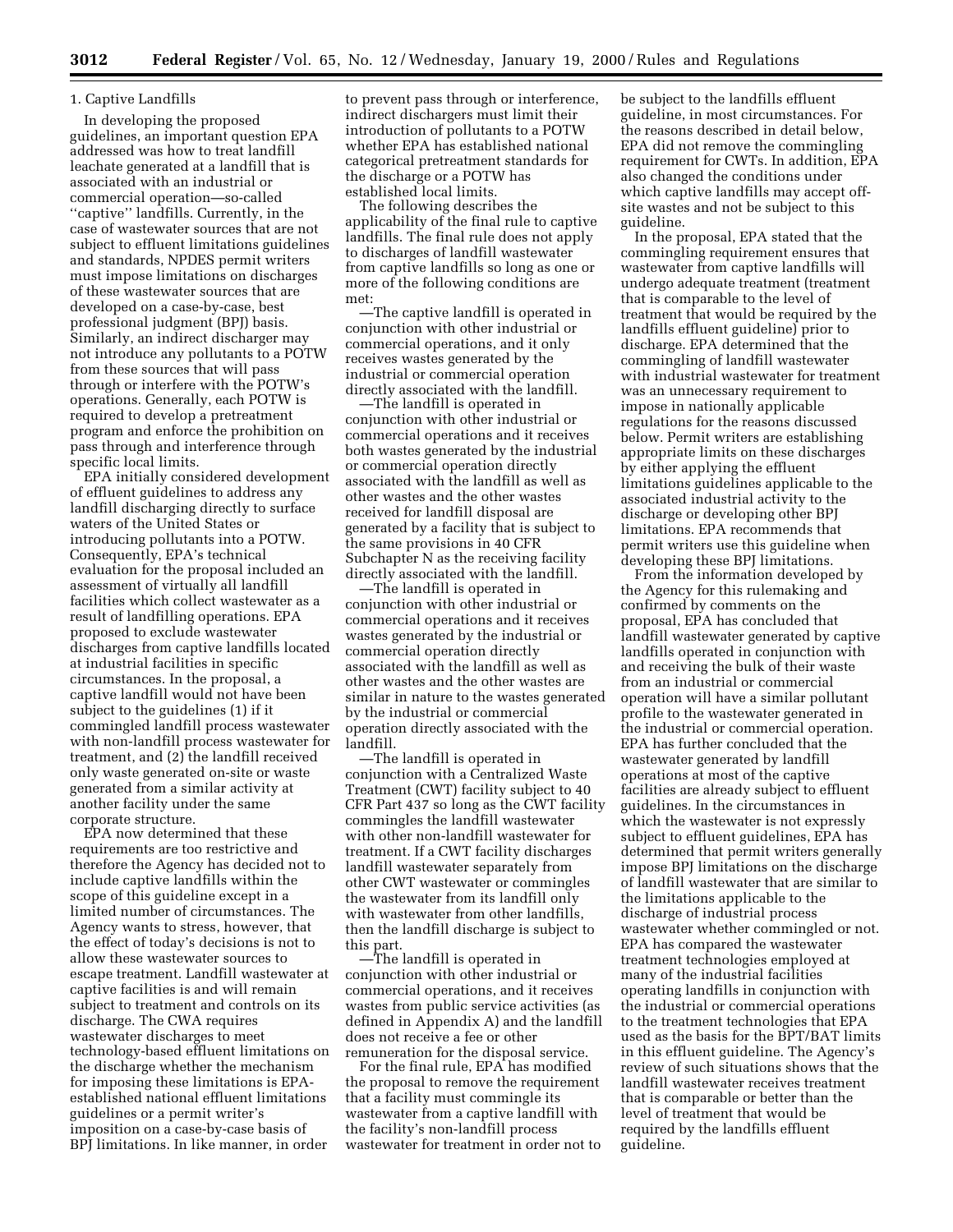### 1. Captive Landfills

In developing the proposed guidelines, an important question EPA addressed was how to treat landfill leachate generated at a landfill that is associated with an industrial or commercial operation—so-called ''captive'' landfills. Currently, in the case of wastewater sources that are not subject to effluent limitations guidelines and standards, NPDES permit writers must impose limitations on discharges of these wastewater sources that are developed on a case-by-case, best professional judgment (BPJ) basis. Similarly, an indirect discharger may not introduce any pollutants to a POTW from these sources that will pass through or interfere with the POTW's operations. Generally, each POTW is required to develop a pretreatment program and enforce the prohibition on pass through and interference through specific local limits.

EPA initially considered development of effluent guidelines to address any landfill discharging directly to surface waters of the United States or introducing pollutants into a POTW. Consequently, EPA's technical evaluation for the proposal included an assessment of virtually all landfill facilities which collect wastewater as a result of landfilling operations. EPA proposed to exclude wastewater discharges from captive landfills located at industrial facilities in specific circumstances. In the proposal, a captive landfill would not have been subject to the guidelines (1) if it commingled landfill process wastewater with non-landfill process wastewater for treatment, and (2) the landfill received only waste generated on-site or waste generated from a similar activity at another facility under the same corporate structure.

EPA now determined that these requirements are too restrictive and therefore the Agency has decided not to include captive landfills within the scope of this guideline except in a limited number of circumstances. The Agency wants to stress, however, that the effect of today's decisions is not to allow these wastewater sources to escape treatment. Landfill wastewater at captive facilities is and will remain subject to treatment and controls on its discharge. The CWA requires wastewater discharges to meet technology-based effluent limitations on the discharge whether the mechanism for imposing these limitations is EPA-established national effluent limitations guidelines or a permit writer's imposition on a case-by-case basis of BPJ limitations. In like manner, in order to prevent pass through or interference, indirect dischargers must limit their introduction of pollutants to a POTW whether EPA has established national categorical pretreatment standards for the discharge or a POTW has established local limits.

The following describes the applicability of the final rule to captive landfills. The final rule does not apply to discharges of landfill wastewater from captive landfills so long as one or more of the following conditions are met:

—The captive landfill is operated in conjunction with other industrial or commercial operations, and it only receives wastes generated by the industrial or commercial operation directly associated with the landfill.

—The landfill is operated in conjunction with other industrial or commercial operations and it receives both wastes generated by the industrial or commercial operation directly associated with the landfill as well as other wastes and the other wastes received for landfill disposal are generated by a facility that is subject to the same provisions in 40 CFR Subchapter N as the receiving facility directly associated with the landfill.

—The landfill is operated in conjunction with other industrial or commercial operations and it receives wastes generated by the industrial or commercial operation directly associated with the landfill as well as other wastes and the other wastes are similar in nature to the wastes generated by the industrial or commercial operation directly associated with the landfill.

—The landfill is operated in conjunction with a Centralized Waste Treatment (CWT) facility subject to 40 CFR Part 437 so long as the CWT facility commingles the landfill wastewater with other non-landfill wastewater for treatment. If a CWT facility discharges landfill wastewater separately from other CWT wastewater or commingles the wastewater from its landfill only with wastewater from other landfills, then the landfill discharge is subject to this part.

—The landfill is operated in conjunction with other industrial or commercial operations, and it receives wastes from public service activities (as defined in Appendix A) and the landfill does not receive a fee or other remuneration for the disposal service.

For the final rule, EPA has modified the proposal to remove the requirement that a facility must commingle its wastewater from a captive landfill with the facility's non-landfill process wastewater for treatment in order not to be subject to the landfills effluent guideline, in most circumstances. For the reasons described in detail below, EPA did not remove the commingling requirement for CWTs. In addition, EPA also changed the conditions under which captive landfills may accept off-site wastes and not be subject to this guideline.

In the proposal, EPA stated that the commingling requirement ensures that wastewater from captive landfills will undergo adequate treatment (treatment that is comparable to the level of treatment that would be required by the landfills effluent guideline) prior to discharge. EPA determined that the commingling of landfill wastewater with industrial wastewater for treatment was an unnecessary requirement to impose in nationally applicable regulations for the reasons discussed below. Permit writers are establishing appropriate limits on these discharges by either applying the effluent limitations guidelines applicable to the associated industrial activity to the discharge or developing other BPJ limitations. EPA recommends that permit writers use this guideline when developing these BPJ limitations.

From the information developed by the Agency for this rulemaking and confirmed by comments on the proposal, EPA has concluded that landfill wastewater generated by captive landfills operated in conjunction with and receiving the bulk of their waste from an industrial or commercial operation will have a similar pollutant profile to the wastewater generated in the industrial or commercial operation. EPA has further concluded that the wastewater generated by landfill operations at most of the captive facilities are already subject to effluent guidelines. In the circumstances in which the wastewater is not expressly subject to effluent guidelines, EPA has determined that permit writers generally impose BPJ limitations on the discharge of landfill wastewater that are similar to the limitations applicable to the discharge of industrial process wastewater whether commingled or not. EPA has compared the wastewater treatment technologies employed at many of the industrial facilities operating landfills in conjunction with the industrial or commercial operations to the treatment technologies that EPA used as the basis for the BPT/BAT limits in this effluent guideline. The Agency's review of such situations shows that the landfill wastewater receives treatment that is comparable or better than the level of treatment that would be required by the landfills effluent guideline.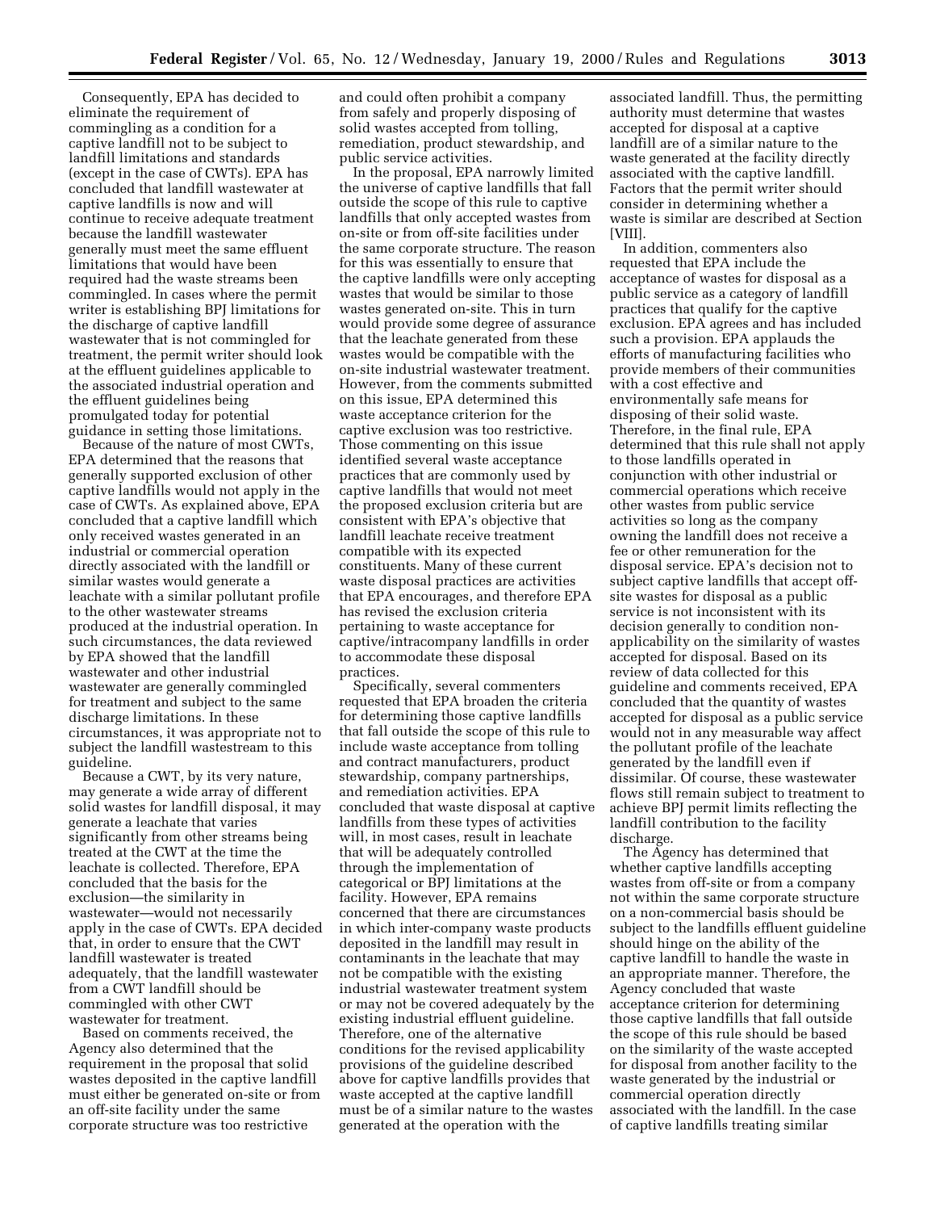Consequently, EPA has decided to eliminate the requirement of commingling as a condition for a captive landfill not to be subject to landfill limitations and standards (except in the case of CWTs). EPA has concluded that landfill wastewater at captive landfills is now and will continue to receive adequate treatment because the landfill wastewater generally must meet the same effluent limitations that would have been required had the waste streams been commingled. In cases where the permit writer is establishing BPJ limitations for the discharge of captive landfill wastewater that is not commingled for treatment, the permit writer should look at the effluent guidelines applicable to the associated industrial operation and the effluent guidelines being promulgated today for potential guidance in setting those limitations.

Because of the nature of most CWTs, EPA determined that the reasons that generally supported exclusion of other captive landfills would not apply in the case of CWTs. As explained above, EPA concluded that a captive landfill which only received wastes generated in an industrial or commercial operation directly associated with the landfill or similar wastes would generate a leachate with a similar pollutant profile to the other wastewater streams produced at the industrial operation. In such circumstances, the data reviewed by EPA showed that the landfill wastewater and other industrial wastewater are generally commingled for treatment and subject to the same discharge limitations. In these circumstances, it was appropriate not to subject the landfill wastestream to this guideline.

Because a CWT, by its very nature, may generate a wide array of different solid wastes for landfill disposal, it may generate a leachate that varies significantly from other streams being treated at the CWT at the time the leachate is collected. Therefore, EPA concluded that the basis for the exclusion—the similarity in wastewater—would not necessarily apply in the case of CWTs. EPA decided that, in order to ensure that the CWT landfill wastewater is treated adequately, that the landfill wastewater from a CWT landfill should be commingled with other CWT wastewater for treatment.

Based on comments received, the Agency also determined that the requirement in the proposal that solid wastes deposited in the captive landfill must either be generated on-site or from an off-site facility under the same corporate structure was too restrictive and could often prohibit a company from safely and properly disposing of solid wastes accepted from tolling, remediation, product stewardship, and public service activities.

In the proposal, EPA narrowly limited the universe of captive landfills that fall outside the scope of this rule to captive landfills that only accepted wastes from on-site or from off-site facilities under the same corporate structure. The reason for this was essentially to ensure that the captive landfills were only accepting wastes that would be similar to those wastes generated on-site. This in turn would provide some degree of assurance that the leachate generated from these wastes would be compatible with the on-site industrial wastewater treatment. However, from the comments submitted on this issue, EPA determined this waste acceptance criterion for the captive exclusion was too restrictive. Those commenting on this issue identified several waste acceptance practices that are commonly used by captive landfills that would not meet the proposed exclusion criteria but are consistent with EPA's objective that landfill leachate receive treatment compatible with its expected constituents. Many of these current waste disposal practices are activities that EPA encourages, and therefore EPA has revised the exclusion criteria pertaining to waste acceptance for captive/intracompany landfills in order to accommodate these disposal practices.

Specifically, several commenters requested that EPA broaden the criteria for determining those captive landfills that fall outside the scope of this rule to include waste acceptance from tolling and contract manufacturers, product stewardship, company partnerships, and remediation activities. EPA concluded that waste disposal at captive landfills from these types of activities will, in most cases, result in leachate that will be adequately controlled through the implementation of categorical or BPJ limitations at the facility. However, EPA remains concerned that there are circumstances in which inter-company waste products deposited in the landfill may result in contaminants in the leachate that may not be compatible with the existing industrial wastewater treatment system or may not be covered adequately by the existing industrial effluent guideline. Therefore, one of the alternative conditions for the revised applicability provisions of the guideline described above for captive landfills provides that waste accepted at the captive landfill must be of a similar nature to the wastes generated at the operation with the associated landfill. Thus, the permitting authority must determine that wastes accepted for disposal at a captive landfill are of a similar nature to the waste generated at the facility directly associated with the captive landfill. Factors that the permit writer should consider in determining whether a waste is similar are described at Section [VIII].

In addition, commenters also requested that EPA include the acceptance of wastes for disposal as a public service as a category of landfill practices that qualify for the captive exclusion. EPA agrees and has included such a provision. EPA applauds the efforts of manufacturing facilities who provide members of their communities with a cost effective and environmentally safe means for disposing of their solid waste. Therefore, in the final rule, EPA determined that this rule shall not apply to those landfills operated in conjunction with other industrial or commercial operations which receive other wastes from public service activities so long as the company owning the landfill does not receive a fee or other remuneration for the disposal service. EPA's decision not to subject captive landfills that accept off-site wastes for disposal as a public service is not inconsistent with its decision generally to condition non-applicability on the similarity of wastes accepted for disposal. Based on its review of data collected for this guideline and comments received, EPA concluded that the quantity of wastes accepted for disposal as a public service would not in any measurable way affect the pollutant profile of the leachate generated by the landfill even if dissimilar. Of course, these wastewater flows still remain subject to treatment to achieve BPJ permit limits reflecting the landfill contribution to the facility discharge.

The Agency has determined that whether captive landfills accepting wastes from off-site or from a company not within the same corporate structure on a non-commercial basis should be subject to the landfills effluent guideline should hinge on the ability of the captive landfill to handle the waste in an appropriate manner. Therefore, the Agency concluded that waste acceptance criterion for determining those captive landfills that fall outside the scope of this rule should be based on the similarity of the waste accepted for disposal from another facility to the waste generated by the industrial or commercial operation directly associated with the landfill. In the case of captive landfills treating similar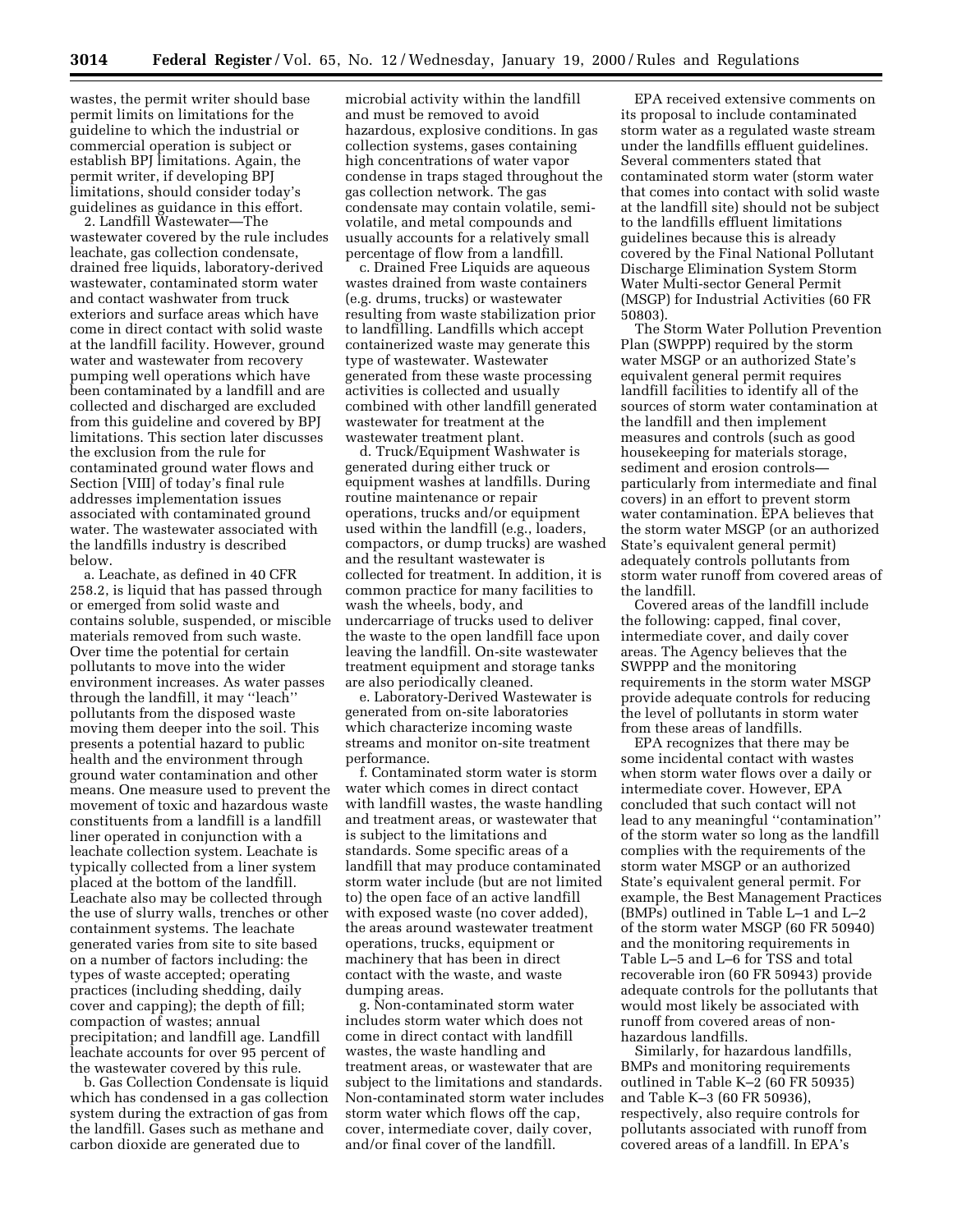wastes, the permit writer should base permit limits on limitations for the guideline to which the industrial or commercial operation is subject or establish BPJ limitations. Again, the permit writer, if developing BPJ limitations, should consider today's guidelines as guidance in this effort.

2. Landfill Wastewater—The wastewater covered by the rule includes leachate, gas collection condensate, drained free liquids, laboratory-derived wastewater, contaminated storm water and contact washwater from truck exteriors and surface areas which have come in direct contact with solid waste at the landfill facility. However, ground water and wastewater from recovery pumping well operations which have been contaminated by a landfill and are collected and discharged are excluded from this guideline and covered by BPJ limitations. This section later discusses the exclusion from the rule for contaminated ground water flows and Section [VIII] of today's final rule addresses implementation issues associated with contaminated ground water. The wastewater associated with the landfills industry is described below.

a. Leachate, as defined in 40 CFR 258.2, is liquid that has passed through or emerged from solid waste and contains soluble, suspended, or miscible materials removed from such waste. Over time the potential for certain pollutants to move into the wider environment increases. As water passes through the landfill, it may ''leach'' pollutants from the disposed waste moving them deeper into the soil. This presents a potential hazard to public health and the environment through ground water contamination and other means. One measure used to prevent the movement of toxic and hazardous waste constituents from a landfill is a landfill liner operated in conjunction with a leachate collection system. Leachate is typically collected from a liner system placed at the bottom of the landfill. Leachate also may be collected through the use of slurry walls, trenches or other containment systems. The leachate generated varies from site to site based on a number of factors including: the types of waste accepted; operating practices (including shedding, daily cover and capping); the depth of fill; compaction of wastes; annual precipitation; and landfill age. Landfill leachate accounts for over 95 percent of the wastewater covered by this rule.

b. Gas Collection Condensate is liquid which has condensed in a gas collection system during the extraction of gas from the landfill. Gases such as methane and carbon dioxide are generated due to microbial activity within the landfill and must be removed to avoid hazardous, explosive conditions. In gas collection systems, gases containing high concentrations of water vapor condense in traps staged throughout the gas collection network. The gas condensate may contain volatile, semi-volatile, and metal compounds and usually accounts for a relatively small percentage of flow from a landfill.

c. Drained Free Liquids are aqueous wastes drained from waste containers (e.g. drums, trucks) or wastewater resulting from waste stabilization prior to landfilling. Landfills which accept containerized waste may generate this type of wastewater. Wastewater generated from these waste processing activities is collected and usually combined with other landfill generated wastewater for treatment at the wastewater treatment plant.

d. Truck/Equipment Washwater is generated during either truck or equipment washes at landfills. During routine maintenance or repair operations, trucks and/or equipment used within the landfill (e.g., loaders, compactors, or dump trucks) are washed and the resultant wastewater is collected for treatment. In addition, it is common practice for many facilities to wash the wheels, body, and undercarriage of trucks used to deliver the waste to the open landfill face upon leaving the landfill. On-site wastewater treatment equipment and storage tanks are also periodically cleaned.

e. Laboratory-Derived Wastewater is generated from on-site laboratories which characterize incoming waste streams and monitor on-site treatment performance.

f. Contaminated storm water is storm water which comes in direct contact with landfill wastes, the waste handling and treatment areas, or wastewater that is subject to the limitations and standards. Some specific areas of a landfill that may produce contaminated storm water include (but are not limited to) the open face of an active landfill with exposed waste (no cover added), the areas around wastewater treatment operations, trucks, equipment or machinery that has been in direct contact with the waste, and waste dumping areas.

g. Non-contaminated storm water includes storm water which does not come in direct contact with landfill wastes, the waste handling and treatment areas, or wastewater that are subject to the limitations and standards. Non-contaminated storm water includes storm water which flows off the cap, cover, intermediate cover, daily cover, and/or final cover of the landfill.

EPA received extensive comments on its proposal to include contaminated storm water as a regulated waste stream under the landfills effluent guidelines. Several commenters stated that contaminated storm water (storm water that comes into contact with solid waste at the landfill site) should not be subject to the landfills effluent limitations guidelines because this is already covered by the Final National Pollutant Discharge Elimination System Storm Water Multi-sector General Permit (MSGP) for Industrial Activities (60 FR 50803).

The Storm Water Pollution Prevention Plan (SWPPP) required by the storm water MSGP or an authorized State's equivalent general permit requires landfill facilities to identify all of the sources of storm water contamination at the landfill and then implement measures and controls (such as good housekeeping for materials storage, sediment and erosion controls—particularly from intermediate and final covers) in an effort to prevent storm water contamination. EPA believes that the storm water MSGP (or an authorized State's equivalent general permit) adequately controls pollutants from storm water runoff from covered areas of the landfill.

Covered areas of the landfill include the following: capped, final cover, intermediate cover, and daily cover areas. The Agency believes that the SWPPP and the monitoring requirements in the storm water MSGP provide adequate controls for reducing the level of pollutants in storm water from these areas of landfills.

EPA recognizes that there may be some incidental contact with wastes when storm water flows over a daily or intermediate cover. However, EPA concluded that such contact will not lead to any meaningful ''contamination'' of the storm water so long as the landfill complies with the requirements of the storm water MSGP or an authorized State's equivalent general permit. For example, the Best Management Practices (BMPs) outlined in Table L–1 and L–2 of the storm water MSGP (60 FR 50940) and the monitoring requirements in Table L–5 and L–6 for TSS and total recoverable iron (60 FR 50943) provide adequate controls for the pollutants that would most likely be associated with runoff from covered areas of non-hazardous landfills.

Similarly, for hazardous landfills, BMPs and monitoring requirements outlined in Table K–2 (60 FR 50935) and Table K–3 (60 FR 50936), respectively, also require controls for pollutants associated with runoff from covered areas of a landfill. In EPA's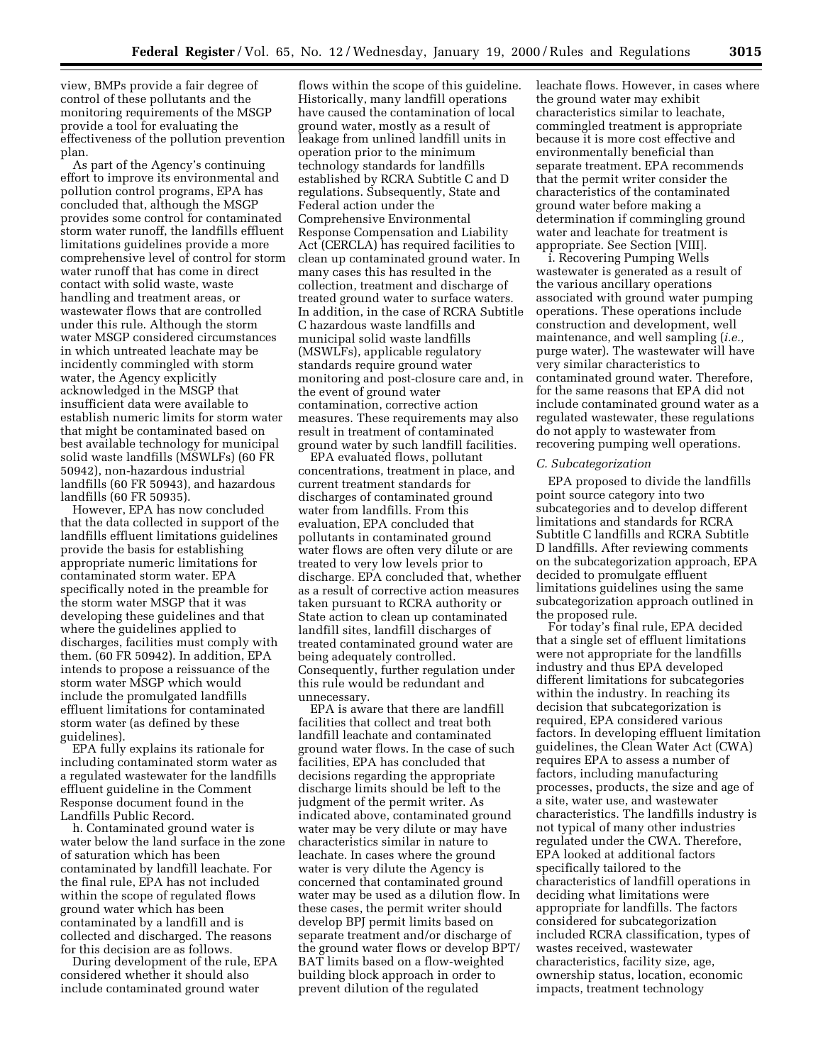view, BMPs provide a fair degree of control of these pollutants and the monitoring requirements of the MSGP provide a tool for evaluating the effectiveness of the pollution prevention plan.

As part of the Agency's continuing effort to improve its environmental and pollution control programs, EPA has concluded that, although the MSGP provides some control for contaminated storm water runoff, the landfills effluent limitations guidelines provide a more comprehensive level of control for storm water runoff that has come in direct contact with solid waste, waste handling and treatment areas, or wastewater flows that are controlled under this rule. Although the storm water MSGP considered circumstances in which untreated leachate may be incidently commingled with storm water, the Agency explicitly acknowledged in the MSGP that insufficient data were available to establish numeric limits for storm water that might be contaminated based on best available technology for municipal solid waste landfills (MSWLFs) (60 FR 50942), non-hazardous industrial landfills (60 FR 50943), and hazardous landfills (60 FR 50935).

However, EPA has now concluded that the data collected in support of the landfills effluent limitations guidelines provide the basis for establishing appropriate numeric limitations for contaminated storm water. EPA specifically noted in the preamble for the storm water MSGP that it was developing these guidelines and that where the guidelines applied to discharges, facilities must comply with them. (60 FR 50942). In addition, EPA intends to propose a reissuance of the storm water MSGP which would include the promulgated landfills effluent limitations for contaminated storm water (as defined by these guidelines).

EPA fully explains its rationale for including contaminated storm water as a regulated wastewater for the landfills effluent guideline in the Comment Response document found in the Landfills Public Record.

h. Contaminated ground water is water below the land surface in the zone of saturation which has been contaminated by landfill leachate. For the final rule, EPA has not included within the scope of regulated flows ground water which has been contaminated by a landfill and is collected and discharged. The reasons for this decision are as follows.

During development of the rule, EPA considered whether it should also include contaminated ground water flows within the scope of this guideline. Historically, many landfill operations have caused the contamination of local ground water, mostly as a result of leakage from unlined landfill units in operation prior to the minimum technology standards for landfills established by RCRA Subtitle C and D regulations. Subsequently, State and Federal action under the Comprehensive Environmental Response Compensation and Liability Act (CERCLA) has required facilities to clean up contaminated ground water. In many cases this has resulted in the collection, treatment and discharge of treated ground water to surface waters. In addition, in the case of RCRA Subtitle C hazardous waste landfills and municipal solid waste landfills (MSWLFs), applicable regulatory standards require ground water monitoring and post-closure care and, in the event of ground water contamination, corrective action measures. These requirements may also result in treatment of contaminated ground water by such landfill facilities.

EPA evaluated flows, pollutant concentrations, treatment in place, and current treatment standards for discharges of contaminated ground water from landfills. From this evaluation, EPA concluded that pollutants in contaminated ground water flows are often very dilute or are treated to very low levels prior to discharge. EPA concluded that, whether as a result of corrective action measures taken pursuant to RCRA authority or State action to clean up contaminated landfill sites, landfill discharges of treated contaminated ground water are being adequately controlled. Consequently, further regulation under this rule would be redundant and unnecessary.

EPA is aware that there are landfill facilities that collect and treat both landfill leachate and contaminated ground water flows. In the case of such facilities, EPA has concluded that decisions regarding the appropriate discharge limits should be left to the judgment of the permit writer. As indicated above, contaminated ground water may be very dilute or may have characteristics similar in nature to leachate. In cases where the ground water is very dilute the Agency is concerned that contaminated ground water may be used as a dilution flow. In these cases, the permit writer should develop BPJ permit limits based on separate treatment and/or discharge of the ground water flows or develop BPT/BAT limits based on a flow-weighted building block approach in order to prevent dilution of the regulated leachate flows. However, in cases where the ground water may exhibit characteristics similar to leachate, commingled treatment is appropriate because it is more cost effective and environmentally beneficial than separate treatment. EPA recommends that the permit writer consider the characteristics of the contaminated ground water before making a determination if commingling ground water and leachate for treatment is appropriate. See Section [VIII].

i. Recovering Pumping Wells wastewater is generated as a result of the various ancillary operations associated with ground water pumping operations. These operations include construction and development, well maintenance, and well sampling (*i.e.,* purge water). The wastewater will have very similar characteristics to contaminated ground water. Therefore, for the same reasons that EPA did not include contaminated ground water as a regulated wastewater, these regulations do not apply to wastewater from recovering pumping well operations.

### *C. Subcategorization*

EPA proposed to divide the landfills point source category into two subcategories and to develop different limitations and standards for RCRA Subtitle C landfills and RCRA Subtitle D landfills. After reviewing comments on the subcategorization approach, EPA decided to promulgate effluent limitations guidelines using the same subcategorization approach outlined in the proposed rule.

For today's final rule, EPA decided that a single set of effluent limitations were not appropriate for the landfills industry and thus EPA developed different limitations for subcategories within the industry. In reaching its decision that subcategorization is required, EPA considered various factors. In developing effluent limitation guidelines, the Clean Water Act (CWA) requires EPA to assess a number of factors, including manufacturing processes, products, the size and age of a site, water use, and wastewater characteristics. The landfills industry is not typical of many other industries regulated under the CWA. Therefore, EPA looked at additional factors specifically tailored to the characteristics of landfill operations in deciding what limitations were appropriate for landfills. The factors considered for subcategorization included RCRA classification, types of wastes received, wastewater characteristics, facility size, age, ownership status, location, economic impacts, treatment technology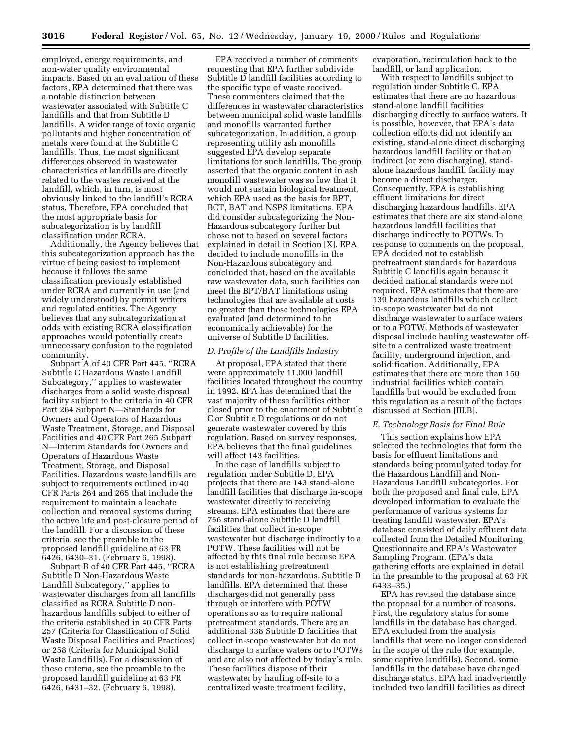employed, energy requirements, and non-water quality environmental impacts. Based on an evaluation of these factors, EPA determined that there was a notable distinction between wastewater associated with Subtitle C landfills and that from Subtitle D landfills. A wider range of toxic organic pollutants and higher concentration of metals were found at the Subtitle C landfills. Thus, the most significant differences observed in wastewater characteristics at landfills are directly related to the wastes received at the landfill, which, in turn, is most obviously linked to the landfill's RCRA status. Therefore, EPA concluded that the most appropriate basis for subcategorization is by landfill classification under RCRA.

Additionally, the Agency believes that this subcategorization approach has the virtue of being easiest to implement because it follows the same classification previously established under RCRA and currently in use (and widely understood) by permit writers and regulated entities. The Agency believes that any subcategorization at odds with existing RCRA classification approaches would potentially create unnecessary confusion to the regulated community.

Subpart A of 40 CFR Part 445, ''RCRA Subtitle C Hazardous Waste Landfill Subcategory,'' applies to wastewater discharges from a solid waste disposal facility subject to the criteria in 40 CFR Part 264 Subpart N—Standards for Owners and Operators of Hazardous Waste Treatment, Storage, and Disposal Facilities and 40 CFR Part 265 Subpart N—Interim Standards for Owners and Operators of Hazardous Waste Treatment, Storage, and Disposal Facilities. Hazardous waste landfills are subject to requirements outlined in 40 CFR Parts 264 and 265 that include the requirement to maintain a leachate collection and removal systems during the active life and post-closure period of the landfill. For a discussion of these criteria, see the preamble to the proposed landfill guideline at 63 FR 6426, 6430–31. (February 6, 1998).

Subpart B of 40 CFR Part 445, ''RCRA Subtitle D Non-Hazardous Waste Landfill Subcategory,'' applies to wastewater discharges from all landfills classified as RCRA Subtitle D non-hazardous landfills subject to either of the criteria established in 40 CFR Parts 257 (Criteria for Classification of Solid Waste Disposal Facilities and Practices) or 258 (Criteria for Municipal Solid Waste Landfills). For a discussion of these criteria, see the preamble to the proposed landfill guideline at 63 FR 6426, 6431–32. (February 6, 1998).

EPA received a number of comments requesting that EPA further subdivide Subtitle D landfill facilities according to the specific type of waste received. These commenters claimed that the differences in wastewater characteristics between municipal solid waste landfills and monofills warranted further subcategorization. In addition, a group representing utility ash monofills suggested EPA develop separate limitations for such landfills. The group asserted that the organic content in ash monofill wastewater was so low that it would not sustain biological treatment, which EPA used as the basis for BPT, BCT, BAT and NSPS limitations. EPA did consider subcategorizing the Non-Hazardous subcategory further but chose not to based on several factors explained in detail in Section [X]. EPA decided to include monofills in the Non-Hazardous subcategory and concluded that, based on the available raw wastewater data, such facilities can meet the BPT/BAT limitations using technologies that are available at costs no greater than those technologies EPA evaluated (and determined to be economically achievable) for the universe of Subtitle D facilities.

*D. Profile of the Landfills Industry*

At proposal, EPA stated that there were approximately 11,000 landfill facilities located throughout the country in 1992. EPA has determined that the vast majority of these facilities either closed prior to the enactment of Subtitle C or Subtitle D regulations or do not generate wastewater covered by this regulation. Based on survey responses, EPA believes that the final guidelines will affect 143 facilities.

In the case of landfills subject to regulation under Subtitle D, EPA projects that there are 143 stand-alone landfill facilities that discharge in-scope wastewater directly to receiving streams. EPA estimates that there are 756 stand-alone Subtitle D landfill facilities that collect in-scope wastewater but discharge indirectly to a POTW. These facilities will not be affected by this final rule because EPA is not establishing pretreatment standards for non-hazardous, Subtitle D landfills. EPA determined that these discharges did not generally pass through or interfere with POTW operations so as to require national pretreatment standards. There are an additional 338 Subtitle D facilities that collect in-scope wastewater but do not discharge to surface waters or to POTWs and are also not affected by today's rule. These facilities dispose of their wastewater by hauling off-site to a centralized waste treatment facility, evaporation, recirculation back to the landfill, or land application.

With respect to landfills subject to regulation under Subtitle C, EPA estimates that there are no hazardous stand-alone landfill facilities discharging directly to surface waters. It is possible, however, that EPA's data collection efforts did not identify an existing, stand-alone direct discharging hazardous landfill facility or that an indirect (or zero discharging), stand-alone hazardous landfill facility may become a direct discharger. Consequently, EPA is establishing effluent limitations for direct discharging hazardous landfills. EPA estimates that there are six stand-alone hazardous landfill facilities that discharge indirectly to POTWs. In response to comments on the proposal, EPA decided not to establish pretreatment standards for hazardous Subtitle C landfills again because it decided national standards were not required. EPA estimates that there are 139 hazardous landfills which collect in-scope wastewater but do not discharge wastewater to surface waters or to a POTW. Methods of wastewater disposal include hauling wastewater off-site to a centralized waste treatment facility, underground injection, and solidification. Additionally, EPA estimates that there are more than 150 industrial facilities which contain landfills but would be excluded from this regulation as a result of the factors discussed at Section [III.B].

*E. Technology Basis for Final Rule*

This section explains how EPA selected the technologies that form the basis for effluent limitations and standards being promulgated today for the Hazardous Landfill and Non-Hazardous Landfill subcategories. For both the proposed and final rule, EPA developed information to evaluate the performance of various systems for treating landfill wastewater. EPA's database consisted of daily effluent data collected from the Detailed Monitoring Questionnaire and EPA's Wastewater Sampling Program. (EPA's data gathering efforts are explained in detail in the preamble to the proposal at 63 FR 6433–35.)

EPA has revised the database since the proposal for a number of reasons. First, the regulatory status for some landfills in the database has changed. EPA excluded from the analysis landfills that were no longer considered in the scope of the rule (for example, some captive landfills). Second, some landfills in the database have changed discharge status. EPA had inadvertently included two landfill facilities as direct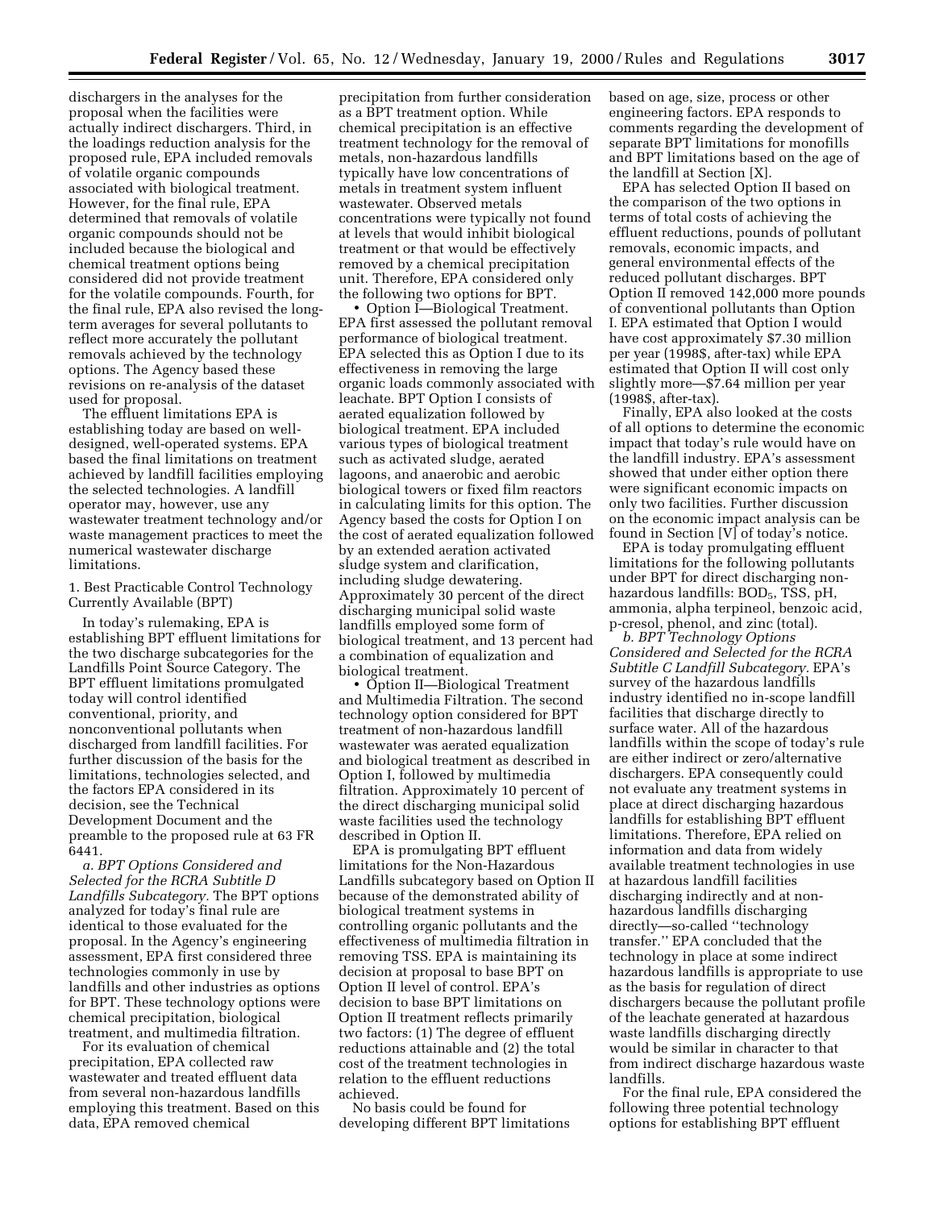dischargers in the analyses for the proposal when the facilities were actually indirect dischargers. Third, in the loadings reduction analysis for the proposed rule, EPA included removals of volatile organic compounds associated with biological treatment. However, for the final rule, EPA determined that removals of volatile organic compounds should not be included because the biological and chemical treatment options being considered did not provide treatment for the volatile compounds. Fourth, for the final rule, EPA also revised the long-term averages for several pollutants to reflect more accurately the pollutant removals achieved by the technology options. The Agency based these revisions on re-analysis of the dataset used for proposal.

The effluent limitations EPA is establishing today are based on well-designed, well-operated systems. EPA based the final limitations on treatment achieved by landfill facilities employing the selected technologies. A landfill operator may, however, use any wastewater treatment technology and/or waste management practices to meet the numerical wastewater discharge limitations.

1. Best Practicable Control Technology Currently Available (BPT)

In today's rulemaking, EPA is establishing BPT effluent limitations for the two discharge subcategories for the Landfills Point Source Category. The BPT effluent limitations promulgated today will control identified conventional, priority, and nonconventional pollutants when discharged from landfill facilities. For further discussion of the basis for the limitations, technologies selected, and the factors EPA considered in its decision, see the Technical Development Document and the preamble to the proposed rule at 63 FR 6441.

*a. BPT Options Considered and Selected for the RCRA Subtitle D Landfills Subcategory.* The BPT options analyzed for today's final rule are identical to those evaluated for the proposal. In the Agency's engineering assessment, EPA first considered three technologies commonly in use by landfills and other industries as options for BPT. These technology options were chemical precipitation, biological treatment, and multimedia filtration.

For its evaluation of chemical precipitation, EPA collected raw wastewater and treated effluent data from several non-hazardous landfills employing this treatment. Based on this data, EPA removed chemical precipitation from further consideration as a BPT treatment option. While chemical precipitation is an effective treatment technology for the removal of metals, non-hazardous landfills typically have low concentrations of metals in treatment system influent wastewater. Observed metals concentrations were typically not found at levels that would inhibit biological treatment or that would be effectively removed by a chemical precipitation unit. Therefore, EPA considered only the following two options for BPT.

- Option I—Biological Treatment. EPA first assessed the pollutant removal performance of biological treatment. EPA selected this as Option I due to its effectiveness in removing the large organic loads commonly associated with leachate. BPT Option I consists of aerated equalization followed by biological treatment. EPA included various types of biological treatment such as activated sludge, aerated lagoons, and anaerobic and aerobic biological towers or fixed film reactors in calculating limits for this option. The Agency based the costs for Option I on the cost of aerated equalization followed by an extended aeration activated sludge system and clarification, including sludge dewatering. Approximately 30 percent of the direct discharging municipal solid waste landfills employed some form of biological treatment, and 13 percent had a combination of equalization and biological treatment.
- Option II—Biological Treatment and Multimedia Filtration. The second technology option considered for BPT treatment of non-hazardous landfill wastewater was aerated equalization and biological treatment as described in Option I, followed by multimedia filtration. Approximately 10 percent of the direct discharging municipal solid waste facilities used the technology described in Option II.

EPA is promulgating BPT effluent limitations for the Non-Hazardous Landfills subcategory based on Option II because of the demonstrated ability of biological treatment systems in controlling organic pollutants and the effectiveness of multimedia filtration in removing TSS. EPA is maintaining its decision at proposal to base BPT on Option II level of control. EPA's decision to base BPT limitations on Option II treatment reflects primarily two factors: (1) The degree of effluent reductions attainable and (2) the total cost of the treatment technologies in relation to the effluent reductions achieved.

No basis could be found for developing different BPT limitations based on age, size, process or other engineering factors. EPA responds to comments regarding the development of separate BPT limitations for monofills and BPT limitations based on the age of the landfill at Section [X].

EPA has selected Option II based on the comparison of the two options in terms of total costs of achieving the effluent reductions, pounds of pollutant removals, economic impacts, and general environmental effects of the reduced pollutant discharges. BPT Option II removed 142,000 more pounds of conventional pollutants than Option I. EPA estimated that Option I would have cost approximately $7.30 million per year (1998$, after-tax) while EPA estimated that Option II will cost only slightly more—$7.64 million per year (1998$, after-tax).

Finally, EPA also looked at the costs of all options to determine the economic impact that today's rule would have on the landfill industry. EPA's assessment showed that under either option there were significant economic impacts on only two facilities. Further discussion on the economic impact analysis can be found in Section [V] of today's notice.

EPA is today promulgating effluent limitations for the following pollutants under BPT for direct discharging non-hazardous landfills: $BOD_5$, TSS, pH, ammonia, alpha terpineol, benzoic acid, p-cresol, phenol, and zinc (total).

*b. BPT Technology Options Considered and Selected for the RCRA Subtitle C Landfill Subcategory.* EPA's survey of the hazardous landfills industry identified no in-scope landfill facilities that discharge directly to surface water. All of the hazardous landfills within the scope of today's rule are either indirect or zero/alternative dischargers. EPA consequently could not evaluate any treatment systems in place at direct discharging hazardous landfills for establishing BPT effluent limitations. Therefore, EPA relied on information and data from widely available treatment technologies in use at hazardous landfill facilities discharging indirectly and at non-hazardous landfills discharging directly—so-called "technology transfer." EPA concluded that the technology in place at some indirect hazardous landfills is appropriate to use as the basis for regulation of direct dischargers because the pollutant profile of the leachate generated at hazardous waste landfills discharging directly would be similar in character to that from indirect discharge hazardous waste landfills.

For the final rule, EPA considered the following three potential technology options for establishing BPT effluent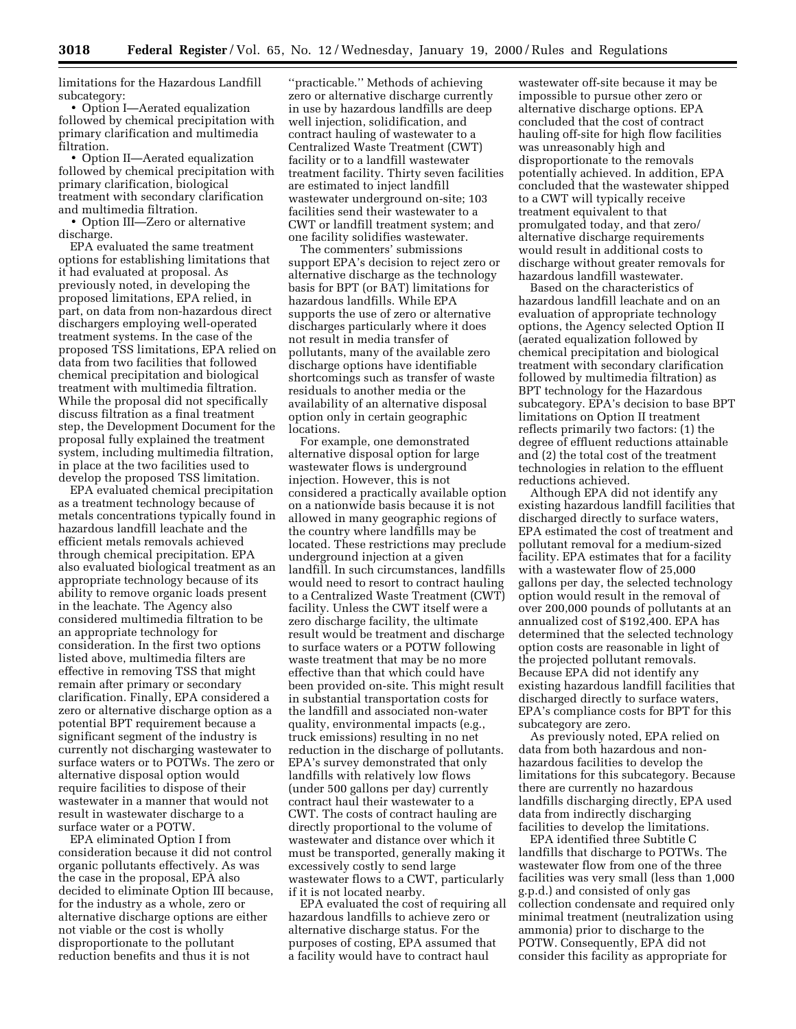limitations for the Hazardous Landfill subcategory:

- Option I—Aerated equalization followed by chemical precipitation with primary clarification and multimedia filtration.
- Option II—Aerated equalization followed by chemical precipitation with primary clarification, biological treatment with secondary clarification and multimedia filtration.
- Option III—Zero or alternative discharge.

EPA evaluated the same treatment options for establishing limitations that it had evaluated at proposal. As previously noted, in developing the proposed limitations, EPA relied, in part, on data from non-hazardous direct dischargers employing well-operated treatment systems. In the case of the proposed TSS limitations, EPA relied on data from two facilities that followed chemical precipitation and biological treatment with multimedia filtration. While the proposal did not specifically discuss filtration as a final treatment step, the Development Document for the proposal fully explained the treatment system, including multimedia filtration, in place at the two facilities used to develop the proposed TSS limitation.

EPA evaluated chemical precipitation as a treatment technology because of metals concentrations typically found in hazardous landfill leachate and the efficient metals removals achieved through chemical precipitation. EPA also evaluated biological treatment as an appropriate technology because of its ability to remove organic loads present in the leachate. The Agency also considered multimedia filtration to be an appropriate technology for consideration. In the first two options listed above, multimedia filters are effective in removing TSS that might remain after primary or secondary clarification. Finally, EPA considered a zero or alternative discharge option as a potential BPT requirement because a significant segment of the industry is currently not discharging wastewater to surface waters or to POTWs. The zero or alternative disposal option would require facilities to dispose of their wastewater in a manner that would not result in wastewater discharge to a surface water or a POTW.

EPA eliminated Option I from consideration because it did not control organic pollutants effectively. As was the case in the proposal, EPA also decided to eliminate Option III because, for the industry as a whole, zero or alternative discharge options are either not viable or the cost is wholly disproportionate to the pollutant reduction benefits and thus it is not "practicable." Methods of achieving zero or alternative discharge currently in use by hazardous landfills are deep well injection, solidification, and contract hauling of wastewater to a Centralized Waste Treatment (CWT) facility or to a landfill wastewater treatment facility. Thirty seven facilities are estimated to inject landfill wastewater underground on-site; 103 facilities send their wastewater to a CWT or landfill treatment system; and one facility solidifies wastewater.

The commenters' submissions support EPA's decision to reject zero or alternative discharge as the technology basis for BPT (or BAT) limitations for hazardous landfills. While EPA supports the use of zero or alternative discharges particularly where it does not result in media transfer of pollutants, many of the available zero discharge options have identifiable shortcomings such as transfer of waste residuals to another media or the availability of an alternative disposal option only in certain geographic locations.

For example, one demonstrated alternative disposal option for large wastewater flows is underground injection. However, this is not considered a practically available option on a nationwide basis because it is not allowed in many geographic regions of the country where landfills may be located. These restrictions may preclude underground injection at a given landfill. In such circumstances, landfills would need to resort to contract hauling to a Centralized Waste Treatment (CWT) facility. Unless the CWT itself were a zero discharge facility, the ultimate result would be treatment and discharge to surface waters or a POTW following waste treatment that may be no more effective than that which could have been provided on-site. This might result in substantial transportation costs for the landfill and associated non-water quality, environmental impacts (e.g., truck emissions) resulting in no net reduction in the discharge of pollutants. EPA's survey demonstrated that only landfills with relatively low flows (under 500 gallons per day) currently contract haul their wastewater to a CWT. The costs of contract hauling are directly proportional to the volume of wastewater and distance over which it must be transported, generally making it excessively costly to send large wastewater flows to a CWT, particularly if it is not located nearby.

EPA evaluated the cost of requiring all hazardous landfills to achieve zero or alternative discharge status. For the purposes of costing, EPA assumed that a facility would have to contract haul wastewater off-site because it may be impossible to pursue other zero or alternative discharge options. EPA concluded that the cost of contract hauling off-site for high flow facilities was unreasonably high and disproportionate to the removals potentially achieved. In addition, EPA concluded that the wastewater shipped to a CWT will typically receive treatment equivalent to that promulgated today, and that zero/alternative discharge requirements would result in additional costs to discharge without greater removals for hazardous landfill wastewater.

Based on the characteristics of hazardous landfill leachate and on an evaluation of appropriate technology options, the Agency selected Option II (aerated equalization followed by chemical precipitation and biological treatment with secondary clarification followed by multimedia filtration) as BPT technology for the Hazardous subcategory. EPA's decision to base BPT limitations on Option II treatment reflects primarily two factors: (1) the degree of effluent reductions attainable and (2) the total cost of the treatment technologies in relation to the effluent reductions achieved.

Although EPA did not identify any existing hazardous landfill facilities that discharged directly to surface waters, EPA estimated the cost of treatment and pollutant removal for a medium-sized facility. EPA estimates that for a facility with a wastewater flow of 25,000 gallons per day, the selected technology option would result in the removal of over 200,000 pounds of pollutants at an annualized cost of $192,400. EPA has determined that the selected technology option costs are reasonable in light of the projected pollutant removals. Because EPA did not identify any existing hazardous landfill facilities that discharged directly to surface waters, EPA's compliance costs for BPT for this subcategory are zero.

As previously noted, EPA relied on data from both hazardous and non-hazardous facilities to develop the limitations for this subcategory. Because there are currently no hazardous landfills discharging directly, EPA used data from indirectly discharging facilities to develop the limitations.

EPA identified three Subtitle C landfills that discharge to POTWs. The wastewater flow from one of the three facilities was very small (less than 1,000 g.p.d.) and consisted of only gas collection condensate and required only minimal treatment (neutralization using ammonia) prior to discharge to the POTW. Consequently, EPA did not consider this facility as appropriate for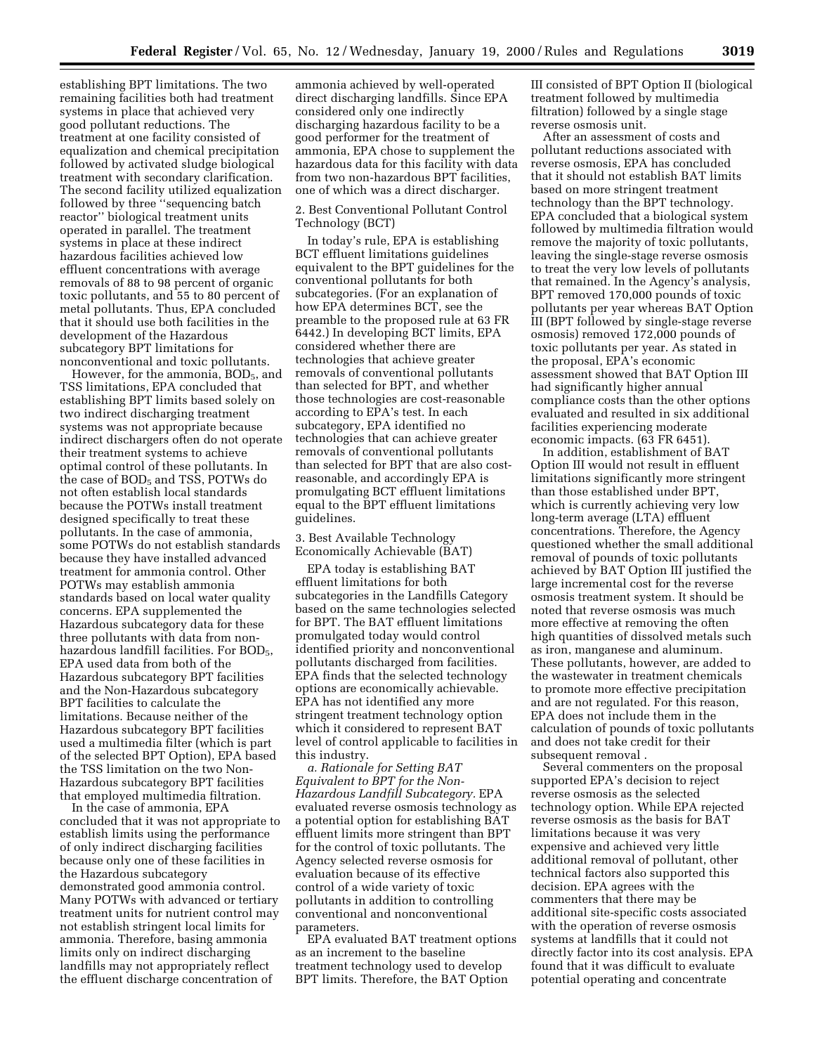establishing BPT limitations. The two remaining facilities both had treatment systems in place that achieved very good pollutant reductions. The treatment at one facility consisted of equalization and chemical precipitation followed by activated sludge biological treatment with secondary clarification. The second facility utilized equalization followed by three ''sequencing batch reactor'' biological treatment units operated in parallel. The treatment systems in place at these indirect hazardous facilities achieved low effluent concentrations with average removals of 88 to 98 percent of organic toxic pollutants, and 55 to 80 percent of metal pollutants. Thus, EPA concluded that it should use both facilities in the development of the Hazardous subcategory BPT limitations for nonconventional and toxic pollutants.

However, for the ammonia, $BOD_5$, and TSS limitations, EPA concluded that establishing BPT limits based solely on two indirect discharging treatment systems was not appropriate because indirect dischargers often do not operate their treatment systems to achieve optimal control of these pollutants. In the case of $BOD_5$ and TSS, POTWs do not often establish local standards because the POTWs install treatment designed specifically to treat these pollutants. In the case of ammonia, some POTWs do not establish standards because they have installed advanced treatment for ammonia control. Other POTWs may establish ammonia standards based on local water quality concerns. EPA supplemented the Hazardous subcategory data for these three pollutants with data from non-hazardous landfill facilities. For $BOD_5$, EPA used data from both of the Hazardous subcategory BPT facilities and the Non-Hazardous subcategory BPT facilities to calculate the limitations. Because neither of the Hazardous subcategory BPT facilities used a multimedia filter (which is part of the selected BPT Option), EPA based the TSS limitation on the two Non-Hazardous subcategory BPT facilities that employed multimedia filtration.

In the case of ammonia, EPA concluded that it was not appropriate to establish limits using the performance of only indirect discharging facilities because only one of these facilities in the Hazardous subcategory demonstrated good ammonia control. Many POTWs with advanced or tertiary treatment units for nutrient control may not establish stringent local limits for ammonia. Therefore, basing ammonia limits only on indirect discharging landfills may not appropriately reflect the effluent discharge concentration of ammonia achieved by well-operated direct discharging landfills. Since EPA considered only one indirectly discharging hazardous facility to be a good performer for the treatment of ammonia, EPA chose to supplement the hazardous data for this facility with data from two non-hazardous BPT facilities, one of which was a direct discharger.

2. Best Conventional Pollutant Control Technology (BCT)

In today's rule, EPA is establishing BCT effluent limitations guidelines equivalent to the BPT guidelines for the conventional pollutants for both subcategories. (For an explanation of how EPA determines BCT, see the preamble to the proposed rule at 63 FR 6442.) In developing BCT limits, EPA considered whether there are technologies that achieve greater removals of conventional pollutants than selected for BPT, and whether those technologies are cost-reasonable according to EPA's test. In each subcategory, EPA identified no technologies that can achieve greater removals of conventional pollutants than selected for BPT that are also cost-reasonable, and accordingly EPA is promulgating BCT effluent limitations equal to the BPT effluent limitations guidelines.

3. Best Available Technology Economically Achievable (BAT)

EPA today is establishing BAT effluent limitations for both subcategories in the Landfills Category based on the same technologies selected for BPT. The BAT effluent limitations promulgated today would control identified priority and nonconventional pollutants discharged from facilities. EPA finds that the selected technology options are economically achievable. EPA has not identified any more stringent treatment technology option which it considered to represent BAT level of control applicable to facilities in this industry.

*a. Rationale for Setting BAT Equivalent to BPT for the Non-Hazardous Landfill Subcategory.* EPA evaluated reverse osmosis technology as a potential option for establishing BAT effluent limits more stringent than BPT for the control of toxic pollutants. The Agency selected reverse osmosis for evaluation because of its effective control of a wide variety of toxic pollutants in addition to controlling conventional and nonconventional parameters.

EPA evaluated BAT treatment options as an increment to the baseline treatment technology used to develop BPT limits. Therefore, the BAT Option III consisted of BPT Option II (biological treatment followed by multimedia filtration) followed by a single stage reverse osmosis unit.

After an assessment of costs and pollutant reductions associated with reverse osmosis, EPA has concluded that it should not establish BAT limits based on more stringent treatment technology than the BPT technology. EPA concluded that a biological system followed by multimedia filtration would remove the majority of toxic pollutants, leaving the single-stage reverse osmosis to treat the very low levels of pollutants that remained. In the Agency's analysis, BPT removed 170,000 pounds of toxic pollutants per year whereas BAT Option III (BPT followed by single-stage reverse osmosis) removed 172,000 pounds of toxic pollutants per year. As stated in the proposal, EPA's economic assessment showed that BAT Option III had significantly higher annual compliance costs than the other options evaluated and resulted in six additional facilities experiencing moderate economic impacts. (63 FR 6451).

In addition, establishment of BAT Option III would not result in effluent limitations significantly more stringent than those established under BPT, which is currently achieving very low long-term average (LTA) effluent concentrations. Therefore, the Agency questioned whether the small additional removal of pounds of toxic pollutants achieved by BAT Option III justified the large incremental cost for the reverse osmosis treatment system. It should be noted that reverse osmosis was much more effective at removing the often high quantities of dissolved metals such as iron, manganese and aluminum. These pollutants, however, are added to the wastewater in treatment chemicals to promote more effective precipitation and are not regulated. For this reason, EPA does not include them in the calculation of pounds of toxic pollutants and does not take credit for their subsequent removal .

Several commenters on the proposal supported EPA's decision to reject reverse osmosis as the selected technology option. While EPA rejected reverse osmosis as the basis for BAT limitations because it was very expensive and achieved very little additional removal of pollutant, other technical factors also supported this decision. EPA agrees with the commenters that there may be additional site-specific costs associated with the operation of reverse osmosis systems at landfills that it could not directly factor into its cost analysis. EPA found that it was difficult to evaluate potential operating and concentrate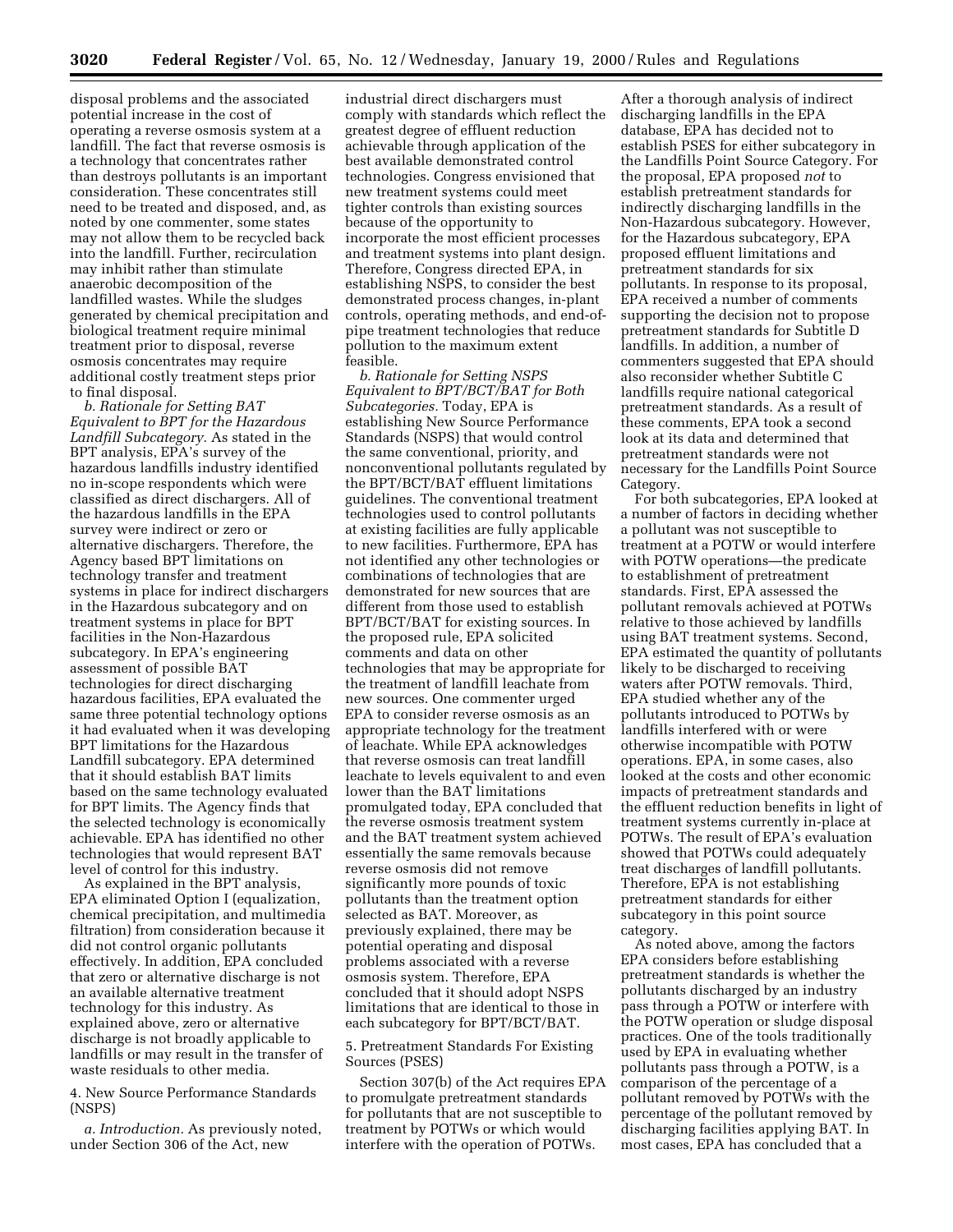disposal problems and the associated potential increase in the cost of operating a reverse osmosis system at a landfill. The fact that reverse osmosis is a technology that concentrates rather than destroys pollutants is an important consideration. These concentrates still need to be treated and disposed, and, as noted by one commenter, some states may not allow them to be recycled back into the landfill. Further, recirculation may inhibit rather than stimulate anaerobic decomposition of the landfilled wastes. While the sludges generated by chemical precipitation and biological treatment require minimal treatment prior to disposal, reverse osmosis concentrates may require additional costly treatment steps prior to final disposal.

*b. Rationale for Setting BAT Equivalent to BPT for the Hazardous Landfill Subcategory.* As stated in the BPT analysis, EPA's survey of the hazardous landfills industry identified no in-scope respondents which were classified as direct dischargers. All of the hazardous landfills in the EPA survey were indirect or zero or alternative dischargers. Therefore, the Agency based BPT limitations on technology transfer and treatment systems in place for indirect dischargers in the Hazardous subcategory and on treatment systems in place for BPT facilities in the Non-Hazardous subcategory. In EPA's engineering assessment of possible BAT technologies for direct discharging hazardous facilities, EPA evaluated the same three potential technology options it had evaluated when it was developing BPT limitations for the Hazardous Landfill subcategory. EPA determined that it should establish BAT limits based on the same technology evaluated for BPT limits. The Agency finds that the selected technology is economically achievable. EPA has identified no other technologies that would represent BAT level of control for this industry.

As explained in the BPT analysis, EPA eliminated Option I (equalization, chemical precipitation, and multimedia filtration) from consideration because it did not control organic pollutants effectively. In addition, EPA concluded that zero or alternative discharge is not an available alternative treatment technology for this industry. As explained above, zero or alternative discharge is not broadly applicable to landfills or may result in the transfer of waste residuals to other media.

4. New Source Performance Standards (NSPS)

*a. Introduction.* As previously noted, under Section 306 of the Act, new industrial direct dischargers must comply with standards which reflect the greatest degree of effluent reduction achievable through application of the best available demonstrated control technologies. Congress envisioned that new treatment systems could meet tighter controls than existing sources because of the opportunity to incorporate the most efficient processes and treatment systems into plant design. Therefore, Congress directed EPA, in establishing NSPS, to consider the best demonstrated process changes, in-plant controls, operating methods, and end-of-pipe treatment technologies that reduce pollution to the maximum extent feasible.

*b. Rationale for Setting NSPS Equivalent to BPT/BCT/BAT for Both Subcategories.* Today, EPA is establishing New Source Performance Standards (NSPS) that would control the same conventional, priority, and nonconventional pollutants regulated by the BPT/BCT/BAT effluent limitations guidelines. The conventional treatment technologies used to control pollutants at existing facilities are fully applicable to new facilities. Furthermore, EPA has not identified any other technologies or combinations of technologies that are demonstrated for new sources that are different from those used to establish BPT/BCT/BAT for existing sources. In the proposed rule, EPA solicited comments and data on other technologies that may be appropriate for the treatment of landfill leachate from new sources. One commenter urged EPA to consider reverse osmosis as an appropriate technology for the treatment of leachate. While EPA acknowledges that reverse osmosis can treat landfill leachate to levels equivalent to and even lower than the BAT limitations promulgated today, EPA concluded that the reverse osmosis treatment system and the BAT treatment system achieved essentially the same removals because reverse osmosis did not remove significantly more pounds of toxic pollutants than the treatment option selected as BAT. Moreover, as previously explained, there may be potential operating and disposal problems associated with a reverse osmosis system. Therefore, EPA concluded that it should adopt NSPS limitations that are identical to those in each subcategory for BPT/BCT/BAT.

5. Pretreatment Standards For Existing Sources (PSES)

Section 307(b) of the Act requires EPA to promulgate pretreatment standards for pollutants that are not susceptible to treatment by POTWs or which would interfere with the operation of POTWs. After a thorough analysis of indirect discharging landfills in the EPA database, EPA has decided not to establish PSES for either subcategory in the Landfills Point Source Category. For the proposal, EPA proposed *not* to establish pretreatment standards for indirectly discharging landfills in the Non-Hazardous subcategory. However, for the Hazardous subcategory, EPA proposed effluent limitations and pretreatment standards for six pollutants. In response to its proposal, EPA received a number of comments supporting the decision not to propose pretreatment standards for Subtitle D landfills. In addition, a number of commenters suggested that EPA should also reconsider whether Subtitle C landfills require national categorical pretreatment standards. As a result of these comments, EPA took a second look at its data and determined that pretreatment standards were not necessary for the Landfills Point Source Category.

For both subcategories, EPA looked at a number of factors in deciding whether a pollutant was not susceptible to treatment at a POTW or would interfere with POTW operations—the predicate to establishment of pretreatment standards. First, EPA assessed the pollutant removals achieved at POTWs relative to those achieved by landfills using BAT treatment systems. Second, EPA estimated the quantity of pollutants likely to be discharged to receiving waters after POTW removals. Third, EPA studied whether any of the pollutants introduced to POTWs by landfills interfered with or were otherwise incompatible with POTW operations. EPA, in some cases, also looked at the costs and other economic impacts of pretreatment standards and the effluent reduction benefits in light of treatment systems currently in-place at POTWs. The result of EPA's evaluation showed that POTWs could adequately treat discharges of landfill pollutants. Therefore, EPA is not establishing pretreatment standards for either subcategory in this point source category.

As noted above, among the factors EPA considers before establishing pretreatment standards is whether the pollutants discharged by an industry pass through a POTW or interfere with the POTW operation or sludge disposal practices. One of the tools traditionally used by EPA in evaluating whether pollutants pass through a POTW, is a comparison of the percentage of a pollutant removed by POTWs with the percentage of the pollutant removed by discharging facilities applying BAT. In most cases, EPA has concluded that a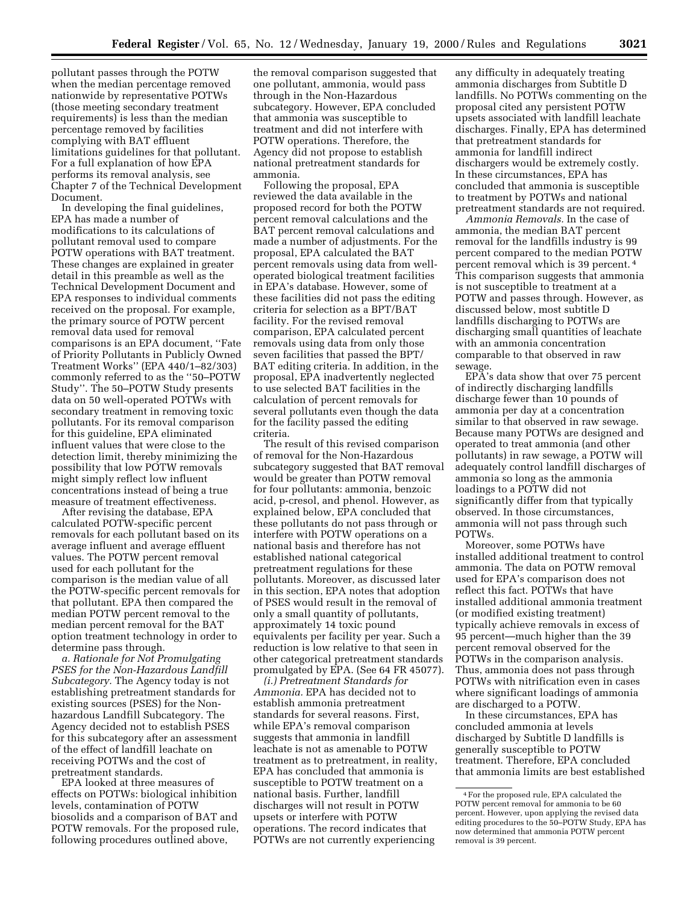pollutant passes through the POTW when the median percentage removed nationwide by representative POTWs (those meeting secondary treatment requirements) is less than the median percentage removed by facilities complying with BAT effluent limitations guidelines for that pollutant. For a full explanation of how EPA performs its removal analysis, see Chapter 7 of the Technical Development Document.

In developing the final guidelines, EPA has made a number of modifications to its calculations of pollutant removal used to compare POTW operations with BAT treatment. These changes are explained in greater detail in this preamble as well as the Technical Development Document and EPA responses to individual comments received on the proposal. For example, the primary source of POTW percent removal data used for removal comparisons is an EPA document, ''Fate of Priority Pollutants in Publicly Owned Treatment Works'' (EPA 440/1–82/303) commonly referred to as the ''50–POTW Study''. The 50–POTW Study presents data on 50 well-operated POTWs with secondary treatment in removing toxic pollutants. For its removal comparison for this guideline, EPA eliminated influent values that were close to the detection limit, thereby minimizing the possibility that low POTW removals might simply reflect low influent concentrations instead of being a true measure of treatment effectiveness.

After revising the database, EPA calculated POTW-specific percent removals for each pollutant based on its average influent and average effluent values. The POTW percent removal used for each pollutant for the comparison is the median value of all the POTW-specific percent removals for that pollutant. EPA then compared the median POTW percent removal to the median percent removal for the BAT option treatment technology in order to determine pass through.

*a. Rationale for Not Promulgating PSES for the Non-Hazardous Landfill Subcategory.* The Agency today is not establishing pretreatment standards for existing sources (PSES) for the Non-hazardous Landfill Subcategory. The Agency decided not to establish PSES for this subcategory after an assessment of the effect of landfill leachate on receiving POTWs and the cost of pretreatment standards.

EPA looked at three measures of effects on POTWs: biological inhibition levels, contamination of POTW biosolids and a comparison of BAT and POTW removals. For the proposed rule, following procedures outlined above, the removal comparison suggested that one pollutant, ammonia, would pass through in the Non-Hazardous subcategory. However, EPA concluded that ammonia was susceptible to treatment and did not interfere with POTW operations. Therefore, the Agency did not propose to establish national pretreatment standards for ammonia.

Following the proposal, EPA reviewed the data available in the proposed record for both the POTW percent removal calculations and the BAT percent removal calculations and made a number of adjustments. For the proposal, EPA calculated the BAT percent removals using data from well-operated biological treatment facilities in EPA's database. However, some of these facilities did not pass the editing criteria for selection as a BPT/BAT facility. For the revised removal comparison, EPA calculated percent removals using data from only those seven facilities that passed the BPT/BAT editing criteria. In addition, in the proposal, EPA inadvertently neglected to use selected BAT facilities in the calculation of percent removals for several pollutants even though the data for the facility passed the editing criteria.

The result of this revised comparison of removal for the Non-Hazardous subcategory suggested that BAT removal would be greater than POTW removal for four pollutants: ammonia, benzoic acid, p-cresol, and phenol. However, as explained below, EPA concluded that these pollutants do not pass through or interfere with POTW operations on a national basis and therefore has not established national categorical pretreatment regulations for these pollutants. Moreover, as discussed later in this section, EPA notes that adoption of PSES would result in the removal of only a small quantity of pollutants, approximately 14 toxic pound equivalents per facility per year. Such a reduction is low relative to that seen in other categorical pretreatment standards promulgated by EPA. (See 64 FR 45077).

*(i.) Pretreatment Standards for Ammonia.* EPA has decided not to establish ammonia pretreatment standards for several reasons. First, while EPA's removal comparison suggests that ammonia in landfill leachate is not as amenable to POTW treatment as to pretreatment, in reality, EPA has concluded that ammonia is susceptible to POTW treatment on a national basis. Further, landfill discharges will not result in POTW upsets or interfere with POTW operations. The record indicates that POTWs are not currently experiencing any difficulty in adequately treating ammonia discharges from Subtitle D landfills. No POTWs commenting on the proposal cited any persistent POTW upsets associated with landfill leachate discharges. Finally, EPA has determined that pretreatment standards for ammonia for landfill indirect dischargers would be extremely costly. In these circumstances, EPA has concluded that ammonia is susceptible to treatment by POTWs and national pretreatment standards are not required.

*Ammonia Removals.* In the case of ammonia, the median BAT percent removal for the landfills industry is 99 percent compared to the median POTW percent removal which is 39 percent.[4] This comparison suggests that ammonia is not susceptible to treatment at a POTW and passes through. However, as discussed below, most subtitle D landfills discharging to POTWs are discharging small quantities of leachate with an ammonia concentration comparable to that observed in raw sewage.

EPA's data show that over 75 percent of indirectly discharging landfills discharge fewer than 10 pounds of ammonia per day at a concentration similar to that observed in raw sewage. Because many POTWs are designed and operated to treat ammonia (and other pollutants) in raw sewage, a POTW will adequately control landfill discharges of ammonia so long as the ammonia loadings to a POTW did not significantly differ from that typically observed. In those circumstances, ammonia will not pass through such POTWs.

Moreover, some POTWs have installed additional treatment to control ammonia. The data on POTW removal used for EPA's comparison does not reflect this fact. POTWs that have installed additional ammonia treatment (or modified existing treatment) typically achieve removals in excess of 95 percent—much higher than the 39 percent removal observed for the POTWs in the comparison analysis. Thus, ammonia does not pass through POTWs with nitrification even in cases where significant loadings of ammonia are discharged to a POTW.

In these circumstances, EPA has concluded ammonia at levels discharged by Subtitle D landfills is generally susceptible to POTW treatment. Therefore, EPA concluded that ammonia limits are best established

[4] For the proposed rule, EPA calculated the POTW percent removal for ammonia to be 60 percent. However, upon applying the revised data editing procedures to the 50–POTW Study, EPA has now determined that ammonia POTW percent removal is 39 percent.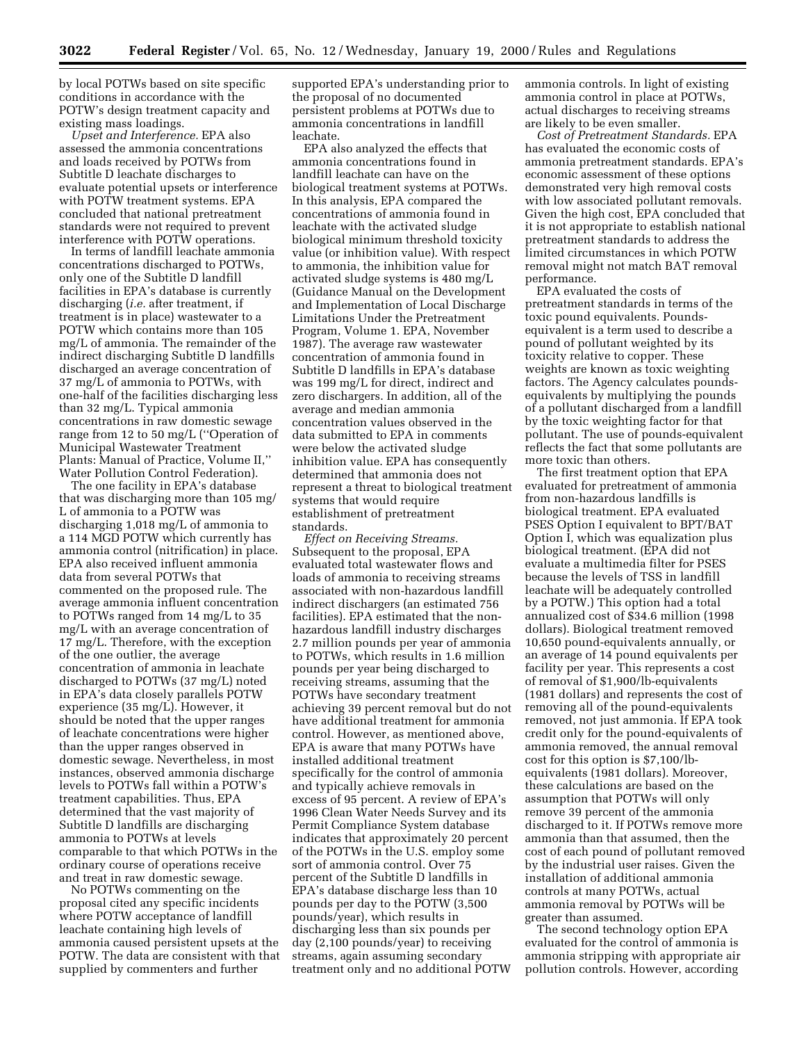by local POTWs based on site specific conditions in accordance with the POTW's design treatment capacity and existing mass loadings.

*Upset and Interference.* EPA also assessed the ammonia concentrations and loads received by POTWs from Subtitle D leachate discharges to evaluate potential upsets or interference with POTW treatment systems. EPA concluded that national pretreatment standards were not required to prevent interference with POTW operations.

In terms of landfill leachate ammonia concentrations discharged to POTWs, only one of the Subtitle D landfill facilities in EPA's database is currently discharging (*i.e.* after treatment, if treatment is in place) wastewater to a POTW which contains more than 105 mg/L of ammonia. The remainder of the indirect discharging Subtitle D landfills discharged an average concentration of 37 mg/L of ammonia to POTWs, with one-half of the facilities discharging less than 32 mg/L. Typical ammonia concentrations in raw domestic sewage range from 12 to 50 mg/L ("Operation of Municipal Wastewater Treatment Plants: Manual of Practice, Volume II," Water Pollution Control Federation).

The one facility in EPA's database that was discharging more than 105 mg/L of ammonia to a POTW was discharging 1,018 mg/L of ammonia to a 114 MGD POTW which currently has ammonia control (nitrification) in place. EPA also received influent ammonia data from several POTWs that commented on the proposed rule. The average ammonia influent concentration to POTWs ranged from 14 mg/L to 35 mg/L with an average concentration of 17 mg/L. Therefore, with the exception of the one outlier, the average concentration of ammonia in leachate discharged to POTWs (37 mg/L) noted in EPA's data closely parallels POTW experience (35 mg/L). However, it should be noted that the upper ranges of leachate concentrations were higher than the upper ranges observed in domestic sewage. Nevertheless, in most instances, observed ammonia discharge levels to POTWs fall within a POTW's treatment capabilities. Thus, EPA determined that the vast majority of Subtitle D landfills are discharging ammonia to POTWs at levels comparable to that which POTWs in the ordinary course of operations receive and treat in raw domestic sewage.

No POTWs commenting on the proposal cited any specific incidents where POTW acceptance of landfill leachate containing high levels of ammonia caused persistent upsets at the POTW. The data are consistent with that supplied by commenters and further supported EPA's understanding prior to the proposal of no documented persistent problems at POTWs due to ammonia concentrations in landfill leachate.

EPA also analyzed the effects that ammonia concentrations found in landfill leachate can have on the biological treatment systems at POTWs. In this analysis, EPA compared the concentrations of ammonia found in leachate with the activated sludge biological minimum threshold toxicity value (or inhibition value). With respect to ammonia, the inhibition value for activated sludge systems is 480 mg/L (Guidance Manual on the Development and Implementation of Local Discharge Limitations Under the Pretreatment Program, Volume 1. EPA, November 1987). The average raw wastewater concentration of ammonia found in Subtitle D landfills in EPA's database was 199 mg/L for direct, indirect and zero dischargers. In addition, all of the average and median ammonia concentration values observed in the data submitted to EPA in comments were below the activated sludge inhibition value. EPA has consequently determined that ammonia does not represent a threat to biological treatment systems that would require establishment of pretreatment standards.

*Effect on Receiving Streams.* Subsequent to the proposal, EPA evaluated total wastewater flows and loads of ammonia to receiving streams associated with non-hazardous landfill indirect dischargers (an estimated 756 facilities). EPA estimated that the non-hazardous landfill industry discharges 2.7 million pounds per year of ammonia to POTWs, which results in 1.6 million pounds per year being discharged to receiving streams, assuming that the POTWs have secondary treatment achieving 39 percent removal but do not have additional treatment for ammonia control. However, as mentioned above, EPA is aware that many POTWs have installed additional treatment specifically for the control of ammonia and typically achieve removals in excess of 95 percent. A review of EPA's 1996 Clean Water Needs Survey and its Permit Compliance System database indicates that approximately 20 percent of the POTWs in the U.S. employ some sort of ammonia control. Over 75 percent of the Subtitle D landfills in EPA's database discharge less than 10 pounds per day to the POTW (3,500 pounds/year), which results in discharging less than six pounds per day (2,100 pounds/year) to receiving streams, again assuming secondary treatment only and no additional POTW ammonia controls. In light of existing ammonia control in place at POTWs, actual discharges to receiving streams are likely to be even smaller.

*Cost of Pretreatment Standards.* EPA has evaluated the economic costs of ammonia pretreatment standards. EPA's economic assessment of these options demonstrated very high removal costs with low associated pollutant removals. Given the high cost, EPA concluded that it is not appropriate to establish national pretreatment standards to address the limited circumstances in which POTW removal might not match BAT removal performance.

EPA evaluated the costs of pretreatment standards in terms of the toxic pound equivalents. Pounds-equivalent is a term used to describe a pound of pollutant weighted by its toxicity relative to copper. These weights are known as toxic weighting factors. The Agency calculates pounds-equivalents by multiplying the pounds of a pollutant discharged from a landfill by the toxic weighting factor for that pollutant. The use of pounds-equivalent reflects the fact that some pollutants are more toxic than others.

The first treatment option that EPA evaluated for pretreatment of ammonia from non-hazardous landfills is biological treatment. EPA evaluated PSES Option I equivalent to BPT/BAT Option I, which was equalization plus biological treatment. (EPA did not evaluate a multimedia filter for PSES because the levels of TSS in landfill leachate will be adequately controlled by a POTW.) This option had a total annualized cost of $34.6 million (1998 dollars). Biological treatment removed 10,650 pound-equivalents annually, or an average of 14 pound equivalents per facility per year. This represents a cost of removal of $1,900/lb-equivalents (1981 dollars) and represents the cost of removing all of the pound-equivalents removed, not just ammonia. If EPA took credit only for the pound-equivalents of ammonia removed, the annual removal cost for this option is $7,100/lb-equivalents (1981 dollars). Moreover, these calculations are based on the assumption that POTWs will only remove 39 percent of the ammonia discharged to it. If POTWs remove more ammonia than that assumed, then the cost of each pound of pollutant removed by the industrial user raises. Given the installation of additional ammonia controls at many POTWs, actual ammonia removal by POTWs will be greater than assumed.

The second technology option EPA evaluated for the control of ammonia is ammonia stripping with appropriate air pollution controls. However, according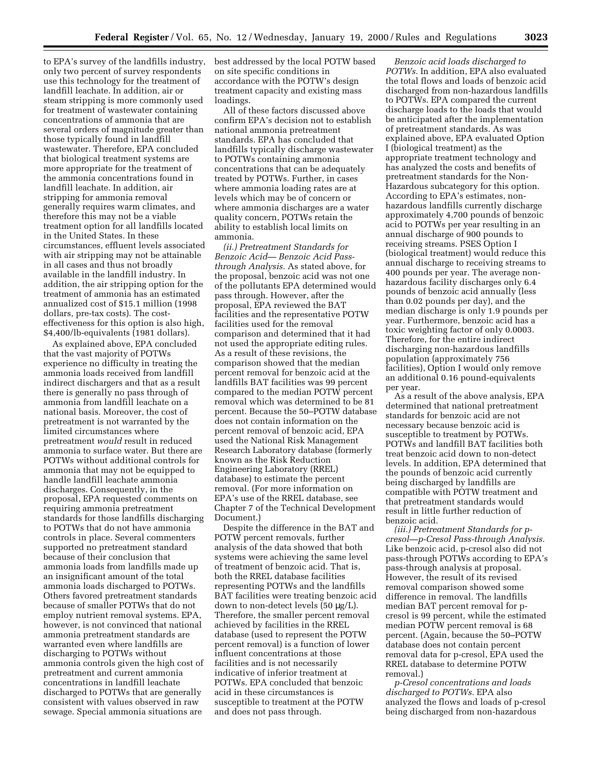to EPA's survey of the landfills industry, only two percent of survey respondents use this technology for the treatment of landfill leachate. In addition, air or steam stripping is more commonly used for treatment of wastewater containing concentrations of ammonia that are several orders of magnitude greater than those typically found in landfill wastewater. Therefore, EPA concluded that biological treatment systems are more appropriate for the treatment of the ammonia concentrations found in landfill leachate. In addition, air stripping for ammonia removal generally requires warm climates, and therefore this may not be a viable treatment option for all landfills located in the United States. In these circumstances, effluent levels associated with air stripping may not be attainable in all cases and thus not broadly available in the landfill industry. In addition, the air stripping option for the treatment of ammonia has an estimated annualized cost of $15.1 million (1998 dollars, pre-tax costs). The cost-effectiveness for this option is also high, $4,400/lb-equivalents (1981 dollars).

As explained above, EPA concluded that the vast majority of POTWs experience no difficulty in treating the ammonia loads received from landfill indirect dischargers and that as a result there is generally no pass through of ammonia from landfill leachate on a national basis. Moreover, the cost of pretreatment is not warranted by the limited circumstances where pretreatment *would* result in reduced ammonia to surface water. But there are POTWs without additional controls for ammonia that may not be equipped to handle landfill leachate ammonia discharges. Consequently, in the proposal, EPA requested comments on requiring ammonia pretreatment standards for those landfills discharging to POTWs that do not have ammonia controls in place. Several commenters supported no pretreatment standard because of their conclusion that ammonia loads from landfills made up an insignificant amount of the total ammonia loads discharged to POTWs. Others favored pretreatment standards because of smaller POTWs that do not employ nutrient removal systems. EPA, however, is not convinced that national ammonia pretreatment standards are warranted even where landfills are discharging to POTWs without ammonia controls given the high cost of pretreatment and current ammonia concentrations in landfill leachate discharged to POTWs that are generally consistent with values observed in raw sewage. Special ammonia situations are best addressed by the local POTW based on site specific conditions in accordance with the POTW's design treatment capacity and existing mass loadings.

All of these factors discussed above confirm EPA's decision not to establish national ammonia pretreatment standards. EPA has concluded that landfills typically discharge wastewater to POTWs containing ammonia concentrations that can be adequately treated by POTWs. Further, in cases where ammonia loading rates are at levels which may be of concern or where ammonia discharges are a water quality concern, POTWs retain the ability to establish local limits on ammonia.

*(ii.) Pretreatment Standards for Benzoic Acid— Benzoic Acid Pass-through Analysis.* As stated above, for the proposal, benzoic acid was not one of the pollutants EPA determined would pass through. However, after the proposal, EPA reviewed the BAT facilities and the representative POTW facilities used for the removal comparison and determined that it had not used the appropriate editing rules. As a result of these revisions, the comparison showed that the median percent removal for benzoic acid at the landfills BAT facilities was 99 percent compared to the median POTW percent removal which was determined to be 81 percent. Because the 50–POTW database does not contain information on the percent removal of benzoic acid, EPA used the National Risk Management Research Laboratory database (formerly known as the Risk Reduction Engineering Laboratory (RREL) database) to estimate the percent removal. (For more information on EPA's use of the RREL database, see Chapter 7 of the Technical Development Document.)

Despite the difference in the BAT and POTW percent removals, further analysis of the data showed that both systems were achieving the same level of treatment of benzoic acid. That is, both the RREL database facilities representing POTWs and the landfills BAT facilities were treating benzoic acid down to non-detect levels (50 µg/L). Therefore, the smaller percent removal achieved by facilities in the RREL database (used to represent the POTW percent removal) is a function of lower influent concentrations at those facilities and is not necessarily indicative of inferior treatment at POTWs. EPA concluded that benzoic acid in these circumstances is susceptible to treatment at the POTW and does not pass through.

*Benzoic acid loads discharged to POTWs.* In addition, EPA also evaluated the total flows and loads of benzoic acid discharged from non-hazardous landfills to POTWs. EPA compared the current discharge loads to the loads that would be anticipated after the implementation of pretreatment standards. As was explained above, EPA evaluated Option I (biological treatment) as the appropriate treatment technology and has analyzed the costs and benefits of pretreatment standards for the Non-Hazardous subcategory for this option. According to EPA's estimates, non-hazardous landfills currently discharge approximately 4,700 pounds of benzoic acid to POTWs per year resulting in an annual discharge of 900 pounds to receiving streams. PSES Option I (biological treatment) would reduce this annual discharge to receiving streams to 400 pounds per year. The average non-hazardous facility discharges only 6.4 pounds of benzoic acid annually (less than 0.02 pounds per day), and the median discharge is only 1.9 pounds per year. Furthermore, benzoic acid has a toxic weighting factor of only 0.0003. Therefore, for the entire indirect discharging non-hazardous landfills population (approximately 756 facilities), Option I would only remove an additional 0.16 pound-equivalents per year.

As a result of the above analysis, EPA determined that national pretreatment standards for benzoic acid are not necessary because benzoic acid is susceptible to treatment by POTWs. POTWs and landfill BAT facilities both treat benzoic acid down to non-detect levels. In addition, EPA determined that the pounds of benzoic acid currently being discharged by landfills are compatible with POTW treatment and that pretreatment standards would result in little further reduction of benzoic acid.

*(iii.) Pretreatment Standards for p-cresol—p-Cresol Pass-through Analysis.* Like benzoic acid, p-cresol also did not pass-through POTWs according to EPA's pass-through analysis at proposal. However, the result of its revised removal comparison showed some difference in removal. The landfills median BAT percent removal for p-cresol is 99 percent, while the estimated median POTW percent removal is 68 percent. (Again, because the 50–POTW database does not contain percent removal data for p-cresol, EPA used the RREL database to determine POTW removal.)

*p-Cresol concentrations and loads discharged to POTWs.* EPA also analyzed the flows and loads of p-cresol being discharged from non-hazardous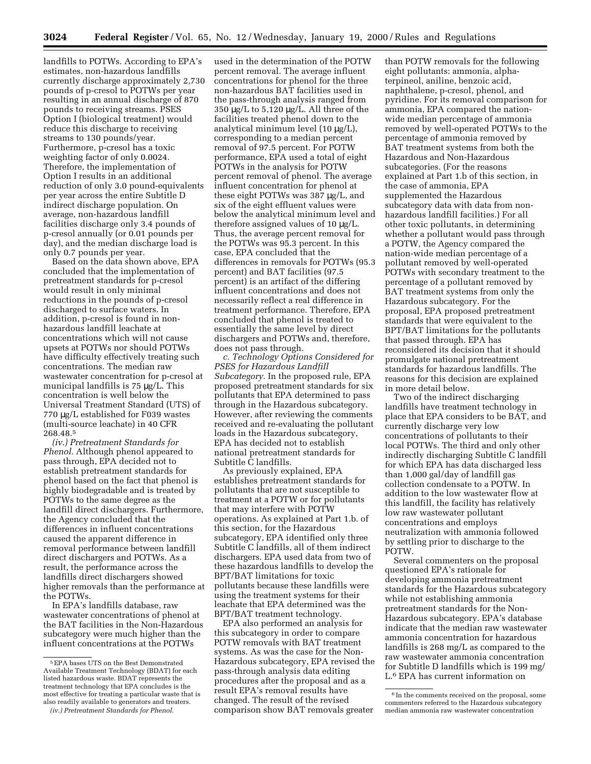landfills to POTWs. According to EPA's estimates, non-hazardous landfills currently discharge approximately 2,730 pounds of p-cresol to POTWs per year resulting in an annual discharge of 870 pounds to receiving streams. PSES Option I (biological treatment) would reduce this discharge to receiving streams to 130 pounds/year. Furthermore, p-cresol has a toxic weighting factor of only 0.0024. Therefore, the implementation of Option I results in an additional reduction of only 3.0 pound-equivalents per year across the entire Subtitle D indirect discharge population. On average, non-hazardous landfill facilities discharge only 3.4 pounds of p-cresol annually (or 0.01 pounds per day), and the median discharge load is only 0.7 pounds per year.

Based on the data shown above, EPA concluded that the implementation of pretreatment standards for p-cresol would result in only minimal reductions in the pounds of p-cresol discharged to surface waters. In addition, p-cresol is found in non-hazardous landfill leachate at concentrations which will not cause upsets at POTWs nor should POTWs have difficulty effectively treating such concentrations. The median raw wastewater concentration for p-cresol at municipal landfills is 75 μg/L. This concentration is well below the Universal Treatment Standard (UTS) of 770 μg/L established for F039 wastes (multi-source leachate) in 40 CFR 268.48.[5]

*(iv.) Pretreatment Standards for Phenol.* Although phenol appeared to pass through, EPA decided not to establish pretreatment standards for phenol based on the fact that phenol is highly biodegradable and is treated by POTWs to the same degree as the landfill direct dischargers. Furthermore, the Agency concluded that the differences in influent concentrations caused the apparent difference in removal performance between landfill direct dischargers and POTWs. As a result, the performance across the landfills direct dischargers showed higher removals than the performance at the POTWs.

In EPA's landfills database, raw wastewater concentrations of phenol at the BAT facilities in the Non-Hazardous subcategory were much higher than the influent concentrations at the POTWs used in the determination of the POTW percent removal. The average influent concentrations for phenol for the three non-hazardous BAT facilities used in the pass-through analysis ranged from 350 μg/L to 5,120 μg/L. All three of the facilities treated phenol down to the analytical minimum level (10 μg/L), corresponding to a median percent removal of 97.5 percent. For POTW performance, EPA used a total of eight POTWs in the analysis for POTW percent removal of phenol. The average influent concentration for phenol at these eight POTWs was 387 μg/L, and six of the eight effluent values were below the analytical minimum level and therefore assigned values of 10 μg/L. Thus, the average percent removal for the POTWs was 95.3 percent. In this case, EPA concluded that the differences in removals for POTWs (95.3 percent) and BAT facilities (97.5 percent) is an artifact of the differing influent concentrations and does not necessarily reflect a real difference in treatment performance. Therefore, EPA concluded that phenol is treated to essentially the same level by direct dischargers and POTWs and, therefore, does not pass through.

*c. Technology Options Considered for PSES for Hazardous Landfill Subcategory.* In the proposed rule, EPA proposed pretreatment standards for six pollutants that EPA determined to pass through in the Hazardous subcategory. However, after reviewing the comments received and re-evaluating the pollutant loads in the Hazardous subcategory, EPA has decided not to establish national pretreatment standards for Subtitle C landfills.

As previously explained, EPA establishes pretreatment standards for pollutants that are not susceptible to treatment at a POTW or for pollutants that may interfere with POTW operations. As explained at Part 1.b. of this section, for the Hazardous subcategory, EPA identified only three Subtitle C landfills, all of them indirect dischargers. EPA used data from two of these hazardous landfills to develop the BPT/BAT limitations for toxic pollutants because these landfills were using the treatment systems for their leachate that EPA determined was the BPT/BAT treatment technology.

EPA also performed an analysis for this subcategory in order to compare POTW removals with BAT treatment systems. As was the case for the Non-Hazardous subcategory, EPA revised the pass-through analysis data editing procedures after the proposal and as a result EPA's removal results have changed. The result of the revised comparison show BAT removals greater than POTW removals for the following eight pollutants: ammonia, alpha-terpineol, aniline, benzoic acid, naphthalene, p-cresol, phenol, and pyridine. For its removal comparison for ammonia, EPA compared the nation-wide median percentage of ammonia removed by well-operated POTWs to the percentage of ammonia removed by BAT treatment systems from both the Hazardous and Non-Hazardous subcategories. (For the reasons explained at Part 1.b of this section, in the case of ammonia, EPA supplemented the Hazardous subcategory data with data from non-hazardous landfill facilities.) For all other toxic pollutants, in determining whether a pollutant would pass through a POTW, the Agency compared the nation-wide median percentage of a pollutant removed by well-operated POTWs with secondary treatment to the percentage of a pollutant removed by BAT treatment systems from only the Hazardous subcategory. For the proposal, EPA proposed pretreatment standards that were equivalent to the BPT/BAT limitations for the pollutants that passed through. EPA has reconsidered its decision that it should promulgate national pretreatment standards for hazardous landfills. The reasons for this decision are explained in more detail below.

Two of the indirect discharging landfills have treatment technology in place that EPA considers to be BAT, and currently discharge very low concentrations of pollutants to their local POTWs. The third and only other indirectly discharging Subtitle C landfill for which EPA has data discharged less than 1,000 gal/day of landfill gas collection condensate to a POTW. In addition to the low wastewater flow at this landfill, the facility has relatively low raw wastewater pollutant concentrations and employs neutralization with ammonia followed by settling prior to discharge to the POTW.

Several commenters on the proposal questioned EPA's rationale for developing ammonia pretreatment standards for the Hazardous subcategory while not establishing ammonia pretreatment standards for the Non-Hazardous subcategory. EPA's database indicate that the median raw wastewater ammonia concentration for hazardous landfills is 268 mg/L as compared to the raw wastewater ammonia concentration for Subtitle D landfills which is 199 mg/L.[6] EPA has current information on

---

[5] EPA bases UTS on the Best Demonstrated Available Treatment Technology (BDAT) for each listed hazardous waste. BDAT represents the treatment technology that EPA concludes is the most effective for treating a particular waste that is also readily available to generators and treaters.

*(iv.) Pretreatment Standards for Phenol.*

[6] In the comments received on the proposal, some commenters referred to the Hazardous subcategory median ammonia raw wastewater concentration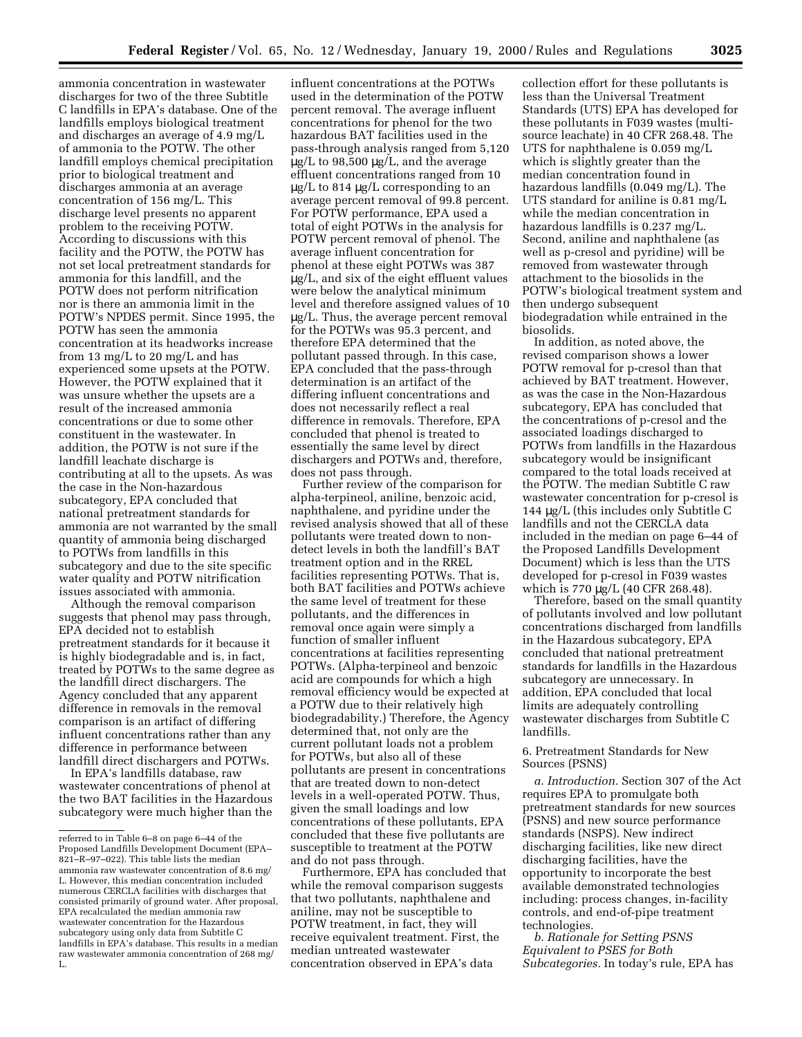ammonia concentration in wastewater discharges for two of the three Subtitle C landfills in EPA's database. One of the landfills employs biological treatment and discharges an average of 4.9 mg/L of ammonia to the POTW. The other landfill employs chemical precipitation prior to biological treatment and discharges ammonia at an average concentration of 156 mg/L. This discharge level presents no apparent problem to the receiving POTW. According to discussions with this facility and the POTW, the POTW has not set local pretreatment standards for ammonia for this landfill, and the POTW does not perform nitrification nor is there an ammonia limit in the POTW's NPDES permit. Since 1995, the POTW has seen the ammonia concentration at its headworks increase from 13 mg/L to 20 mg/L and has experienced some upsets at the POTW. However, the POTW explained that it was unsure whether the upsets are a result of the increased ammonia concentrations or due to some other constituent in the wastewater. In addition, the POTW is not sure if the landfill leachate discharge is contributing at all to the upsets. As was the case in the Non-hazardous subcategory, EPA concluded that national pretreatment standards for ammonia are not warranted by the small quantity of ammonia being discharged to POTWs from landfills in this subcategory and due to the site specific water quality and POTW nitrification issues associated with ammonia.

Although the removal comparison suggests that phenol may pass through, EPA decided not to establish pretreatment standards for it because it is highly biodegradable and is, in fact, treated by POTWs to the same degree as the landfill direct dischargers. The Agency concluded that any apparent difference in removals in the removal comparison is an artifact of differing influent concentrations rather than any difference in performance between landfill direct dischargers and POTWs.

In EPA's landfills database, raw wastewater concentrations of phenol at the two BAT facilities in the Hazardous subcategory were much higher than the influent concentrations at the POTWs used in the determination of the POTW percent removal. The average influent concentrations for phenol for the two hazardous BAT facilities used in the pass-through analysis ranged from 5,120 μg/L to 98,500 μg/L, and the average effluent concentrations ranged from 10 μg/L to 814 μg/L corresponding to an average percent removal of 99.8 percent. For POTW performance, EPA used a total of eight POTWs in the analysis for POTW percent removal of phenol. The average influent concentration for phenol at these eight POTWs was 387 μg/L, and six of the eight effluent values were below the analytical minimum level and therefore assigned values of 10 μg/L. Thus, the average percent removal for the POTWs was 95.3 percent, and therefore EPA determined that the pollutant passed through. In this case, EPA concluded that the pass-through determination is an artifact of the differing influent concentrations and does not necessarily reflect a real difference in removals. Therefore, EPA concluded that phenol is treated to essentially the same level by direct dischargers and POTWs and, therefore, does not pass through.

Further review of the comparison for alpha-terpineol, aniline, benzoic acid, naphthalene, and pyridine under the revised analysis showed that all of these pollutants were treated down to non-detect levels in both the landfill's BAT treatment option and in the RREL facilities representing POTWs. That is, both BAT facilities and POTWs achieve the same level of treatment for these pollutants, and the differences in removal once again were simply a function of smaller influent concentrations at facilities representing POTWs. (Alpha-terpineol and benzoic acid are compounds for which a high removal efficiency would be expected at a POTW due to their relatively high biodegradability.) Therefore, the Agency determined that, not only are the current pollutant loads not a problem for POTWs, but also all of these pollutants are present in concentrations that are treated down to non-detect levels in a well-operated POTW. Thus, given the small loadings and low concentrations of these pollutants, EPA concluded that these five pollutants are susceptible to treatment at the POTW and do not pass through.

Furthermore, EPA has concluded that while the removal comparison suggests that two pollutants, naphthalene and aniline, may not be susceptible to POTW treatment, in fact, they will receive equivalent treatment. First, the median untreated wastewater concentration observed in EPA's data collection effort for these pollutants is less than the Universal Treatment Standards (UTS) EPA has developed for these pollutants in F039 wastes (multi-source leachate) in 40 CFR 268.48. The UTS for naphthalene is 0.059 mg/L which is slightly greater than the median concentration found in hazardous landfills (0.049 mg/L). The UTS standard for aniline is 0.81 mg/L while the median concentration in hazardous landfills is 0.237 mg/L. Second, aniline and naphthalene (as well as p-cresol and pyridine) will be removed from wastewater through attachment to the biosolids in the POTW's biological treatment system and then undergo subsequent biodegradation while entrained in the biosolids.

In addition, as noted above, the revised comparison shows a lower POTW removal for p-cresol than that achieved by BAT treatment. However, as was the case in the Non-Hazardous subcategory, EPA has concluded that the concentrations of p-cresol and the associated loadings discharged to POTWs from landfills in the Hazardous subcategory would be insignificant compared to the total loads received at the POTW. The median Subtitle C raw wastewater concentration for p-cresol is 144 μg/L (this includes only Subtitle C landfills and not the CERCLA data included in the median on page 6–44 of the Proposed Landfills Development Document) which is less than the UTS developed for p-cresol in F039 wastes which is 770 μg/L (40 CFR 268.48).

Therefore, based on the small quantity of pollutants involved and low pollutant concentrations discharged from landfills in the Hazardous subcategory, EPA concluded that national pretreatment standards for landfills in the Hazardous subcategory are unnecessary. In addition, EPA concluded that local limits are adequately controlling wastewater discharges from Subtitle C landfills.

6. Pretreatment Standards for New Sources (PSNS)

*a. Introduction.* Section 307 of the Act requires EPA to promulgate both pretreatment standards for new sources (PSNS) and new source performance standards (NSPS). New indirect discharging facilities, like new direct discharging facilities, have the opportunity to incorporate the best available demonstrated technologies including: process changes, in-facility controls, and end-of-pipe treatment technologies.

*b. Rationale for Setting PSNS Equivalent to PSES for Both Subcategories.* In today's rule, EPA has

---

referred to in Table 6–8 on page 6–44 of the Proposed Landfills Development Document (EPA–821–R–97–022). This table lists the median ammonia raw wastewater concentration of 8.6 mg/L. However, this median concentration included numerous CERCLA facilities with discharges that consisted primarily of ground water. After proposal, EPA recalculated the median ammonia raw wastewater concentration for the Hazardous subcategory using only data from Subtitle C landfills in EPA's database. This results in a median raw wastewater ammonia concentration of 268 mg/L.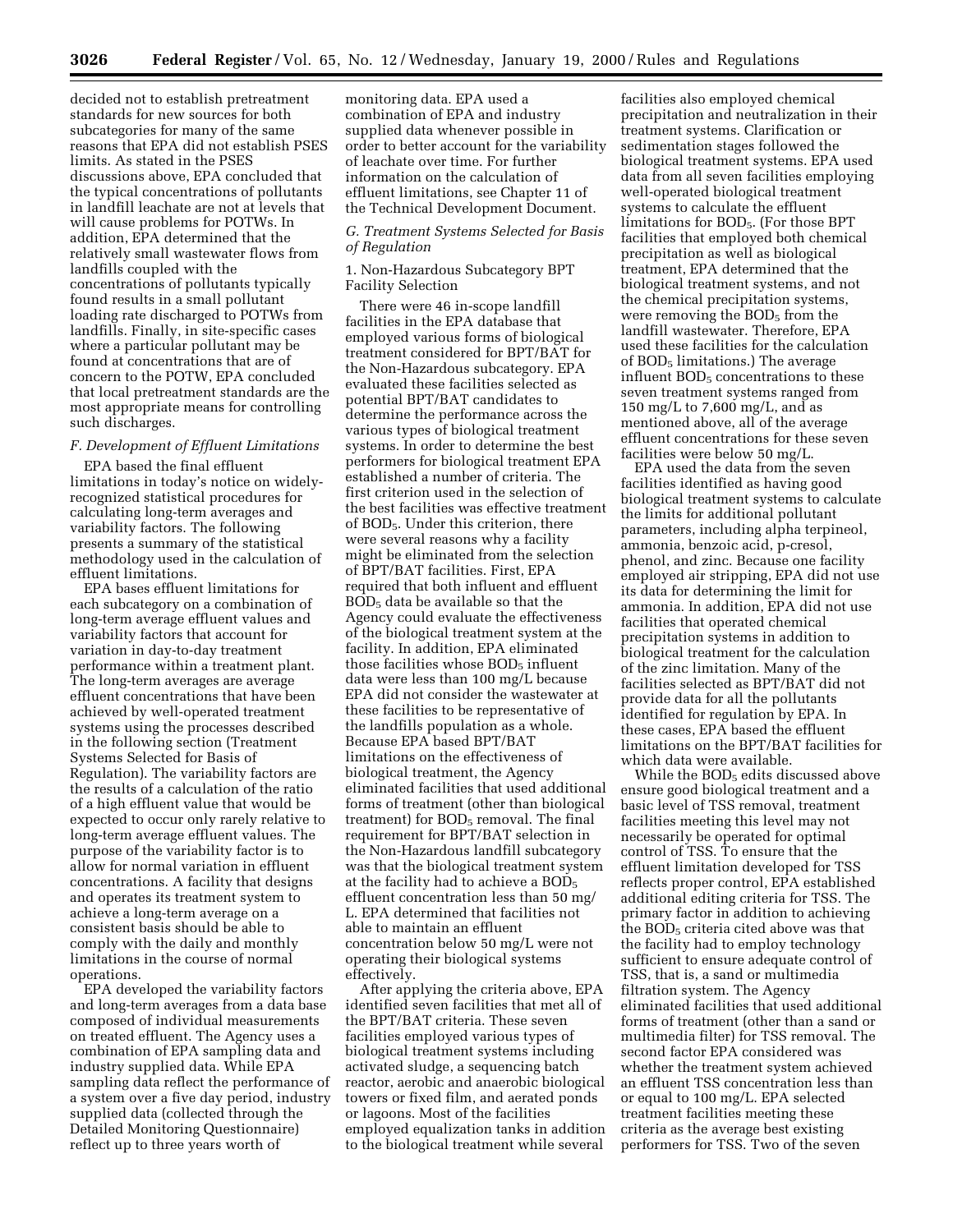decided not to establish pretreatment standards for new sources for both subcategories for many of the same reasons that EPA did not establish PSES limits. As stated in the PSES discussions above, EPA concluded that the typical concentrations of pollutants in landfill leachate are not at levels that will cause problems for POTWs. In addition, EPA determined that the relatively small wastewater flows from landfills coupled with the concentrations of pollutants typically found results in a small pollutant loading rate discharged to POTWs from landfills. Finally, in site-specific cases where a particular pollutant may be found at concentrations that are of concern to the POTW, EPA concluded that local pretreatment standards are the most appropriate means for controlling such discharges.

### *F. Development of Effluent Limitations*

EPA based the final effluent limitations in today's notice on widely-recognized statistical procedures for calculating long-term averages and variability factors. The following presents a summary of the statistical methodology used in the calculation of effluent limitations.

EPA bases effluent limitations for each subcategory on a combination of long-term average effluent values and variability factors that account for variation in day-to-day treatment performance within a treatment plant. The long-term averages are average effluent concentrations that have been achieved by well-operated treatment systems using the processes described in the following section (Treatment Systems Selected for Basis of Regulation). The variability factors are the results of a calculation of the ratio of a high effluent value that would be expected to occur only rarely relative to long-term average effluent values. The purpose of the variability factor is to allow for normal variation in effluent concentrations. A facility that designs and operates its treatment system to achieve a long-term average on a consistent basis should be able to comply with the daily and monthly limitations in the course of normal operations.

EPA developed the variability factors and long-term averages from a data base composed of individual measurements on treated effluent. The Agency uses a combination of EPA sampling data and industry supplied data. While EPA sampling data reflect the performance of a system over a five day period, industry supplied data (collected through the Detailed Monitoring Questionnaire) reflect up to three years worth of monitoring data. EPA used a combination of EPA and industry supplied data whenever possible in order to better account for the variability of leachate over time. For further information on the calculation of effluent limitations, see Chapter 11 of the Technical Development Document.

### *G. Treatment Systems Selected for Basis of Regulation*

1. Non-Hazardous Subcategory BPT Facility Selection

There were 46 in-scope landfill facilities in the EPA database that employed various forms of biological treatment considered for BPT/BAT for the Non-Hazardous subcategory. EPA evaluated these facilities selected as potential BPT/BAT candidates to determine the performance across the various types of biological treatment systems. In order to determine the best performers for biological treatment EPA established a number of criteria. The first criterion used in the selection of the best facilities was effective treatment of $BOD_5$. Under this criterion, there were several reasons why a facility might be eliminated from the selection of BPT/BAT facilities. First, EPA required that both influent and effluent $BOD_5$ data be available so that the Agency could evaluate the effectiveness of the biological treatment system at the facility. In addition, EPA eliminated those facilities whose $BOD_5$ influent data were less than 100 mg/L because EPA did not consider the wastewater at these facilities to be representative of the landfills population as a whole. Because EPA based BPT/BAT limitations on the effectiveness of biological treatment, the Agency eliminated facilities that used additional forms of treatment (other than biological treatment) for $BOD_5$ removal. The final requirement for BPT/BAT selection in the Non-Hazardous landfill subcategory was that the biological treatment system at the facility had to achieve a $BOD_5$ effluent concentration less than 50 mg/L. EPA determined that facilities not able to maintain an effluent concentration below 50 mg/L were not operating their biological systems effectively.

After applying the criteria above, EPA identified seven facilities that met all of the BPT/BAT criteria. These seven facilities employed various types of biological treatment systems including activated sludge, a sequencing batch reactor, aerobic and anaerobic biological towers or fixed film, and aerated ponds or lagoons. Most of the facilities employed equalization tanks in addition to the biological treatment while several facilities also employed chemical precipitation and neutralization in their treatment systems. Clarification or sedimentation stages followed the biological treatment systems. EPA used data from all seven facilities employing well-operated biological treatment systems to calculate the effluent limitations for $BOD_5$. (For those BPT facilities that employed both chemical precipitation as well as biological treatment, EPA determined that the biological treatment systems, and not the chemical precipitation systems, were removing the $BOD_5$ from the landfill wastewater. Therefore, EPA used these facilities for the calculation of $BOD_5$ limitations.) The average influent $BOD_5$ concentrations to these seven treatment systems ranged from 150 mg/L to 7,600 mg/L, and as mentioned above, all of the average effluent concentrations for these seven facilities were below 50 mg/L.

EPA used the data from the seven facilities identified as having good biological treatment systems to calculate the limits for additional pollutant parameters, including alpha terpineol, ammonia, benzoic acid, p-cresol, phenol, and zinc. Because one facility employed air stripping, EPA did not use its data for determining the limit for ammonia. In addition, EPA did not use facilities that operated chemical precipitation systems in addition to biological treatment for the calculation of the zinc limitation. Many of the facilities selected as BPT/BAT did not provide data for all the pollutants identified for regulation by EPA. In these cases, EPA based the effluent limitations on the BPT/BAT facilities for which data were available.

While the $BOD_5$ edits discussed above ensure good biological treatment and a basic level of TSS removal, treatment facilities meeting this level may not necessarily be operated for optimal control of TSS. To ensure that the effluent limitation developed for TSS reflects proper control, EPA established additional editing criteria for TSS. The primary factor in addition to achieving the $BOD_5$ criteria cited above was that the facility had to employ technology sufficient to ensure adequate control of TSS, that is, a sand or multimedia filtration system. The Agency eliminated facilities that used additional forms of treatment (other than a sand or multimedia filter) for TSS removal. The second factor EPA considered was whether the treatment system achieved an effluent TSS concentration less than or equal to 100 mg/L. EPA selected treatment facilities meeting these criteria as the average best existing performers for TSS. Two of the seven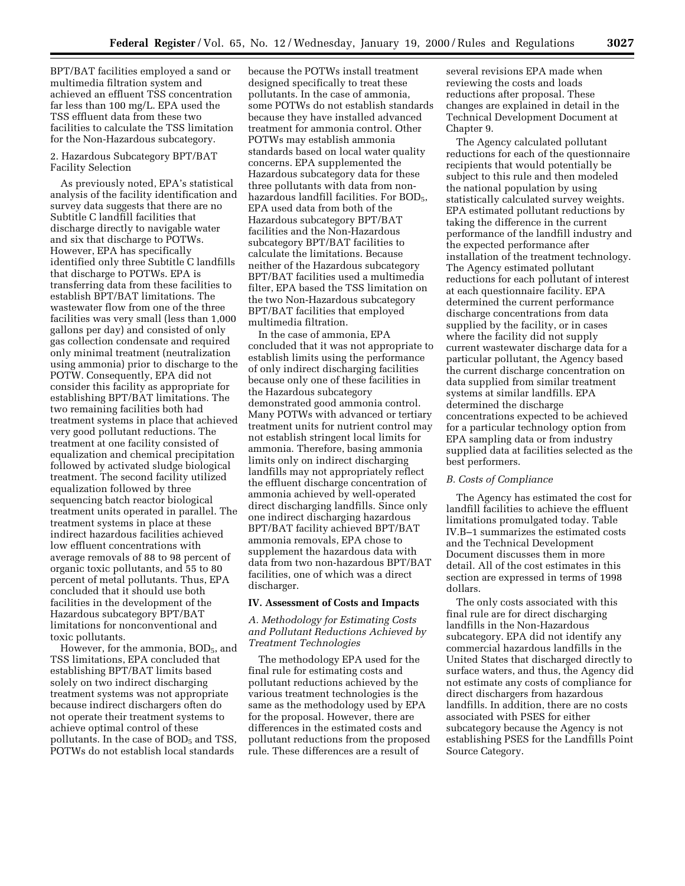BPT/BAT facilities employed a sand or multimedia filtration system and achieved an effluent TSS concentration far less than 100 mg/L. EPA used the TSS effluent data from these two facilities to calculate the TSS limitation for the Non-Hazardous subcategory.

2. Hazardous Subcategory BPT/BAT Facility Selection

As previously noted, EPA's statistical analysis of the facility identification and survey data suggests that there are no Subtitle C landfill facilities that discharge directly to navigable water and six that discharge to POTWs. However, EPA has specifically identified only three Subtitle C landfills that discharge to POTWs. EPA is transferring data from these facilities to establish BPT/BAT limitations. The wastewater flow from one of the three facilities was very small (less than 1,000 gallons per day) and consisted of only gas collection condensate and required only minimal treatment (neutralization using ammonia) prior to discharge to the POTW. Consequently, EPA did not consider this facility as appropriate for establishing BPT/BAT limitations. The two remaining facilities both had treatment systems in place that achieved very good pollutant reductions. The treatment at one facility consisted of equalization and chemical precipitation followed by activated sludge biological treatment. The second facility utilized equalization followed by three sequencing batch reactor biological treatment units operated in parallel. The treatment systems in place at these indirect hazardous facilities achieved low effluent concentrations with average removals of 88 to 98 percent of organic toxic pollutants, and 55 to 80 percent of metal pollutants. Thus, EPA concluded that it should use both facilities in the development of the Hazardous subcategory BPT/BAT limitations for nonconventional and toxic pollutants.

However, for the ammonia, $BOD_5$, and TSS limitations, EPA concluded that establishing BPT/BAT limits based solely on two indirect discharging treatment systems was not appropriate because indirect dischargers often do not operate their treatment systems to achieve optimal control of these pollutants. In the case of $BOD_5$ and TSS, POTWs do not establish local standards because the POTWs install treatment designed specifically to treat these pollutants. In the case of ammonia, some POTWs do not establish standards because they have installed advanced treatment for ammonia control. Other POTWs may establish ammonia standards based on local water quality concerns. EPA supplemented the Hazardous subcategory data for these three pollutants with data from non-hazardous landfill facilities. For $BOD_5$, EPA used data from both of the Hazardous subcategory BPT/BAT facilities and the Non-Hazardous subcategory BPT/BAT facilities to calculate the limitations. Because neither of the Hazardous subcategory BPT/BAT facilities used a multimedia filter, EPA based the TSS limitation on the two Non-Hazardous subcategory BPT/BAT facilities that employed multimedia filtration.

In the case of ammonia, EPA concluded that it was not appropriate to establish limits using the performance of only indirect discharging facilities because only one of these facilities in the Hazardous subcategory demonstrated good ammonia control. Many POTWs with advanced or tertiary treatment units for nutrient control may not establish stringent local limits for ammonia. Therefore, basing ammonia limits only on indirect discharging landfills may not appropriately reflect the effluent discharge concentration of ammonia achieved by well-operated direct discharging landfills. Since only one indirect discharging hazardous BPT/BAT facility achieved BPT/BAT ammonia removals, EPA chose to supplement the hazardous data with data from two non-hazardous BPT/BAT facilities, one of which was a direct discharger.

## IV. Assessment of Costs and Impacts

### *A. Methodology for Estimating Costs and Pollutant Reductions Achieved by Treatment Technologies*

The methodology EPA used for the final rule for estimating costs and pollutant reductions achieved by the various treatment technologies is the same as the methodology used by EPA for the proposal. However, there are differences in the estimated costs and pollutant reductions from the proposed rule. These differences are a result of several revisions EPA made when reviewing the costs and loads reductions after proposal. These changes are explained in detail in the Technical Development Document at Chapter 9.

The Agency calculated pollutant reductions for each of the questionnaire recipients that would potentially be subject to this rule and then modeled the national population by using statistically calculated survey weights. EPA estimated pollutant reductions by taking the difference in the current performance of the landfill industry and the expected performance after installation of the treatment technology. The Agency estimated pollutant reductions for each pollutant of interest at each questionnaire facility. EPA determined the current performance discharge concentrations from data supplied by the facility, or in cases where the facility did not supply current wastewater discharge data for a particular pollutant, the Agency based the current discharge concentration on data supplied from similar treatment systems at similar landfills. EPA determined the discharge concentrations expected to be achieved for a particular technology option from EPA sampling data or from industry supplied data at facilities selected as the best performers.

### *B. Costs of Compliance*

The Agency has estimated the cost for landfill facilities to achieve the effluent limitations promulgated today. Table IV.B–1 summarizes the estimated costs and the Technical Development Document discusses them in more detail. All of the cost estimates in this section are expressed in terms of 1998 dollars.

The only costs associated with this final rule are for direct discharging landfills in the Non-Hazardous subcategory. EPA did not identify any commercial hazardous landfills in the United States that discharged directly to surface waters, and thus, the Agency did not estimate any costs of compliance for direct dischargers from hazardous landfills. In addition, there are no costs associated with PSES for either subcategory because the Agency is not establishing PSES for the Landfills Point Source Category.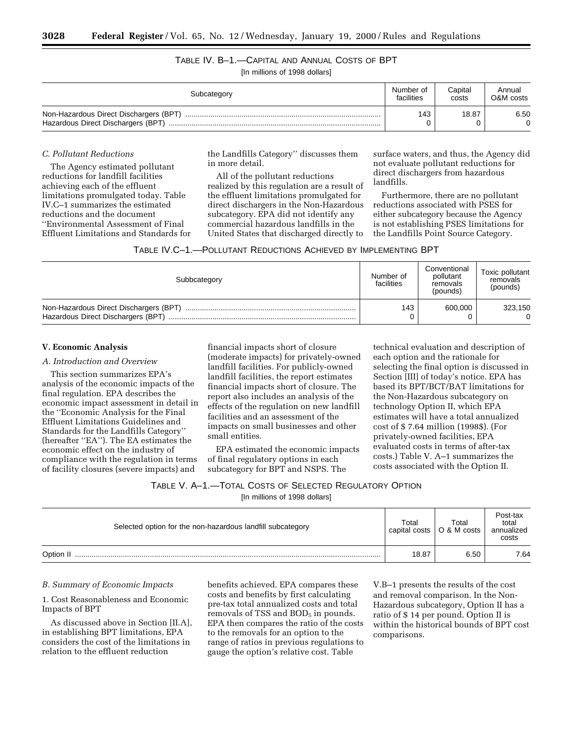TABLE IV. B–1.—CAPITAL AND ANNUAL COSTS OF BPT

[In millions of 1998 dollars]

| Subcategory | Number of facilities | Capital costs | Annual O&M costs |
|---|---|---|---|
| Non-Hazardous Direct Dischargers (BPT) | 143 | 18.87 | 6.50 |
| Hazardous Direct Dischargers (BPT) | 0 | 0 | 0 |

*C. Pollutant Reductions*

The Agency estimated pollutant reductions for landfill facilities achieving each of the effluent limitations promulgated today. Table IV.C–1 summarizes the estimated reductions and the document ''Environmental Assessment of Final Effluent Limitations and Standards for the Landfills Category'' discusses them in more detail.

All of the pollutant reductions realized by this regulation are a result of the effluent limitations promulgated for direct dischargers in the Non-Hazardous subcategory. EPA did not identify any commercial hazardous landfills in the United States that discharged directly to surface waters, and thus, the Agency did not evaluate pollutant reductions for direct dischargers from hazardous landfills.

Furthermore, there are no pollutant reductions associated with PSES for either subcategory because the Agency is not establishing PSES limitations for the Landfills Point Source Category.

TABLE IV.C–1.—POLLUTANT REDUCTIONS ACHIEVED BY IMPLEMENTING BPT

| Subbcategory | Number of facilities | Conventional pollutant removals (pounds) | Toxic pollutant removals (pounds) |
|---|---|---|---|
| Non-Hazardous Direct Dischargers (BPT) | 143 | 600,000 | 323,150 |
| Hazardous Direct Dischargers (BPT) | 0 | 0 | 0 |

**V. Economic Analysis**

*A. Introduction and Overview*

This section summarizes EPA's analysis of the economic impacts of the final regulation. EPA describes the economic impact assessment in detail in the ''Economic Analysis for the Final Effluent Limitations Guidelines and Standards for the Landfills Category'' (hereafter ''EA''). The EA estimates the economic effect on the industry of compliance with the regulation in terms of facility closures (severe impacts) and financial impacts short of closure (moderate impacts) for privately-owned landfill facilities. For publicly-owned landfill facilities, the report estimates financial impacts short of closure. The report also includes an analysis of the effects of the regulation on new landfill facilities and an assessment of the impacts on small businesses and other small entities.

EPA estimated the economic impacts of final regulatory options in each subcategory for BPT and NSPS. The technical evaluation and description of each option and the rationale for selecting the final option is discussed in Section [III] of today's notice. EPA has based its BPT/BCT/BAT limitations for the Non-Hazardous subcategory on technology Option II, which EPA estimates will have a total annualized cost of $ 7.64 million (1998$). (For privately-owned facilities, EPA evaluated costs in terms of after-tax costs.) Table V. A–1 summarizes the costs associated with the Option II.

TABLE V. A–1.—TOTAL COSTS OF SELECTED REGULATORY OPTION

[In millions of 1998 dollars]

| Selected option for the non-hazardous landfill subcategory | Total capital costs | Total O & M costs | Post-tax total annualized costs |
|---|---|---|---|
| Option II | 18.87 | 6.50 | 7.64 |

*B. Summary of Economic Impacts*

1. Cost Reasonableness and Economic Impacts of BPT

As discussed above in Section [II.A], in establishing BPT limitations, EPA considers the cost of the limitations in relation to the effluent reduction benefits achieved. EPA compares these costs and benefits by first calculating pre-tax total annualized costs and total removals of TSS and $BOD_5$ in pounds. EPA then compares the ratio of the costs to the removals for an option to the range of ratios in previous regulations to gauge the option's relative cost. Table V.B–1 presents the results of the cost and removal comparison. In the Non-Hazardous subcategory, Option II has a ratio of $ 14 per pound. Option II is within the historical bounds of BPT cost comparisons.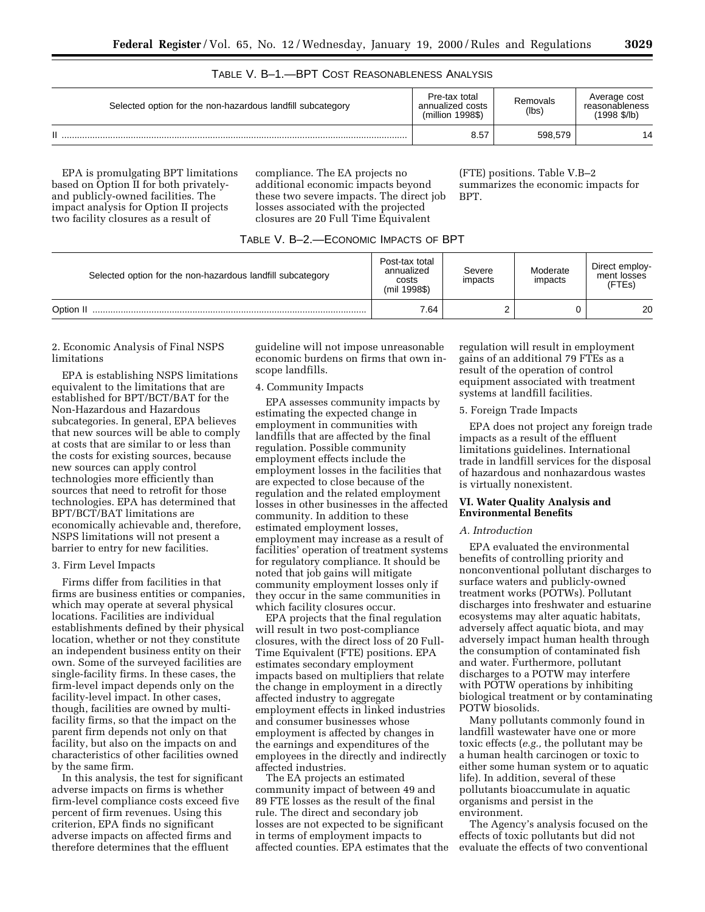TABLE V. B–1.—BPT COST REASONABLENESS ANALYSIS

| Selected option for the non-hazardous landfill subcategory | Pre-tax total annualized costs (million 1998$) | Removals (lbs) | Average cost reasonableness (1998 $/lb) |
|---|---|---|---|
| II | 8.57 | 598,579 | 14 |

EPA is promulgating BPT limitations based on Option II for both privately- and publicly-owned facilities. The impact analysis for Option II projects two facility closures as a result of compliance. The EA projects no additional economic impacts beyond these two severe impacts. The direct job losses associated with the projected closures are 20 Full Time Equivalent (FTE) positions. Table V.B–2 summarizes the economic impacts for BPT.

TABLE V. B–2.—ECONOMIC IMPACTS OF BPT

| Selected option for the non-hazardous landfill subcategory | Post-tax total annualized costs (mil 1998$) | Severe impacts | Moderate impacts | Direct employment losses (FTEs) |
|---|---|---|---|---|
| Option II | 7.64 | 2 | 0 | 20 |

2. Economic Analysis of Final NSPS limitations

EPA is establishing NSPS limitations equivalent to the limitations that are established for BPT/BCT/BAT for the Non-Hazardous and Hazardous subcategories. In general, EPA believes that new sources will be able to comply at costs that are similar to or less than the costs for existing sources, because new sources can apply control technologies more efficiently than sources that need to retrofit for those technologies. EPA has determined that BPT/BCT/BAT limitations are economically achievable and, therefore, NSPS limitations will not present a barrier to entry for new facilities.

3. Firm Level Impacts

Firms differ from facilities in that firms are business entities or companies, which may operate at several physical locations. Facilities are individual establishments defined by their physical location, whether or not they constitute an independent business entity on their own. Some of the surveyed facilities are single-facility firms. In these cases, the firm-level impact depends only on the facility-level impact. In other cases, though, facilities are owned by multi-facility firms, so that the impact on the parent firm depends not only on that facility, but also on the impacts on and characteristics of other facilities owned by the same firm.

In this analysis, the test for significant adverse impacts on firms is whether firm-level compliance costs exceed five percent of firm revenues. Using this criterion, EPA finds no significant adverse impacts on affected firms and therefore determines that the effluent guideline will not impose unreasonable economic burdens on firms that own in-scope landfills.

4. Community Impacts

EPA assesses community impacts by estimating the expected change in employment in communities with landfills that are affected by the final regulation. Possible community employment effects include the employment losses in the facilities that are expected to close because of the regulation and the related employment losses in other businesses in the affected community. In addition to these estimated employment losses, employment may increase as a result of facilities' operation of treatment systems for regulatory compliance. It should be noted that job gains will mitigate community employment losses only if they occur in the same communities in which facility closures occur.

EPA projects that the final regulation will result in two post-compliance closures, with the direct loss of 20 Full-Time Equivalent (FTE) positions. EPA estimates secondary employment impacts based on multipliers that relate the change in employment in a directly affected industry to aggregate employment effects in linked industries and consumer businesses whose employment is affected by changes in the earnings and expenditures of the employees in the directly and indirectly affected industries.

The EA projects an estimated community impact of between 49 and 89 FTE losses as the result of the final rule. The direct and secondary job losses are not expected to be significant in terms of employment impacts to affected counties. EPA estimates that the regulation will result in employment gains of an additional 79 FTEs as a result of the operation of control equipment associated with treatment systems at landfill facilities.

5. Foreign Trade Impacts

EPA does not project any foreign trade impacts as a result of the effluent limitations guidelines. International trade in landfill services for the disposal of hazardous and nonhazardous wastes is virtually nonexistent.

## VI. Water Quality Analysis and Environmental Benefits

### *A. Introduction*

EPA evaluated the environmental benefits of controlling priority and nonconventional pollutant discharges to surface waters and publicly-owned treatment works (POTWs). Pollutant discharges into freshwater and estuarine ecosystems may alter aquatic habitats, adversely affect aquatic biota, and may adversely impact human health through the consumption of contaminated fish and water. Furthermore, pollutant discharges to a POTW may interfere with POTW operations by inhibiting biological treatment or by contaminating POTW biosolids.

Many pollutants commonly found in landfill wastewater have one or more toxic effects (*e.g.,* the pollutant may be a human health carcinogen or toxic to either some human system or to aquatic life). In addition, several of these pollutants bioaccumulate in aquatic organisms and persist in the environment.

The Agency's analysis focused on the effects of toxic pollutants but did not evaluate the effects of two conventional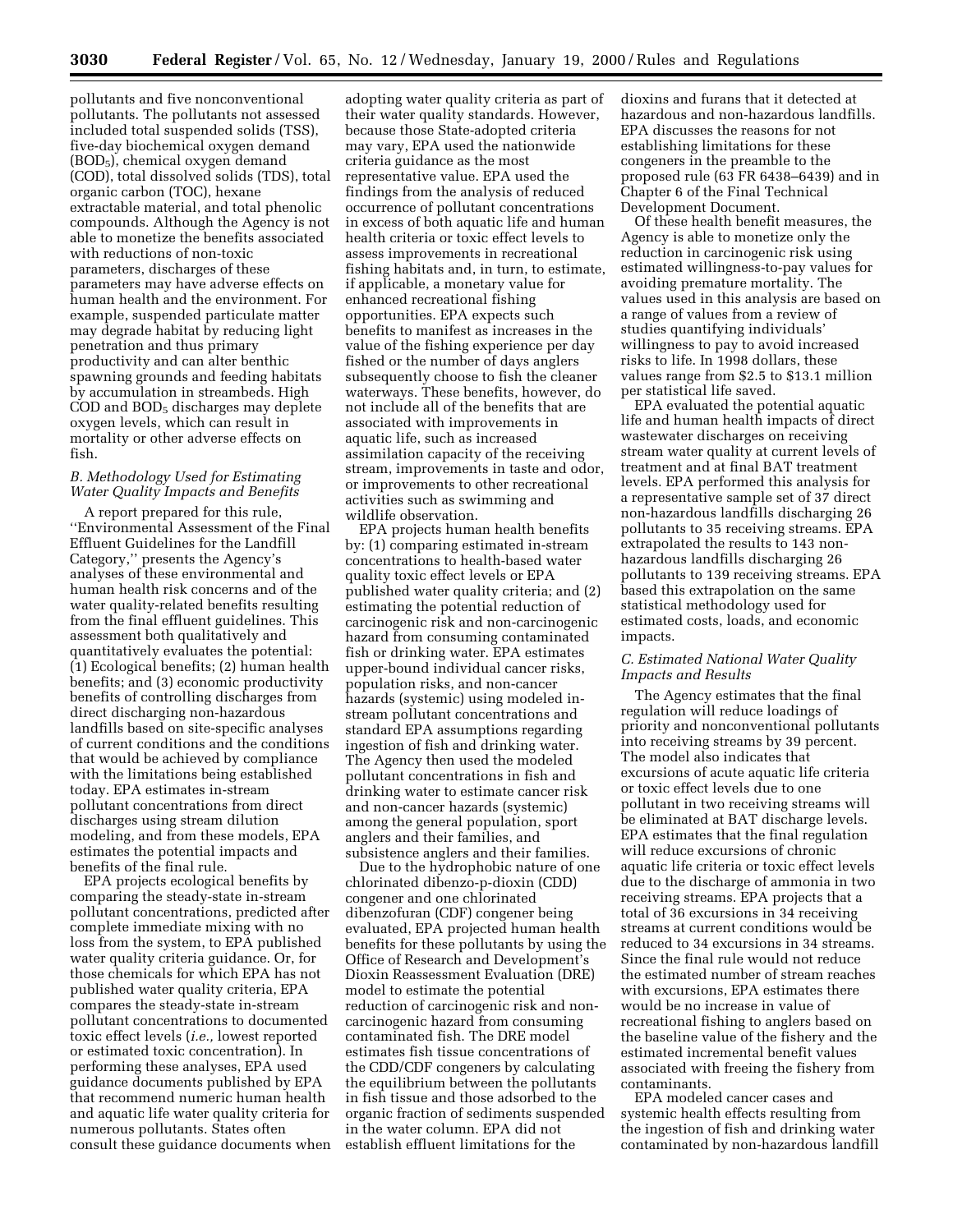pollutants and five nonconventional pollutants. The pollutants not assessed included total suspended solids (TSS), five-day biochemical oxygen demand ($BOD_5$), chemical oxygen demand (COD), total dissolved solids (TDS), total organic carbon (TOC), hexane extractable material, and total phenolic compounds. Although the Agency is not able to monetize the benefits associated with reductions of non-toxic parameters, discharges of these parameters may have adverse effects on human health and the environment. For example, suspended particulate matter may degrade habitat by reducing light penetration and thus primary productivity and can alter benthic spawning grounds and feeding habitats by accumulation in streambeds. High COD and $BOD_5$ discharges may deplete oxygen levels, which can result in mortality or other adverse effects on fish.

### *B. Methodology Used for Estimating Water Quality Impacts and Benefits*

A report prepared for this rule, ''Environmental Assessment of the Final Effluent Guidelines for the Landfill Category,'' presents the Agency's analyses of these environmental and human health risk concerns and of the water quality-related benefits resulting from the final effluent guidelines. This assessment both qualitatively and quantitatively evaluates the potential: (1) Ecological benefits; (2) human health benefits; and (3) economic productivity benefits of controlling discharges from direct discharging non-hazardous landfills based on site-specific analyses of current conditions and the conditions that would be achieved by compliance with the limitations being established today. EPA estimates in-stream pollutant concentrations from direct discharges using stream dilution modeling, and from these models, EPA estimates the potential impacts and benefits of the final rule.

EPA projects ecological benefits by comparing the steady-state in-stream pollutant concentrations, predicted after complete immediate mixing with no loss from the system, to EPA published water quality criteria guidance. Or, for those chemicals for which EPA has not published water quality criteria, EPA compares the steady-state in-stream pollutant concentrations to documented toxic effect levels (*i.e.,* lowest reported or estimated toxic concentration). In performing these analyses, EPA used guidance documents published by EPA that recommend numeric human health and aquatic life water quality criteria for numerous pollutants. States often consult these guidance documents when adopting water quality criteria as part of their water quality standards. However, because those State-adopted criteria may vary, EPA used the nationwide criteria guidance as the most representative value. EPA used the findings from the analysis of reduced occurrence of pollutant concentrations in excess of both aquatic life and human health criteria or toxic effect levels to assess improvements in recreational fishing habitats and, in turn, to estimate, if applicable, a monetary value for enhanced recreational fishing opportunities. EPA expects such benefits to manifest as increases in the value of the fishing experience per day fished or the number of days anglers subsequently choose to fish the cleaner waterways. These benefits, however, do not include all of the benefits that are associated with improvements in aquatic life, such as increased assimilation capacity of the receiving stream, improvements in taste and odor, or improvements to other recreational activities such as swimming and wildlife observation.

EPA projects human health benefits by: (1) comparing estimated in-stream concentrations to health-based water quality toxic effect levels or EPA published water quality criteria; and (2) estimating the potential reduction of carcinogenic risk and non-carcinogenic hazard from consuming contaminated fish or drinking water. EPA estimates upper-bound individual cancer risks, population risks, and non-cancer hazards (systemic) using modeled in-stream pollutant concentrations and standard EPA assumptions regarding ingestion of fish and drinking water. The Agency then used the modeled pollutant concentrations in fish and drinking water to estimate cancer risk and non-cancer hazards (systemic) among the general population, sport anglers and their families, and subsistence anglers and their families.

Due to the hydrophobic nature of one chlorinated dibenzo-p-dioxin (CDD) congener and one chlorinated dibenzofuran (CDF) congener being evaluated, EPA projected human health benefits for these pollutants by using the Office of Research and Development's Dioxin Reassessment Evaluation (DRE) model to estimate the potential reduction of carcinogenic risk and non-carcinogenic hazard from consuming contaminated fish. The DRE model estimates fish tissue concentrations of the CDD/CDF congeners by calculating the equilibrium between the pollutants in fish tissue and those adsorbed to the organic fraction of sediments suspended in the water column. EPA did not establish effluent limitations for the dioxins and furans that it detected at hazardous and non-hazardous landfills. EPA discusses the reasons for not establishing limitations for these congeners in the preamble to the proposed rule (63 FR 6438–6439) and in Chapter 6 of the Final Technical Development Document.

Of these health benefit measures, the Agency is able to monetize only the reduction in carcinogenic risk using estimated willingness-to-pay values for avoiding premature mortality. The values used in this analysis are based on a range of values from a review of studies quantifying individuals' willingness to pay to avoid increased risks to life. In 1998 dollars, these values range from \$2.5 to \$13.1 million per statistical life saved.

EPA evaluated the potential aquatic life and human health impacts of direct wastewater discharges on receiving stream water quality at current levels of treatment and at final BAT treatment levels. EPA performed this analysis for a representative sample set of 37 direct non-hazardous landfills discharging 26 pollutants to 35 receiving streams. EPA extrapolated the results to 143 non-hazardous landfills discharging 26 pollutants to 139 receiving streams. EPA based this extrapolation on the same statistical methodology used for estimated costs, loads, and economic impacts.

### *C. Estimated National Water Quality Impacts and Results*

The Agency estimates that the final regulation will reduce loadings of priority and nonconventional pollutants into receiving streams by 39 percent. The model also indicates that excursions of acute aquatic life criteria or toxic effect levels due to one pollutant in two receiving streams will be eliminated at BAT discharge levels. EPA estimates that the final regulation will reduce excursions of chronic aquatic life criteria or toxic effect levels due to the discharge of ammonia in two receiving streams. EPA projects that a total of 36 excursions in 34 receiving streams at current conditions would be reduced to 34 excursions in 34 streams. Since the final rule would not reduce the estimated number of stream reaches with excursions, EPA estimates there would be no increase in value of recreational fishing to anglers based on the baseline value of the fishery and the estimated incremental benefit values associated with freeing the fishery from contaminants.

EPA modeled cancer cases and systemic health effects resulting from the ingestion of fish and drinking water contaminated by non-hazardous landfill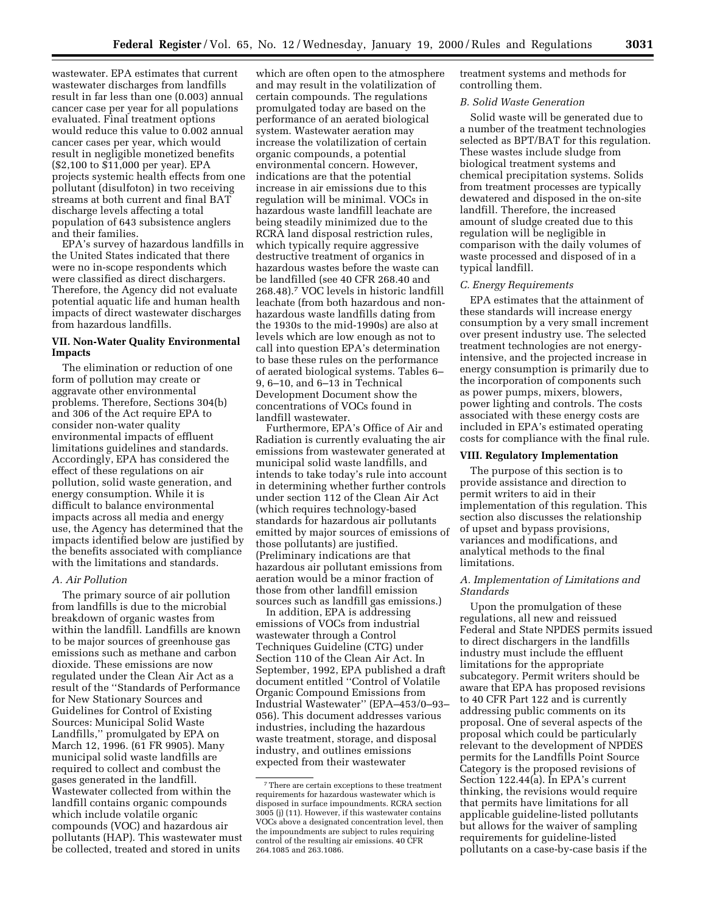wastewater. EPA estimates that current wastewater discharges from landfills result in far less than one (0.003) annual cancer case per year for all populations evaluated. Final treatment options would reduce this value to 0.002 annual cancer cases per year, which would result in negligible monetized benefits ($2,100 to $11,000 per year). EPA projects systemic health effects from one pollutant (disulfoton) in two receiving streams at both current and final BAT discharge levels affecting a total population of 643 subsistence anglers and their families.

EPA's survey of hazardous landfills in the United States indicated that there were no in-scope respondents which were classified as direct dischargers. Therefore, the Agency did not evaluate potential aquatic life and human health impacts of direct wastewater discharges from hazardous landfills.

## VII. Non-Water Quality Environmental Impacts

The elimination or reduction of one form of pollution may create or aggravate other environmental problems. Therefore, Sections 304(b) and 306 of the Act require EPA to consider non-water quality environmental impacts of effluent limitations guidelines and standards. Accordingly, EPA has considered the effect of these regulations on air pollution, solid waste generation, and energy consumption. While it is difficult to balance environmental impacts across all media and energy use, the Agency has determined that the impacts identified below are justified by the benefits associated with compliance with the limitations and standards.

### *A. Air Pollution*

The primary source of air pollution from landfills is due to the microbial breakdown of organic wastes from within the landfill. Landfills are known to be major sources of greenhouse gas emissions such as methane and carbon dioxide. These emissions are now regulated under the Clean Air Act as a result of the ''Standards of Performance for New Stationary Sources and Guidelines for Control of Existing Sources: Municipal Solid Waste Landfills,'' promulgated by EPA on March 12, 1996. (61 FR 9905). Many municipal solid waste landfills are required to collect and combust the gases generated in the landfill. Wastewater collected from within the landfill contains organic compounds which include volatile organic compounds (VOC) and hazardous air pollutants (HAP). This wastewater must be collected, treated and stored in units which are often open to the atmosphere and may result in the volatilization of certain compounds. The regulations promulgated today are based on the performance of an aerated biological system. Wastewater aeration may increase the volatilization of certain organic compounds, a potential environmental concern. However, indications are that the potential increase in air emissions due to this regulation will be minimal. VOCs in hazardous waste landfill leachate are being steadily minimized due to the RCRA land disposal restriction rules, which typically require aggressive destructive treatment of organics in hazardous wastes before the waste can be landfilled (see 40 CFR 268.40 and 268.48).[7] VOC levels in historic landfill leachate (from both hazardous and non-hazardous waste landfills dating from the 1930s to the mid-1990s) are also at levels which are low enough as not to call into question EPA's determination to base these rules on the performance of aerated biological systems. Tables 6–9, 6–10, and 6–13 in Technical Development Document show the concentrations of VOCs found in landfill wastewater.

Furthermore, EPA's Office of Air and Radiation is currently evaluating the air emissions from wastewater generated at municipal solid waste landfills, and intends to take today's rule into account in determining whether further controls under section 112 of the Clean Air Act (which requires technology-based standards for hazardous air pollutants emitted by major sources of emissions of those pollutants) are justified. (Preliminary indications are that hazardous air pollutant emissions from aeration would be a minor fraction of those from other landfill emission sources such as landfill gas emissions.)

In addition, EPA is addressing emissions of VOCs from industrial wastewater through a Control Techniques Guideline (CTG) under Section 110 of the Clean Air Act. In September, 1992, EPA published a draft document entitled ''Control of Volatile Organic Compound Emissions from Industrial Wastewater'' (EPA–453/0–93–056). This document addresses various industries, including the hazardous waste treatment, storage, and disposal industry, and outlines emissions expected from their wastewater treatment systems and methods for controlling them.

### *B. Solid Waste Generation*

Solid waste will be generated due to a number of the treatment technologies selected as BPT/BAT for this regulation. These wastes include sludge from biological treatment systems and chemical precipitation systems. Solids from treatment processes are typically dewatered and disposed in the on-site landfill. Therefore, the increased amount of sludge created due to this regulation will be negligible in comparison with the daily volumes of waste processed and disposed of in a typical landfill.

### *C. Energy Requirements*

EPA estimates that the attainment of these standards will increase energy consumption by a very small increment over present industry use. The selected treatment technologies are not energy-intensive, and the projected increase in energy consumption is primarily due to the incorporation of components such as power pumps, mixers, blowers, power lighting and controls. The costs associated with these energy costs are included in EPA's estimated operating costs for compliance with the final rule.

## VIII. Regulatory Implementation

The purpose of this section is to provide assistance and direction to permit writers to aid in their implementation of this regulation. This section also discusses the relationship of upset and bypass provisions, variances and modifications, and analytical methods to the final limitations.

### *A. Implementation of Limitations and Standards*

Upon the promulgation of these regulations, all new and reissued Federal and State NPDES permits issued to direct dischargers in the landfills industry must include the effluent limitations for the appropriate subcategory. Permit writers should be aware that EPA has proposed revisions to 40 CFR Part 122 and is currently addressing public comments on its proposal. One of several aspects of the proposal which could be particularly relevant to the development of NPDES permits for the Landfills Point Source Category is the proposed revisions of Section 122.44(a). In EPA's current thinking, the revisions would require that permits have limitations for all applicable guideline-listed pollutants but allows for the waiver of sampling requirements for guideline-listed pollutants on a case-by-case basis if the

---

[7] There are certain exceptions to these treatment requirements for hazardous wastewater which is disposed in surface impoundments. RCRA section 3005 (j) (11). However, if this wastewater contains VOCs above a designated concentration level, then the impoundments are subject to rules requiring control of the resulting air emissions. 40 CFR 264.1085 and 263.1086.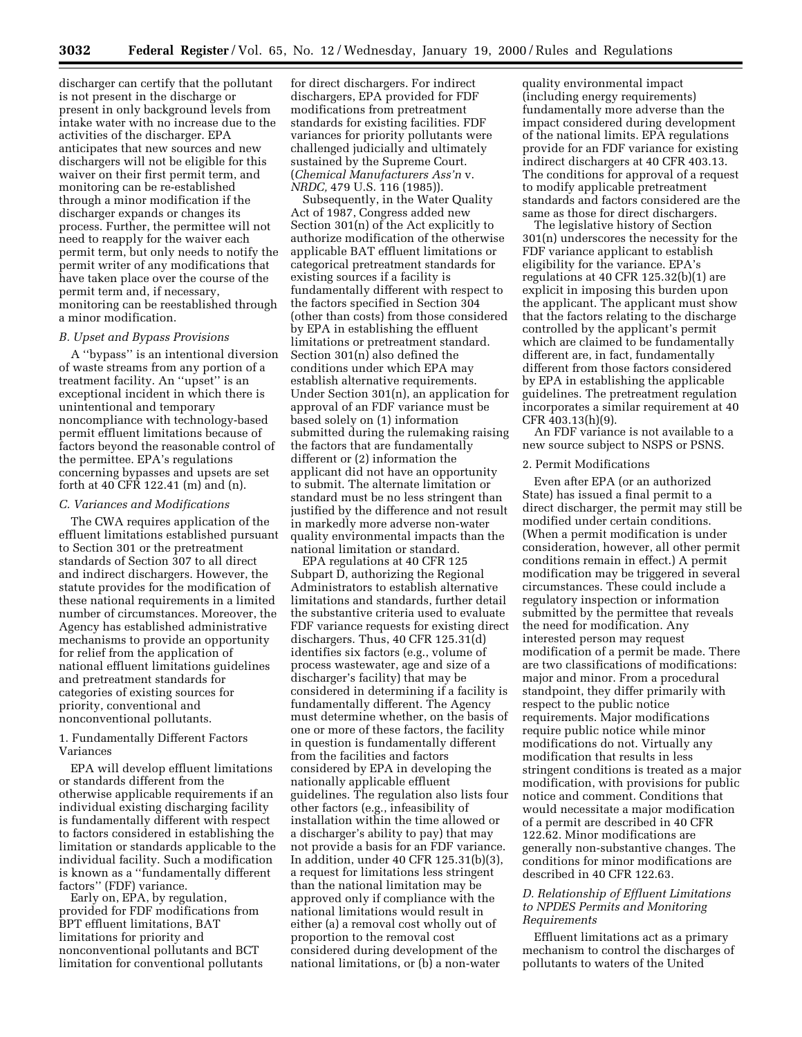discharger can certify that the pollutant is not present in the discharge or present in only background levels from intake water with no increase due to the activities of the discharger. EPA anticipates that new sources and new dischargers will not be eligible for this waiver on their first permit term, and monitoring can be re-established through a minor modification if the discharger expands or changes its process. Further, the permittee will not need to reapply for the waiver each permit term, but only needs to notify the permit writer of any modifications that have taken place over the course of the permit term and, if necessary, monitoring can be reestablished through a minor modification.

### *B. Upset and Bypass Provisions*

A ''bypass'' is an intentional diversion of waste streams from any portion of a treatment facility. An ''upset'' is an exceptional incident in which there is unintentional and temporary noncompliance with technology-based permit effluent limitations because of factors beyond the reasonable control of the permittee. EPA's regulations concerning bypasses and upsets are set forth at 40 CFR 122.41 (m) and (n).

### *C. Variances and Modifications*

The CWA requires application of the effluent limitations established pursuant to Section 301 or the pretreatment standards of Section 307 to all direct and indirect dischargers. However, the statute provides for the modification of these national requirements in a limited number of circumstances. Moreover, the Agency has established administrative mechanisms to provide an opportunity for relief from the application of national effluent limitations guidelines and pretreatment standards for categories of existing sources for priority, conventional and nonconventional pollutants.

#### 1. Fundamentally Different Factors Variances

EPA will develop effluent limitations or standards different from the otherwise applicable requirements if an individual existing discharging facility is fundamentally different with respect to factors considered in establishing the limitation or standards applicable to the individual facility. Such a modification is known as a ''fundamentally different factors'' (FDF) variance.

Early on, EPA, by regulation, provided for FDF modifications from BPT effluent limitations, BAT limitations for priority and nonconventional pollutants and BCT limitation for conventional pollutants for direct dischargers. For indirect dischargers, EPA provided for FDF modifications from pretreatment standards for existing facilities. FDF variances for priority pollutants were challenged judicially and ultimately sustained by the Supreme Court. (*Chemical Manufacturers Ass'n* v. *NRDC,* 479 U.S. 116 (1985)).

Subsequently, in the Water Quality Act of 1987, Congress added new Section 301(n) of the Act explicitly to authorize modification of the otherwise applicable BAT effluent limitations or categorical pretreatment standards for existing sources if a facility is fundamentally different with respect to the factors specified in Section 304 (other than costs) from those considered by EPA in establishing the effluent limitations or pretreatment standard. Section 301(n) also defined the conditions under which EPA may establish alternative requirements. Under Section 301(n), an application for approval of an FDF variance must be based solely on (1) information submitted during the rulemaking raising the factors that are fundamentally different or (2) information the applicant did not have an opportunity to submit. The alternate limitation or standard must be no less stringent than justified by the difference and not result in markedly more adverse non-water quality environmental impacts than the national limitation or standard.

EPA regulations at 40 CFR 125 Subpart D, authorizing the Regional Administrators to establish alternative limitations and standards, further detail the substantive criteria used to evaluate FDF variance requests for existing direct dischargers. Thus, 40 CFR 125.31(d) identifies six factors (e.g., volume of process wastewater, age and size of a discharger's facility) that may be considered in determining if a facility is fundamentally different. The Agency must determine whether, on the basis of one or more of these factors, the facility in question is fundamentally different from the facilities and factors considered by EPA in developing the nationally applicable effluent guidelines. The regulation also lists four other factors (e.g., infeasibility of installation within the time allowed or a discharger's ability to pay) that may not provide a basis for an FDF variance. In addition, under 40 CFR 125.31(b)(3), a request for limitations less stringent than the national limitation may be approved only if compliance with the national limitations would result in either (a) a removal cost wholly out of proportion to the removal cost considered during development of the national limitations, or (b) a non-water quality environmental impact (including energy requirements) fundamentally more adverse than the impact considered during development of the national limits. EPA regulations provide for an FDF variance for existing indirect dischargers at 40 CFR 403.13. The conditions for approval of a request to modify applicable pretreatment standards and factors considered are the same as those for direct dischargers.

The legislative history of Section 301(n) underscores the necessity for the FDF variance applicant to establish eligibility for the variance. EPA's regulations at 40 CFR 125.32(b)(1) are explicit in imposing this burden upon the applicant. The applicant must show that the factors relating to the discharge controlled by the applicant's permit which are claimed to be fundamentally different are, in fact, fundamentally different from those factors considered by EPA in establishing the applicable guidelines. The pretreatment regulation incorporates a similar requirement at 40 CFR 403.13(h)(9).

An FDF variance is not available to a new source subject to NSPS or PSNS.

#### 2. Permit Modifications

Even after EPA (or an authorized State) has issued a final permit to a direct discharger, the permit may still be modified under certain conditions. (When a permit modification is under consideration, however, all other permit conditions remain in effect.) A permit modification may be triggered in several circumstances. These could include a regulatory inspection or information submitted by the permittee that reveals the need for modification. Any interested person may request modification of a permit be made. There are two classifications of modifications: major and minor. From a procedural standpoint, they differ primarily with respect to the public notice requirements. Major modifications require public notice while minor modifications do not. Virtually any modification that results in less stringent conditions is treated as a major modification, with provisions for public notice and comment. Conditions that would necessitate a major modification of a permit are described in 40 CFR 122.62. Minor modifications are generally non-substantive changes. The conditions for minor modifications are described in 40 CFR 122.63.

### *D. Relationship of Effluent Limitations to NPDES Permits and Monitoring Requirements*

Effluent limitations act as a primary mechanism to control the discharges of pollutants to waters of the United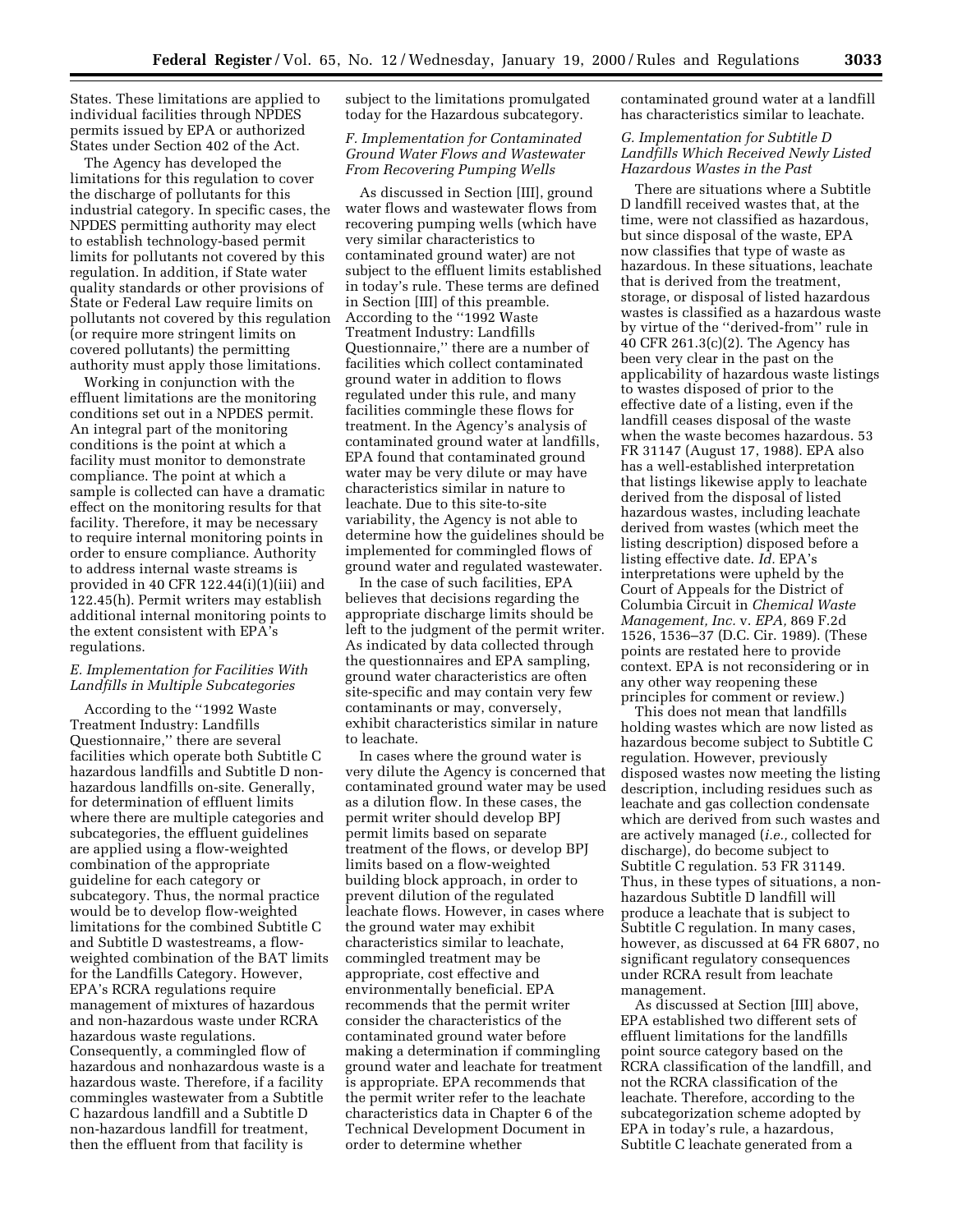States. These limitations are applied to individual facilities through NPDES permits issued by EPA or authorized States under Section 402 of the Act.

The Agency has developed the limitations for this regulation to cover the discharge of pollutants for this industrial category. In specific cases, the NPDES permitting authority may elect to establish technology-based permit limits for pollutants not covered by this regulation. In addition, if State water quality standards or other provisions of State or Federal Law require limits on pollutants not covered by this regulation (or require more stringent limits on covered pollutants) the permitting authority must apply those limitations.

Working in conjunction with the effluent limitations are the monitoring conditions set out in a NPDES permit. An integral part of the monitoring conditions is the point at which a facility must monitor to demonstrate compliance. The point at which a sample is collected can have a dramatic effect on the monitoring results for that facility. Therefore, it may be necessary to require internal monitoring points in order to ensure compliance. Authority to address internal waste streams is provided in 40 CFR 122.44(i)(1)(iii) and 122.45(h). Permit writers may establish additional internal monitoring points to the extent consistent with EPA's regulations.

### E. Implementation for Facilities With Landfills in Multiple Subcategories

According to the ''1992 Waste Treatment Industry: Landfills Questionnaire,'' there are several facilities which operate both Subtitle C hazardous landfills and Subtitle D non-hazardous landfills on-site. Generally, for determination of effluent limits where there are multiple categories and subcategories, the effluent guidelines are applied using a flow-weighted combination of the appropriate guideline for each category or subcategory. Thus, the normal practice would be to develop flow-weighted limitations for the combined Subtitle C and Subtitle D wastestreams, a flow-weighted combination of the BAT limits for the Landfills Category. However, EPA's RCRA regulations require management of mixtures of hazardous and non-hazardous waste under RCRA hazardous waste regulations. Consequently, a commingled flow of hazardous and nonhazardous waste is a hazardous waste. Therefore, if a facility commingles wastewater from a Subtitle C hazardous landfill and a Subtitle D non-hazardous landfill for treatment, then the effluent from that facility is subject to the limitations promulgated today for the Hazardous subcategory.

### F. Implementation for Contaminated Ground Water Flows and Wastewater From Recovering Pumping Wells

As discussed in Section [III], ground water flows and wastewater flows from recovering pumping wells (which have very similar characteristics to contaminated ground water) are not subject to the effluent limits established in today's rule. These terms are defined in Section [III] of this preamble. According to the ''1992 Waste Treatment Industry: Landfills Questionnaire,'' there are a number of facilities which collect contaminated ground water in addition to flows regulated under this rule, and many facilities commingle these flows for treatment. In the Agency's analysis of contaminated ground water at landfills, EPA found that contaminated ground water may be very dilute or may have characteristics similar in nature to leachate. Due to this site-to-site variability, the Agency is not able to determine how the guidelines should be implemented for commingled flows of ground water and regulated wastewater.

In the case of such facilities, EPA believes that decisions regarding the appropriate discharge limits should be left to the judgment of the permit writer. As indicated by data collected through the questionnaires and EPA sampling, ground water characteristics are often site-specific and may contain very few contaminants or may, conversely, exhibit characteristics similar in nature to leachate.

In cases where the ground water is very dilute the Agency is concerned that contaminated ground water may be used as a dilution flow. In these cases, the permit writer should develop BPJ permit limits based on separate treatment of the flows, or develop BPJ limits based on a flow-weighted building block approach, in order to prevent dilution of the regulated leachate flows. However, in cases where the ground water may exhibit characteristics similar to leachate, commingled treatment may be appropriate, cost effective and environmentally beneficial. EPA recommends that the permit writer consider the characteristics of the contaminated ground water before making a determination if commingling ground water and leachate for treatment is appropriate. EPA recommends that the permit writer refer to the leachate characteristics data in Chapter 6 of the Technical Development Document in order to determine whether contaminated ground water at a landfill has characteristics similar to leachate.

### G. Implementation for Subtitle D Landfills Which Received Newly Listed Hazardous Wastes in the Past

There are situations where a Subtitle D landfill received wastes that, at the time, were not classified as hazardous, but since disposal of the waste, EPA now classifies that type of waste as hazardous. In these situations, leachate that is derived from the treatment, storage, or disposal of listed hazardous wastes is classified as a hazardous waste by virtue of the ''derived-from'' rule in 40 CFR 261.3(c)(2). The Agency has been very clear in the past on the applicability of hazardous waste listings to wastes disposed of prior to the effective date of a listing, even if the landfill ceases disposal of the waste when the waste becomes hazardous. 53 FR 31147 (August 17, 1988). EPA also has a well-established interpretation that listings likewise apply to leachate derived from the disposal of listed hazardous wastes, including leachate derived from wastes (which meet the listing description) disposed before a listing effective date. *Id.* EPA's interpretations were upheld by the Court of Appeals for the District of Columbia Circuit in *Chemical Waste Management, Inc.* v. *EPA,* 869 F.2d 1526, 1536–37 (D.C. Cir. 1989). (These points are restated here to provide context. EPA is not reconsidering or in any other way reopening these principles for comment or review.)

This does not mean that landfills holding wastes which are now listed as hazardous become subject to Subtitle C regulation. However, previously disposed wastes now meeting the listing description, including residues such as leachate and gas collection condensate which are derived from such wastes and are actively managed (*i.e.,* collected for discharge), do become subject to Subtitle C regulation. 53 FR 31149. Thus, in these types of situations, a non-hazardous Subtitle D landfill will produce a leachate that is subject to Subtitle C regulation. In many cases, however, as discussed at 64 FR 6807, no significant regulatory consequences under RCRA result from leachate management.

As discussed at Section [III] above, EPA established two different sets of effluent limitations for the landfills point source category based on the RCRA classification of the landfill, and not the RCRA classification of the leachate. Therefore, according to the subcategorization scheme adopted by EPA in today's rule, a hazardous, Subtitle C leachate generated from a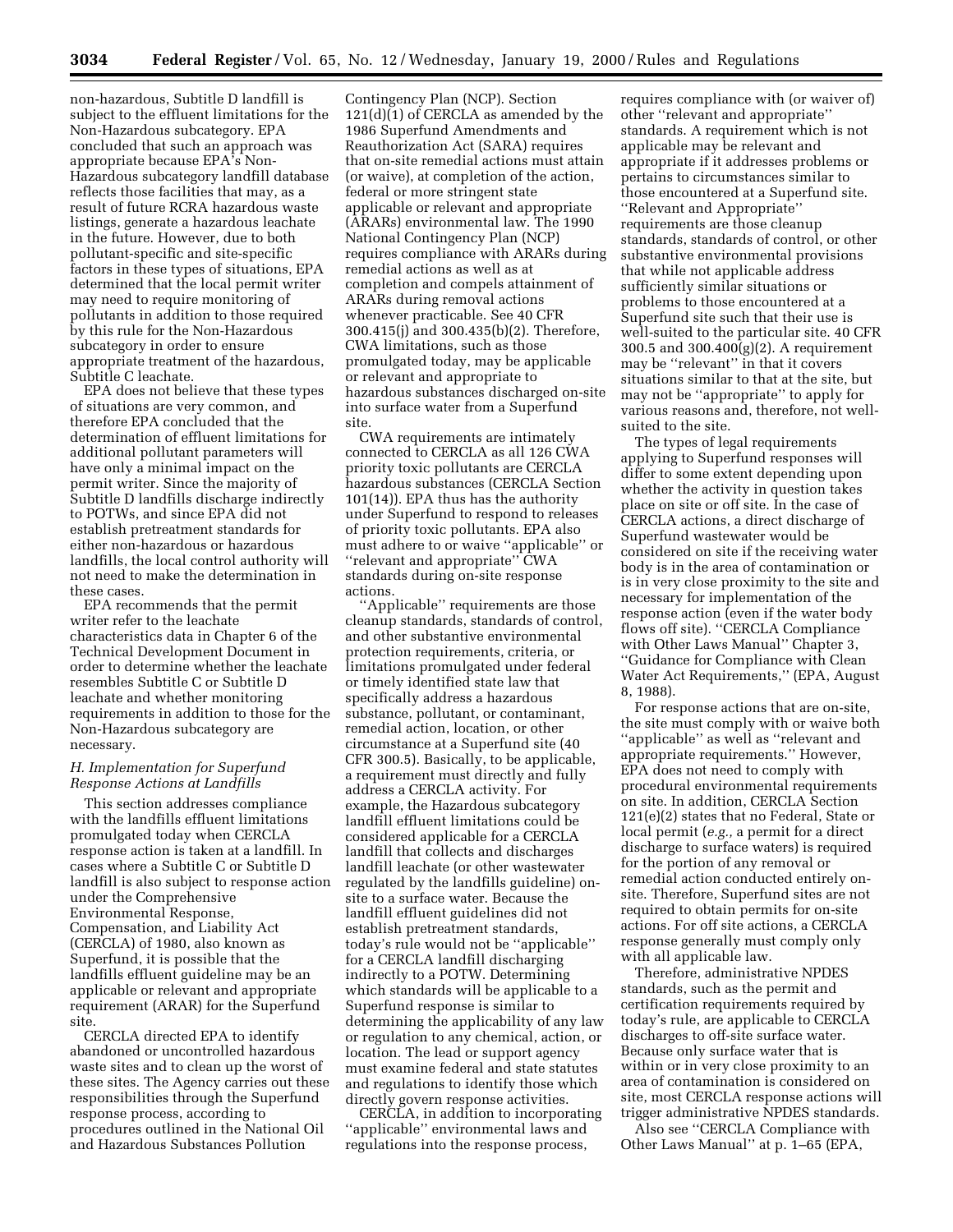non-hazardous, Subtitle D landfill is subject to the effluent limitations for the Non-Hazardous subcategory. EPA concluded that such an approach was appropriate because EPA's Non-Hazardous subcategory landfill database reflects those facilities that may, as a result of future RCRA hazardous waste listings, generate a hazardous leachate in the future. However, due to both pollutant-specific and site-specific factors in these types of situations, EPA determined that the local permit writer may need to require monitoring of pollutants in addition to those required by this rule for the Non-Hazardous subcategory in order to ensure appropriate treatment of the hazardous, Subtitle C leachate.

EPA does not believe that these types of situations are very common, and therefore EPA concluded that the determination of effluent limitations for additional pollutant parameters will have only a minimal impact on the permit writer. Since the majority of Subtitle D landfills discharge indirectly to POTWs, and since EPA did not establish pretreatment standards for either non-hazardous or hazardous landfills, the local control authority will not need to make the determination in these cases.

EPA recommends that the permit writer refer to the leachate characteristics data in Chapter 6 of the Technical Development Document in order to determine whether the leachate resembles Subtitle C or Subtitle D leachate and whether monitoring requirements in addition to those for the Non-Hazardous subcategory are necessary.

### *H. Implementation for Superfund Response Actions at Landfills*

This section addresses compliance with the landfills effluent limitations promulgated today when CERCLA response action is taken at a landfill. In cases where a Subtitle C or Subtitle D landfill is also subject to response action under the Comprehensive Environmental Response, Compensation, and Liability Act (CERCLA) of 1980, also known as Superfund, it is possible that the landfills effluent guideline may be an applicable or relevant and appropriate requirement (ARAR) for the Superfund site.

CERCLA directed EPA to identify abandoned or uncontrolled hazardous waste sites and to clean up the worst of these sites. The Agency carries out these responsibilities through the Superfund response process, according to procedures outlined in the National Oil and Hazardous Substances Pollution Contingency Plan (NCP). Section 121(d)(1) of CERCLA as amended by the 1986 Superfund Amendments and Reauthorization Act (SARA) requires that on-site remedial actions must attain (or waive), at completion of the action, federal or more stringent state applicable or relevant and appropriate (ARARs) environmental law. The 1990 National Contingency Plan (NCP) requires compliance with ARARs during remedial actions as well as at completion and compels attainment of ARARs during removal actions whenever practicable. See 40 CFR 300.415(j) and 300.435(b)(2). Therefore, CWA limitations, such as those promulgated today, may be applicable or relevant and appropriate to hazardous substances discharged on-site into surface water from a Superfund site.

CWA requirements are intimately connected to CERCLA as all 126 CWA priority toxic pollutants are CERCLA hazardous substances (CERCLA Section 101(14)). EPA thus has the authority under Superfund to respond to releases of priority toxic pollutants. EPA also must adhere to or waive ''applicable'' or ''relevant and appropriate'' CWA standards during on-site response actions.

''Applicable'' requirements are those cleanup standards, standards of control, and other substantive environmental protection requirements, criteria, or limitations promulgated under federal or timely identified state law that specifically address a hazardous substance, pollutant, or contaminant, remedial action, location, or other circumstance at a Superfund site (40 CFR 300.5). Basically, to be applicable, a requirement must directly and fully address a CERCLA activity. For example, the Hazardous subcategory landfill effluent limitations could be considered applicable for a CERCLA landfill that collects and discharges landfill leachate (or other wastewater regulated by the landfills guideline) on-site to a surface water. Because the landfill effluent guidelines did not establish pretreatment standards, today's rule would not be ''applicable'' for a CERCLA landfill discharging indirectly to a POTW. Determining which standards will be applicable to a Superfund response is similar to determining the applicability of any law or regulation to any chemical, action, or location. The lead or support agency must examine federal and state statutes and regulations to identify those which directly govern response activities.

CERCLA, in addition to incorporating ''applicable'' environmental laws and regulations into the response process, requires compliance with (or waiver of) other ''relevant and appropriate'' standards. A requirement which is not applicable may be relevant and appropriate if it addresses problems or pertains to circumstances similar to those encountered at a Superfund site. ''Relevant and Appropriate'' requirements are those cleanup standards, standards of control, or other substantive environmental provisions that while not applicable address sufficiently similar situations or problems to those encountered at a Superfund site such that their use is well-suited to the particular site. 40 CFR 300.5 and 300.400(g)(2). A requirement may be ''relevant'' in that it covers situations similar to that at the site, but may not be ''appropriate'' to apply for various reasons and, therefore, not well-suited to the site.

The types of legal requirements applying to Superfund responses will differ to some extent depending upon whether the activity in question takes place on site or off site. In the case of CERCLA actions, a direct discharge of Superfund wastewater would be considered on site if the receiving water body is in the area of contamination or is in very close proximity to the site and necessary for implementation of the response action (even if the water body flows off site). ''CERCLA Compliance with Other Laws Manual'' Chapter 3, ''Guidance for Compliance with Clean Water Act Requirements,'' (EPA, August 8, 1988).

For response actions that are on-site, the site must comply with or waive both ''applicable'' as well as ''relevant and appropriate requirements.'' However, EPA does not need to comply with procedural environmental requirements on site. In addition, CERCLA Section 121(e)(2) states that no Federal, State or local permit (*e.g.,* a permit for a direct discharge to surface waters) is required for the portion of any removal or remedial action conducted entirely on-site. Therefore, Superfund sites are not required to obtain permits for on-site actions. For off site actions, a CERCLA response generally must comply only with all applicable law.

Therefore, administrative NPDES standards, such as the permit and certification requirements required by today's rule, are applicable to CERCLA discharges to off-site surface water. Because only surface water that is within or in very close proximity to an area of contamination is considered on site, most CERCLA response actions will trigger administrative NPDES standards.

Also see ''CERCLA Compliance with Other Laws Manual'' at p. 1–65 (EPA,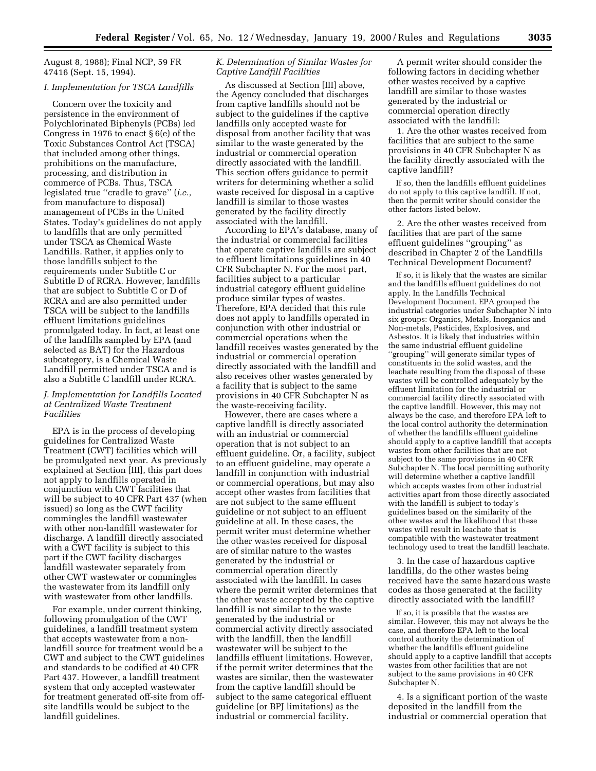August 8, 1988); Final NCP, 59 FR 47416 (Sept. 15, 1994).

### I. Implementation for TSCA Landfills

Concern over the toxicity and persistence in the environment of Polychlorinated Biphenyls (PCBs) led Congress in 1976 to enact § 6(e) of the Toxic Substances Control Act (TSCA) that included among other things, prohibitions on the manufacture, processing, and distribution in commerce of PCBs. Thus, TSCA legislated true ''cradle to grave'' (*i.e.,* from manufacture to disposal) management of PCBs in the United States. Today's guidelines do not apply to landfills that are only permitted under TSCA as Chemical Waste Landfills. Rather, it applies only to those landfills subject to the requirements under Subtitle C or Subtitle D of RCRA. However, landfills that are subject to Subtitle C or D of RCRA and are also permitted under TSCA will be subject to the landfills effluent limitations guidelines promulgated today. In fact, at least one of the landfills sampled by EPA (and selected as BAT) for the Hazardous subcategory, is a Chemical Waste Landfill permitted under TSCA and is also a Subtitle C landfill under RCRA.

### J. Implementation for Landfills Located at Centralized Waste Treatment Facilities

EPA is in the process of developing guidelines for Centralized Waste Treatment (CWT) facilities which will be promulgated next year. As previously explained at Section [III], this part does not apply to landfills operated in conjunction with CWT facilities that will be subject to 40 CFR Part 437 (when issued) so long as the CWT facility commingles the landfill wastewater with other non-landfill wastewater for discharge. A landfill directly associated with a CWT facility is subject to this part if the CWT facility discharges landfill wastewater separately from other CWT wastewater or commingles the wastewater from its landfill only with wastewater from other landfills.

For example, under current thinking, following promulgation of the CWT guidelines, a landfill treatment system that accepts wastewater from a non-landfill source for treatment would be a CWT and subject to the CWT guidelines and standards to be codified at 40 CFR Part 437. However, a landfill treatment system that only accepted wastewater for treatment generated off-site from off-site landfills would be subject to the landfill guidelines.

### K. Determination of Similar Wastes for Captive Landfill Facilities

As discussed at Section [III] above, the Agency concluded that discharges from captive landfills should not be subject to the guidelines if the captive landfills only accepted waste for disposal from another facility that was similar to the waste generated by the industrial or commercial operation directly associated with the landfill. This section offers guidance to permit writers for determining whether a solid waste received for disposal in a captive landfill is similar to those wastes generated by the facility directly associated with the landfill.

According to EPA's database, many of the industrial or commercial facilities that operate captive landfills are subject to effluent limitations guidelines in 40 CFR Subchapter N. For the most part, facilities subject to a particular industrial category effluent guideline produce similar types of wastes. Therefore, EPA decided that this rule does not apply to landfills operated in conjunction with other industrial or commercial operations when the landfill receives wastes generated by the industrial or commercial operation directly associated with the landfill and also receives other wastes generated by a facility that is subject to the same provisions in 40 CFR Subchapter N as the waste-receiving facility.

However, there are cases where a captive landfill is directly associated with an industrial or commercial operation that is not subject to an effluent guideline. Or, a facility, subject to an effluent guideline, may operate a landfill in conjunction with industrial or commercial operations, but may also accept other wastes from facilities that are not subject to the same effluent guideline or not subject to an effluent guideline at all. In these cases, the permit writer must determine whether the other wastes received for disposal are of similar nature to the wastes generated by the industrial or commercial operation directly associated with the landfill. In cases where the permit writer determines that the other waste accepted by the captive landfill is not similar to the waste generated by the industrial or commercial activity directly associated with the landfill, then the landfill wastewater will be subject to the landfills effluent limitations. However, if the permit writer determines that the wastes are similar, then the wastewater from the captive landfill should be subject to the same categorical effluent guideline (or BPJ limitations) as the industrial or commercial facility.

A permit writer should consider the following factors in deciding whether other wastes received by a captive landfill are similar to those wastes generated by the industrial or commercial operation directly associated with the landfill:

1. Are the other wastes received from facilities that are subject to the same provisions in 40 CFR Subchapter N as the facility directly associated with the captive landfill?

If so, then the landfills effluent guidelines do not apply to this captive landfill. If not, then the permit writer should consider the other factors listed below.

2. Are the other wastes received from facilities that are part of the same effluent guidelines ''grouping'' as described in Chapter 2 of the Landfills Technical Development Document?

If so, it is likely that the wastes are similar and the landfills effluent guidelines do not apply. In the Landfills Technical Development Document, EPA grouped the industrial categories under Subchapter N into six groups: Organics, Metals, Inorganics and Non-metals, Pesticides, Explosives, and Asbestos. It is likely that industries within the same industrial effluent guideline ''grouping'' will generate similar types of constituents in the solid wastes, and the leachate resulting from the disposal of these wastes will be controlled adequately by the effluent limitation for the industrial or commercial facility directly associated with the captive landfill. However, this may not always be the case, and therefore EPA left to the local control authority the determination of whether the landfills effluent guideline should apply to a captive landfill that accepts wastes from other facilities that are not subject to the same provisions in 40 CFR Subchapter N. The local permitting authority will determine whether a captive landfill which accepts wastes from other industrial activities apart from those directly associated with the landfill is subject to today's guidelines based on the similarity of the other wastes and the likelihood that these wastes will result in leachate that is compatible with the wastewater treatment technology used to treat the landfill leachate.

3. In the case of hazardous captive landfills, do the other wastes being received have the same hazardous waste codes as those generated at the facility directly associated with the landfill?

If so, it is possible that the wastes are similar. However, this may not always be the case, and therefore EPA left to the local control authority the determination of whether the landfills effluent guideline should apply to a captive landfill that accepts wastes from other facilities that are not subject to the same provisions in 40 CFR Subchapter N.

4. Is a significant portion of the waste deposited in the landfill from the industrial or commercial operation that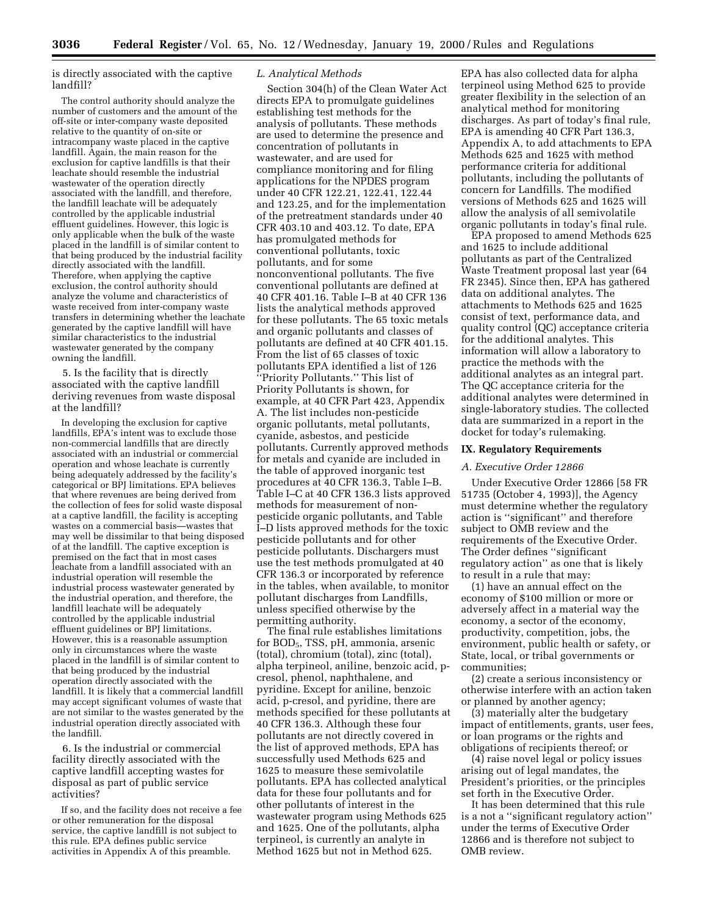is directly associated with the captive landfill?

The control authority should analyze the number of customers and the amount of the off-site or inter-company waste deposited relative to the quantity of on-site or intracompany waste placed in the captive landfill. Again, the main reason for the exclusion for captive landfills is that their leachate should resemble the industrial wastewater of the operation directly associated with the landfill, and therefore, the landfill leachate will be adequately controlled by the applicable industrial effluent guidelines. However, this logic is only applicable when the bulk of the waste placed in the landfill is of similar content to that being produced by the industrial facility directly associated with the landfill. Therefore, when applying the captive exclusion, the control authority should analyze the volume and characteristics of waste received from inter-company waste transfers in determining whether the leachate generated by the captive landfill will have similar characteristics to the industrial wastewater generated by the company owning the landfill.

5. Is the facility that is directly associated with the captive landfill deriving revenues from waste disposal at the landfill?

In developing the exclusion for captive landfills, EPA's intent was to exclude those non-commercial landfills that are directly associated with an industrial or commercial operation and whose leachate is currently being adequately addressed by the facility's categorical or BPJ limitations. EPA believes that where revenues are being derived from the collection of fees for solid waste disposal at a captive landfill, the facility is accepting wastes on a commercial basis—wastes that may well be dissimilar to that being disposed of at the landfill. The captive exception is premised on the fact that in most cases leachate from a landfill associated with an industrial operation will resemble the industrial process wastewater generated by the industrial operation, and therefore, the landfill leachate will be adequately controlled by the applicable industrial effluent guidelines or BPJ limitations. However, this is a reasonable assumption only in circumstances where the waste placed in the landfill is of similar content to that being produced by the industrial operation directly associated with the landfill. It is likely that a commercial landfill may accept significant volumes of waste that are not similar to the wastes generated by the industrial operation directly associated with the landfill.

6. Is the industrial or commercial facility directly associated with the captive landfill accepting wastes for disposal as part of public service activities?

If so, and the facility does not receive a fee or other remuneration for the disposal service, the captive landfill is not subject to this rule. EPA defines public service activities in Appendix A of this preamble.

*L. Analytical Methods*

Section 304(h) of the Clean Water Act directs EPA to promulgate guidelines establishing test methods for the analysis of pollutants. These methods are used to determine the presence and concentration of pollutants in wastewater, and are used for compliance monitoring and for filing applications for the NPDES program under 40 CFR 122.21, 122.41, 122.44 and 123.25, and for the implementation of the pretreatment standards under 40 CFR 403.10 and 403.12. To date, EPA has promulgated methods for conventional pollutants, toxic pollutants, and for some nonconventional pollutants. The five conventional pollutants are defined at 40 CFR 401.16. Table I–B at 40 CFR 136 lists the analytical methods approved for these pollutants. The 65 toxic metals and organic pollutants and classes of pollutants are defined at 40 CFR 401.15. From the list of 65 classes of toxic pollutants EPA identified a list of 126 ''Priority Pollutants.'' This list of Priority Pollutants is shown, for example, at 40 CFR Part 423, Appendix A. The list includes non-pesticide organic pollutants, metal pollutants, cyanide, asbestos, and pesticide pollutants. Currently approved methods for metals and cyanide are included in the table of approved inorganic test procedures at 40 CFR 136.3, Table I–B. Table I–C at 40 CFR 136.3 lists approved methods for measurement of non-pesticide organic pollutants, and Table I–D lists approved methods for the toxic pesticide pollutants and for other pesticide pollutants. Dischargers must use the test methods promulgated at 40 CFR 136.3 or incorporated by reference in the tables, when available, to monitor pollutant discharges from Landfills, unless specified otherwise by the permitting authority.

The final rule establishes limitations for $BOD_5$, TSS, pH, ammonia, arsenic (total), chromium (total), zinc (total), alpha terpineol, aniline, benzoic acid, p-cresol, phenol, naphthalene, and pyridine. Except for aniline, benzoic acid, p-cresol, and pyridine, there are methods specified for these pollutants at 40 CFR 136.3. Although these four pollutants are not directly covered in the list of approved methods, EPA has successfully used Methods 625 and 1625 to measure these semivolatile pollutants. EPA has collected analytical data for these four pollutants and for other pollutants of interest in the wastewater program using Methods 625 and 1625. One of the pollutants, alpha terpineol, is currently an analyte in Method 1625 but not in Method 625. EPA has also collected data for alpha terpineol using Method 625 to provide greater flexibility in the selection of an analytical method for monitoring discharges. As part of today's final rule, EPA is amending 40 CFR Part 136.3, Appendix A, to add attachments to EPA Methods 625 and 1625 with method performance criteria for additional pollutants, including the pollutants of concern for Landfills. The modified versions of Methods 625 and 1625 will allow the analysis of all semivolatile organic pollutants in today's final rule.

EPA proposed to amend Methods 625 and 1625 to include additional pollutants as part of the Centralized Waste Treatment proposal last year (64 FR 2345). Since then, EPA has gathered data on additional analytes. The attachments to Methods 625 and 1625 consist of text, performance data, and quality control (QC) acceptance criteria for the additional analytes. This information will allow a laboratory to practice the methods with the additional analytes as an integral part. The QC acceptance criteria for the additional analytes were determined in single-laboratory studies. The collected data are summarized in a report in the docket for today's rulemaking.

## IX. Regulatory Requirements

*A. Executive Order 12866*

Under Executive Order 12866 [58 FR 51735 (October 4, 1993)], the Agency must determine whether the regulatory action is ''significant'' and therefore subject to OMB review and the requirements of the Executive Order. The Order defines ''significant regulatory action'' as one that is likely to result in a rule that may:

(1) have an annual effect on the economy of $100 million or more or adversely affect in a material way the economy, a sector of the economy, productivity, competition, jobs, the environment, public health or safety, or State, local, or tribal governments or communities;

(2) create a serious inconsistency or otherwise interfere with an action taken or planned by another agency;

(3) materially alter the budgetary impact of entitlements, grants, user fees, or loan programs or the rights and obligations of recipients thereof; or

(4) raise novel legal or policy issues arising out of legal mandates, the President's priorities, or the principles set forth in the Executive Order.

It has been determined that this rule is a not a ''significant regulatory action'' under the terms of Executive Order 12866 and is therefore not subject to OMB review.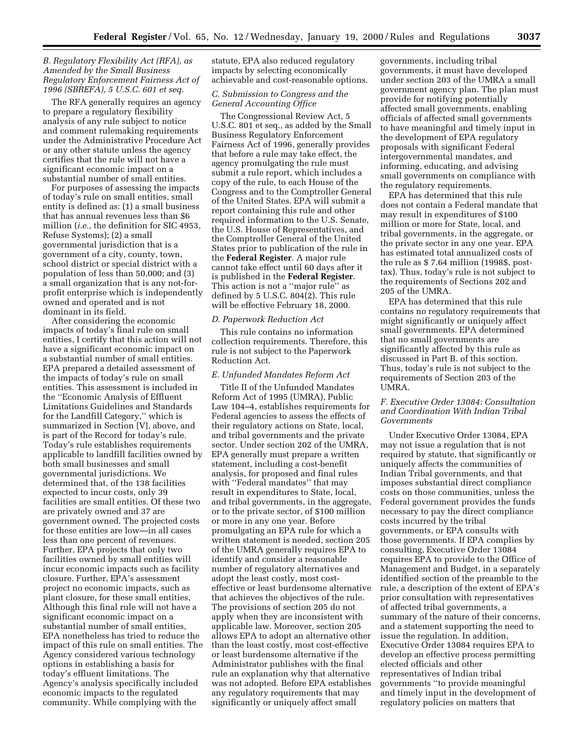### *B. Regulatory Flexibility Act (RFA), as Amended by the Small Business Regulatory Enforcement Fairness Act of 1996 (SBREFA), 5 U.S.C. 601 et seq.*

The RFA generally requires an agency to prepare a regulatory flexibility analysis of any rule subject to notice and comment rulemaking requirements under the Administrative Procedure Act or any other statute unless the agency certifies that the rule will not have a significant economic impact on a substantial number of small entities.

For purposes of assessing the impacts of today's rule on small entities, small entity is defined as: (1) a small business that has annual revenues less than $6 million (*i.e.,* the definition for SIC 4953, Refuse Systems); (2) a small governmental jurisdiction that is a government of a city, county, town, school district or special district with a population of less than 50,000; and (3) a small organization that is any not-for-profit enterprise which is independently owned and operated and is not dominant in its field.

After considering the economic impacts of today's final rule on small entities, I certify that this action will not have a significant economic impact on a substantial number of small entities. EPA prepared a detailed assessment of the impacts of today's rule on small entities. This assessment is included in the ''Economic Analysis of Effluent Limitations Guidelines and Standards for the Landfill Category,'' which is summarized in Section [V], above, and is part of the Record for today's rule. Today's rule establishes requirements applicable to landfill facilities owned by both small businesses and small governmental jurisdictions. We determined that, of the 138 facilities expected to incur costs, only 39 facilities are small entities. Of these two are privately owned and 37 are government owned. The projected costs for these entities are low—in all cases less than one percent of revenues. Further, EPA projects that only two facilities owned by small entities will incur economic impacts such as facility closure. Further, EPA's assessment project no economic impacts, such as plant closure, for these small entities, Although this final rule will not have a significant economic impact on a substantial number of small entities, EPA nonetheless has tried to reduce the impact of this rule on small entities. The Agency considered various technology options in establishing a basis for today's effluent limitations. The Agency's analysis specifically included economic impacts to the regulated community. While complying with the statute, EPA also reduced regulatory impacts by selecting economically achievable and cost-reasonable options.

### *C. Submission to Congress and the General Accounting Office*

The Congressional Review Act, 5 U.S.C. 801 et seq., as added by the Small Business Regulatory Enforcement Fairness Act of 1996, generally provides that before a rule may take effect, the agency promulgating the rule must submit a rule report, which includes a copy of the rule, to each House of the Congress and to the Comptroller General of the United States. EPA will submit a report containing this rule and other required information to the U.S. Senate, the U.S. House of Representatives, and the Comptroller General of the United States prior to publication of the rule in the **Federal Register**. A major rule cannot take effect until 60 days after it is published in the **Federal Register**. This action is not a ''major rule'' as defined by 5 U.S.C. 804(2). This rule will be effective February 18, 2000.

### *D. Paperwork Reduction Act*

This rule contains no information collection requirements. Therefore, this rule is not subject to the Paperwork Reduction Act.

### *E. Unfunded Mandates Reform Act*

Title II of the Unfunded Mandates Reform Act of 1995 (UMRA), Public Law 104–4, establishes requirements for Federal agencies to assess the effects of their regulatory actions on State, local, and tribal governments and the private sector. Under section 202 of the UMRA, EPA generally must prepare a written statement, including a cost-benefit analysis, for proposed and final rules with ''Federal mandates'' that may result in expenditures to State, local, and tribal governments, in the aggregate, or to the private sector, of $100 million or more in any one year. Before promulgating an EPA rule for which a written statement is needed, section 205 of the UMRA generally requires EPA to identify and consider a reasonable number of regulatory alternatives and adopt the least costly, most cost-effective or least burdensome alternative that achieves the objectives of the rule. The provisions of section 205 do not apply when they are inconsistent with applicable law. Moreover, section 205 allows EPA to adopt an alternative other than the least costly, most cost-effective or least burdensome alternative if the Administrator publishes with the final rule an explanation why that alternative was not adopted. Before EPA establishes any regulatory requirements that may significantly or uniquely affect small governments, including tribal governments, it must have developed under section 203 of the UMRA a small government agency plan. The plan must provide for notifying potentially affected small governments, enabling officials of affected small governments to have meaningful and timely input in the development of EPA regulatory proposals with significant Federal intergovernmental mandates, and informing, educating, and advising small governments on compliance with the regulatory requirements.

EPA has determined that this rule does not contain a Federal mandate that may result in expenditures of $100 million or more for State, local, and tribal governments, in the aggregate, or the private sector in any one year. EPA has estimated total annualized costs of the rule as $ 7.64 million (1998$, post-tax). Thus, today's rule is not subject to the requirements of Sections 202 and 205 of the UMRA.

EPA has determined that this rule contains no regulatory requirements that might significantly or uniquely affect small governments. EPA determined that no small governments are significantly affected by this rule as discussed in Part B. of this section. Thus, today's rule is not subject to the requirements of Section 203 of the UMRA.

### *F. Executive Order 13084: Consultation and Coordination With Indian Tribal Governments*

Under Executive Order 13084, EPA may not issue a regulation that is not required by statute, that significantly or uniquely affects the communities of Indian Tribal governments, and that imposes substantial direct compliance costs on those communities, unless the Federal government provides the funds necessary to pay the direct compliance costs incurred by the tribal governments, or EPA consults with those governments. If EPA complies by consulting, Executive Order 13084 requires EPA to provide to the Office of Management and Budget, in a separately identified section of the preamble to the rule, a description of the extent of EPA's prior consultation with representatives of affected tribal governments, a summary of the nature of their concerns, and a statement supporting the need to issue the regulation. In addition, Executive Order 13084 requires EPA to develop an effective process permitting elected officials and other representatives of Indian tribal governments ''to provide meaningful and timely input in the development of regulatory policies on matters that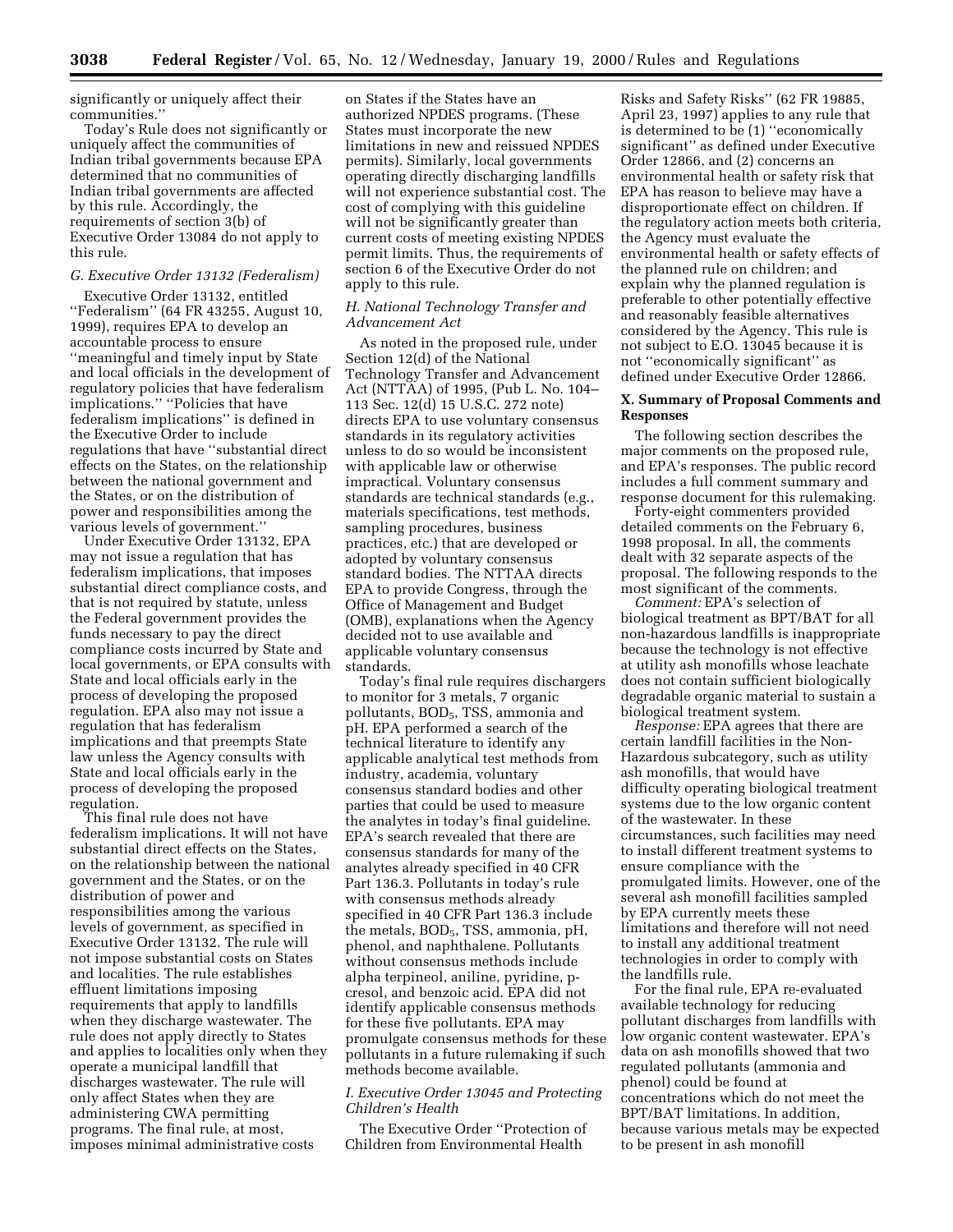significantly or uniquely affect their communities.''

Today's Rule does not significantly or uniquely affect the communities of Indian tribal governments because EPA determined that no communities of Indian tribal governments are affected by this rule. Accordingly, the requirements of section 3(b) of Executive Order 13084 do not apply to this rule.

### *G. Executive Order 13132 (Federalism)*

Executive Order 13132, entitled ''Federalism'' (64 FR 43255, August 10, 1999), requires EPA to develop an accountable process to ensure ''meaningful and timely input by State and local officials in the development of regulatory policies that have federalism implications.'' ''Policies that have federalism implications'' is defined in the Executive Order to include regulations that have ''substantial direct effects on the States, on the relationship between the national government and the States, or on the distribution of power and responsibilities among the various levels of government.''

Under Executive Order 13132, EPA may not issue a regulation that has federalism implications, that imposes substantial direct compliance costs, and that is not required by statute, unless the Federal government provides the funds necessary to pay the direct compliance costs incurred by State and local governments, or EPA consults with State and local officials early in the process of developing the proposed regulation. EPA also may not issue a regulation that has federalism implications and that preempts State law unless the Agency consults with State and local officials early in the process of developing the proposed regulation.

This final rule does not have federalism implications. It will not have substantial direct effects on the States, on the relationship between the national government and the States, or on the distribution of power and responsibilities among the various levels of government, as specified in Executive Order 13132. The rule will not impose substantial costs on States and localities. The rule establishes effluent limitations imposing requirements that apply to landfills when they discharge wastewater. The rule does not apply directly to States and applies to localities only when they operate a municipal landfill that discharges wastewater. The rule will only affect States when they are administering CWA permitting programs. The final rule, at most, imposes minimal administrative costs on States if the States have an authorized NPDES programs. (These States must incorporate the new limitations in new and reissued NPDES permits). Similarly, local governments operating directly discharging landfills will not experience substantial cost. The cost of complying with this guideline will not be significantly greater than current costs of meeting existing NPDES permit limits. Thus, the requirements of section 6 of the Executive Order do not apply to this rule.

### *H. National Technology Transfer and Advancement Act*

As noted in the proposed rule, under Section 12(d) of the National Technology Transfer and Advancement Act (NTTAA) of 1995, (Pub L. No. 104–113 Sec. 12(d) 15 U.S.C. 272 note) directs EPA to use voluntary consensus standards in its regulatory activities unless to do so would be inconsistent with applicable law or otherwise impractical. Voluntary consensus standards are technical standards (e.g., materials specifications, test methods, sampling procedures, business practices, etc.) that are developed or adopted by voluntary consensus standard bodies. The NTTAA directs EPA to provide Congress, through the Office of Management and Budget (OMB), explanations when the Agency decided not to use available and applicable voluntary consensus standards.

Today's final rule requires dischargers to monitor for 3 metals, 7 organic pollutants, $BOD_5$, TSS, ammonia and pH. EPA performed a search of the technical literature to identify any applicable analytical test methods from industry, academia, voluntary consensus standard bodies and other parties that could be used to measure the analytes in today's final guideline. EPA's search revealed that there are consensus standards for many of the analytes already specified in 40 CFR Part 136.3. Pollutants in today's rule with consensus methods already specified in 40 CFR Part 136.3 include the metals, $BOD_5$, TSS, ammonia, pH, phenol, and naphthalene. Pollutants without consensus methods include alpha terpineol, aniline, pyridine, p-cresol, and benzoic acid. EPA did not identify applicable consensus methods for these five pollutants. EPA may promulgate consensus methods for these pollutants in a future rulemaking if such methods become available.

### *I. Executive Order 13045 and Protecting Children's Health*

The Executive Order ''Protection of Children from Environmental Health Risks and Safety Risks'' (62 FR 19885, April 23, 1997) applies to any rule that is determined to be (1) ''economically significant'' as defined under Executive Order 12866, and (2) concerns an environmental health or safety risk that EPA has reason to believe may have a disproportionate effect on children. If the regulatory action meets both criteria, the Agency must evaluate the environmental health or safety effects of the planned rule on children; and explain why the planned regulation is preferable to other potentially effective and reasonably feasible alternatives considered by the Agency. This rule is not subject to E.O. 13045 because it is not ''economically significant'' as defined under Executive Order 12866.

## X. Summary of Proposal Comments and Responses

The following section describes the major comments on the proposed rule, and EPA's responses. The public record includes a full comment summary and response document for this rulemaking.

Forty-eight commenters provided detailed comments on the February 6, 1998 proposal. In all, the comments dealt with 32 separate aspects of the proposal. The following responds to the most significant of the comments.

*Comment:* EPA's selection of biological treatment as BPT/BAT for all non-hazardous landfills is inappropriate because the technology is not effective at utility ash monofills whose leachate does not contain sufficient biologically degradable organic material to sustain a biological treatment system.

*Response:* EPA agrees that there are certain landfill facilities in the Non-Hazardous subcategory, such as utility ash monofills, that would have difficulty operating biological treatment systems due to the low organic content of the wastewater. In these circumstances, such facilities may need to install different treatment systems to ensure compliance with the promulgated limits. However, one of the several ash monofill facilities sampled by EPA currently meets these limitations and therefore will not need to install any additional treatment technologies in order to comply with the landfills rule.

For the final rule, EPA re-evaluated available technology for reducing pollutant discharges from landfills with low organic content wastewater. EPA's data on ash monofills showed that two regulated pollutants (ammonia and phenol) could be found at concentrations which do not meet the BPT/BAT limitations. In addition, because various metals may be expected to be present in ash monofill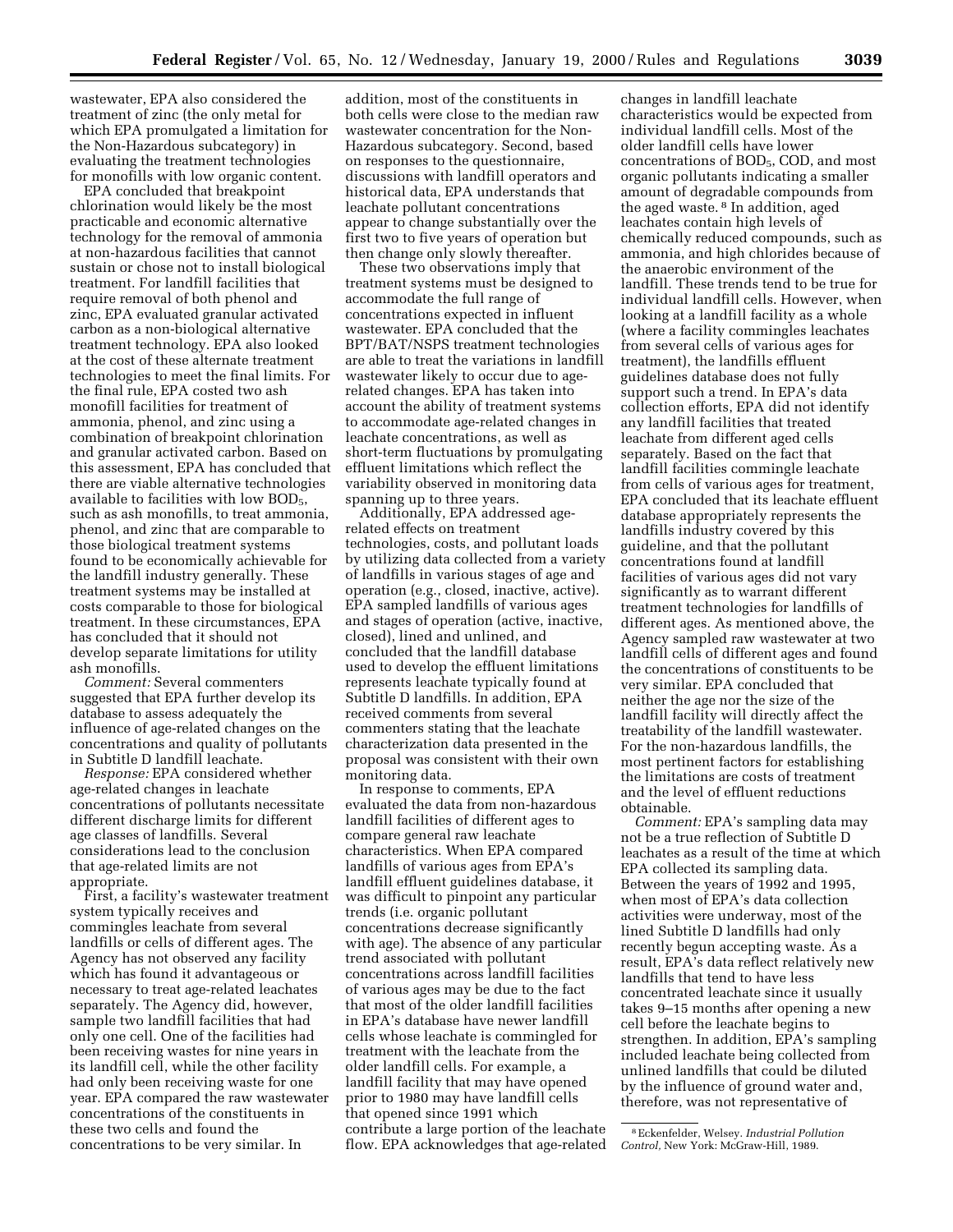wastewater, EPA also considered the treatment of zinc (the only metal for which EPA promulgated a limitation for the Non-Hazardous subcategory) in evaluating the treatment technologies for monofills with low organic content.

EPA concluded that breakpoint chlorination would likely be the most practicable and economic alternative technology for the removal of ammonia at non-hazardous facilities that cannot sustain or chose not to install biological treatment. For landfill facilities that require removal of both phenol and zinc, EPA evaluated granular activated carbon as a non-biological alternative treatment technology. EPA also looked at the cost of these alternate treatment technologies to meet the final limits. For the final rule, EPA costed two ash monofill facilities for treatment of ammonia, phenol, and zinc using a combination of breakpoint chlorination and granular activated carbon. Based on this assessment, EPA has concluded that there are viable alternative technologies available to facilities with low $BOD_5$, such as ash monofills, to treat ammonia, phenol, and zinc that are comparable to those biological treatment systems found to be economically achievable for the landfill industry generally. These treatment systems may be installed at costs comparable to those for biological treatment. In these circumstances, EPA has concluded that it should not develop separate limitations for utility ash monofills.

*Comment:* Several commenters suggested that EPA further develop its database to assess adequately the influence of age-related changes on the concentrations and quality of pollutants in Subtitle D landfill leachate.

*Response:* EPA considered whether age-related changes in leachate concentrations of pollutants necessitate different discharge limits for different age classes of landfills. Several considerations lead to the conclusion that age-related limits are not appropriate.

First, a facility's wastewater treatment system typically receives and commingles leachate from several landfills or cells of different ages. The Agency has not observed any facility which has found it advantageous or necessary to treat age-related leachates separately. The Agency did, however, sample two landfill facilities that had only one cell. One of the facilities had been receiving wastes for nine years in its landfill cell, while the other facility had only been receiving waste for one year. EPA compared the raw wastewater concentrations of the constituents in these two cells and found the concentrations to be very similar. In addition, most of the constituents in both cells were close to the median raw wastewater concentration for the Non-Hazardous subcategory. Second, based on responses to the questionnaire, discussions with landfill operators and historical data, EPA understands that leachate pollutant concentrations appear to change substantially over the first two to five years of operation but then change only slowly thereafter.

These two observations imply that treatment systems must be designed to accommodate the full range of concentrations expected in influent wastewater. EPA concluded that the BPT/BAT/NSPS treatment technologies are able to treat the variations in landfill wastewater likely to occur due to age-related changes. EPA has taken into account the ability of treatment systems to accommodate age-related changes in leachate concentrations, as well as short-term fluctuations by promulgating effluent limitations which reflect the variability observed in monitoring data spanning up to three years.

Additionally, EPA addressed age-related effects on treatment technologies, costs, and pollutant loads by utilizing data collected from a variety of landfills in various stages of age and operation (e.g., closed, inactive, active). EPA sampled landfills of various ages and stages of operation (active, inactive, closed), lined and unlined, and concluded that the landfill database used to develop the effluent limitations represents leachate typically found at Subtitle D landfills. In addition, EPA received comments from several commenters stating that the leachate characterization data presented in the proposal was consistent with their own monitoring data.

In response to comments, EPA evaluated the data from non-hazardous landfill facilities of different ages to compare general raw leachate characteristics. When EPA compared landfills of various ages from EPA's landfill effluent guidelines database, it was difficult to pinpoint any particular trends (i.e. organic pollutant concentrations decrease significantly with age). The absence of any particular trend associated with pollutant concentrations across landfill facilities of various ages may be due to the fact that most of the older landfill facilities in EPA's database have newer landfill cells whose leachate is commingled for treatment with the leachate from the older landfill cells. For example, a landfill facility that may have opened prior to 1980 may have landfill cells that opened since 1991 which contribute a large portion of the leachate flow. EPA acknowledges that age-related changes in landfill leachate characteristics would be expected from individual landfill cells. Most of the older landfill cells have lower concentrations of $BOD_5$, COD, and most organic pollutants indicating a smaller amount of degradable compounds from the aged waste.[8] In addition, aged leachates contain high levels of chemically reduced compounds, such as ammonia, and high chlorides because of the anaerobic environment of the landfill. These trends tend to be true for individual landfill cells. However, when looking at a landfill facility as a whole (where a facility commingles leachates from several cells of various ages for treatment), the landfills effluent guidelines database does not fully support such a trend. In EPA's data collection efforts, EPA did not identify any landfill facilities that treated leachate from different aged cells separately. Based on the fact that landfill facilities commingle leachate from cells of various ages for treatment, EPA concluded that its leachate effluent database appropriately represents the landfills industry covered by this guideline, and that the pollutant concentrations found at landfill facilities of various ages did not vary significantly as to warrant different treatment technologies for landfills of different ages. As mentioned above, the Agency sampled raw wastewater at two landfill cells of different ages and found the concentrations of constituents to be very similar. EPA concluded that neither the age nor the size of the landfill facility will directly affect the treatability of the landfill wastewater. For the non-hazardous landfills, the most pertinent factors for establishing the limitations are costs of treatment and the level of effluent reductions obtainable.

*Comment:* EPA's sampling data may not be a true reflection of Subtitle D leachates as a result of the time at which EPA collected its sampling data. Between the years of 1992 and 1995, when most of EPA's data collection activities were underway, most of the lined Subtitle D landfills had only recently begun accepting waste. As a result, EPA's data reflect relatively new landfills that tend to have less concentrated leachate since it usually takes 9–15 months after opening a new cell before the leachate begins to strengthen. In addition, EPA's sampling included leachate being collected from unlined landfills that could be diluted by the influence of ground water and, therefore, was not representative of

[8] Eckenfelder, Welsey. *Industrial Pollution Control,* New York: McGraw-Hill, 1989.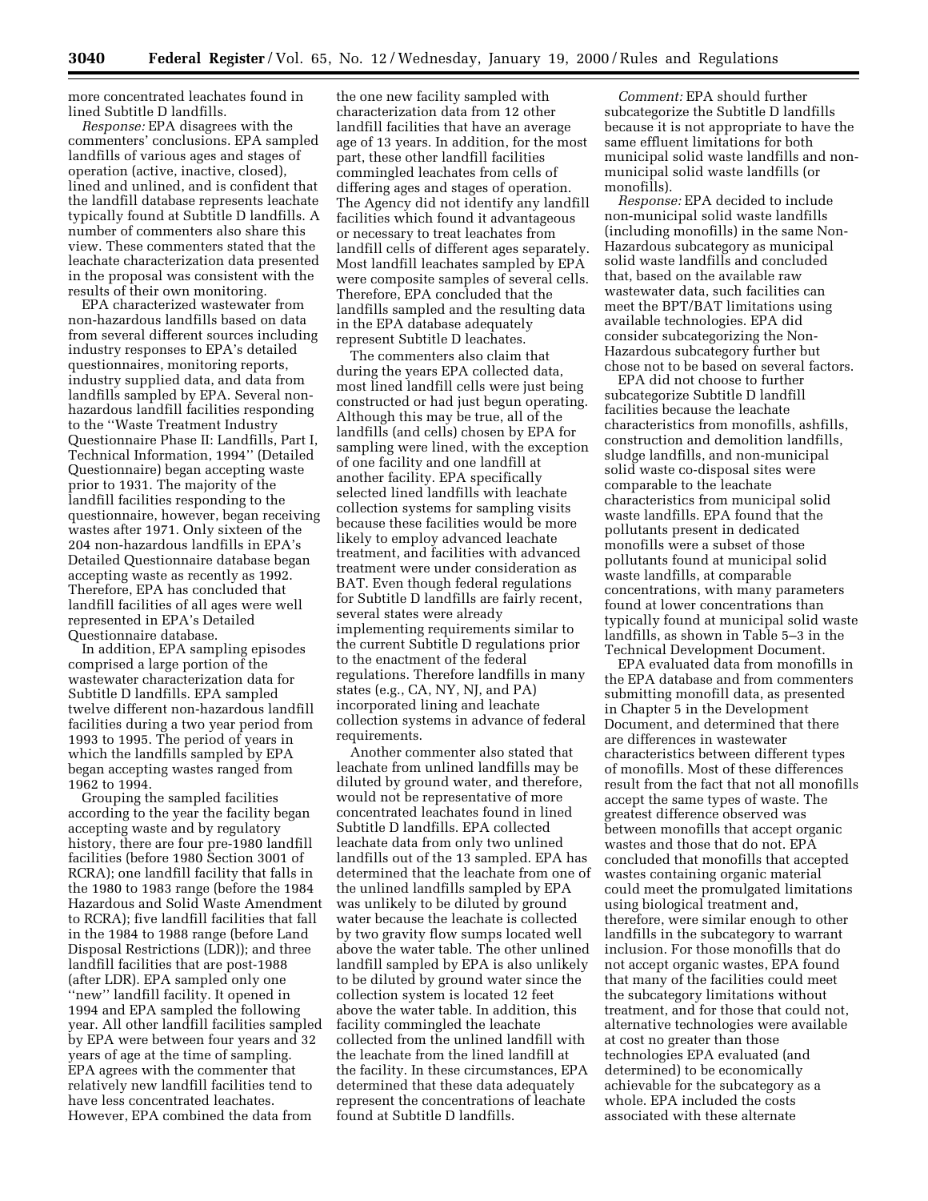more concentrated leachates found in lined Subtitle D landfills.

*Response:* EPA disagrees with the commenters' conclusions. EPA sampled landfills of various ages and stages of operation (active, inactive, closed), lined and unlined, and is confident that the landfill database represents leachate typically found at Subtitle D landfills. A number of commenters also share this view. These commenters stated that the leachate characterization data presented in the proposal was consistent with the results of their own monitoring.

EPA characterized wastewater from non-hazardous landfills based on data from several different sources including industry responses to EPA's detailed questionnaires, monitoring reports, industry supplied data, and data from landfills sampled by EPA. Several non-hazardous landfill facilities responding to the ''Waste Treatment Industry Questionnaire Phase II: Landfills, Part I, Technical Information, 1994'' (Detailed Questionnaire) began accepting waste prior to 1931. The majority of the landfill facilities responding to the questionnaire, however, began receiving wastes after 1971. Only sixteen of the 204 non-hazardous landfills in EPA's Detailed Questionnaire database began accepting waste as recently as 1992. Therefore, EPA has concluded that landfill facilities of all ages were well represented in EPA's Detailed Questionnaire database.

In addition, EPA sampling episodes comprised a large portion of the wastewater characterization data for Subtitle D landfills. EPA sampled twelve different non-hazardous landfill facilities during a two year period from 1993 to 1995. The period of years in which the landfills sampled by EPA began accepting wastes ranged from 1962 to 1994.

Grouping the sampled facilities according to the year the facility began accepting waste and by regulatory history, there are four pre-1980 landfill facilities (before 1980 Section 3001 of RCRA); one landfill facility that falls in the 1980 to 1983 range (before the 1984 Hazardous and Solid Waste Amendment to RCRA); five landfill facilities that fall in the 1984 to 1988 range (before Land Disposal Restrictions (LDR)); and three landfill facilities that are post-1988 (after LDR). EPA sampled only one ''new'' landfill facility. It opened in 1994 and EPA sampled the following year. All other landfill facilities sampled by EPA were between four years and 32 years of age at the time of sampling. EPA agrees with the commenter that relatively new landfill facilities tend to have less concentrated leachates. However, EPA combined the data from the one new facility sampled with characterization data from 12 other landfill facilities that have an average age of 13 years. In addition, for the most part, these other landfill facilities commingled leachates from cells of differing ages and stages of operation. The Agency did not identify any landfill facilities which found it advantageous or necessary to treat leachates from landfill cells of different ages separately. Most landfill leachates sampled by EPA were composite samples of several cells. Therefore, EPA concluded that the landfills sampled and the resulting data in the EPA database adequately represent Subtitle D leachates.

The commenters also claim that during the years EPA collected data, most lined landfill cells were just being constructed or had just begun operating. Although this may be true, all of the landfills (and cells) chosen by EPA for sampling were lined, with the exception of one facility and one landfill at another facility. EPA specifically selected lined landfills with leachate collection systems for sampling visits because these facilities would be more likely to employ advanced leachate treatment, and facilities with advanced treatment were under consideration as BAT. Even though federal regulations for Subtitle D landfills are fairly recent, several states were already implementing requirements similar to the current Subtitle D regulations prior to the enactment of the federal regulations. Therefore landfills in many states (e.g., CA, NY, NJ, and PA) incorporated lining and leachate collection systems in advance of federal requirements.

Another commenter also stated that leachate from unlined landfills may be diluted by ground water, and therefore, would not be representative of more concentrated leachates found in lined Subtitle D landfills. EPA collected leachate data from only two unlined landfills out of the 13 sampled. EPA has determined that the leachate from one of the unlined landfills sampled by EPA was unlikely to be diluted by ground water because the leachate is collected by two gravity flow sumps located well above the water table. The other unlined landfill sampled by EPA is also unlikely to be diluted by ground water since the collection system is located 12 feet above the water table. In addition, this facility commingled the leachate collected from the unlined landfill with the leachate from the lined landfill at the facility. In these circumstances, EPA determined that these data adequately represent the concentrations of leachate found at Subtitle D landfills.

*Comment:* EPA should further subcategorize the Subtitle D landfills because it is not appropriate to have the same effluent limitations for both municipal solid waste landfills and non-municipal solid waste landfills (or monofills).

*Response:* EPA decided to include non-municipal solid waste landfills (including monofills) in the same Non-Hazardous subcategory as municipal solid waste landfills and concluded that, based on the available raw wastewater data, such facilities can meet the BPT/BAT limitations using available technologies. EPA did consider subcategorizing the Non-Hazardous subcategory further but chose not to be based on several factors.

EPA did not choose to further subcategorize Subtitle D landfill facilities because the leachate characteristics from monofills, ashfills, construction and demolition landfills, sludge landfills, and non-municipal solid waste co-disposal sites were comparable to the leachate characteristics from municipal solid waste landfills. EPA found that the pollutants present in dedicated monofills were a subset of those pollutants found at municipal solid waste landfills, at comparable concentrations, with many parameters found at lower concentrations than typically found at municipal solid waste landfills, as shown in Table 5–3 in the Technical Development Document.

EPA evaluated data from monofills in the EPA database and from commenters submitting monofill data, as presented in Chapter 5 in the Development Document, and determined that there are differences in wastewater characteristics between different types of monofills. Most of these differences result from the fact that not all monofills accept the same types of waste. The greatest difference observed was between monofills that accept organic wastes and those that do not. EPA concluded that monofills that accepted wastes containing organic material could meet the promulgated limitations using biological treatment and, therefore, were similar enough to other landfills in the subcategory to warrant inclusion. For those monofills that do not accept organic wastes, EPA found that many of the facilities could meet the subcategory limitations without treatment, and for those that could not, alternative technologies were available at cost no greater than those technologies EPA evaluated (and determined) to be economically achievable for the subcategory as a whole. EPA included the costs associated with these alternate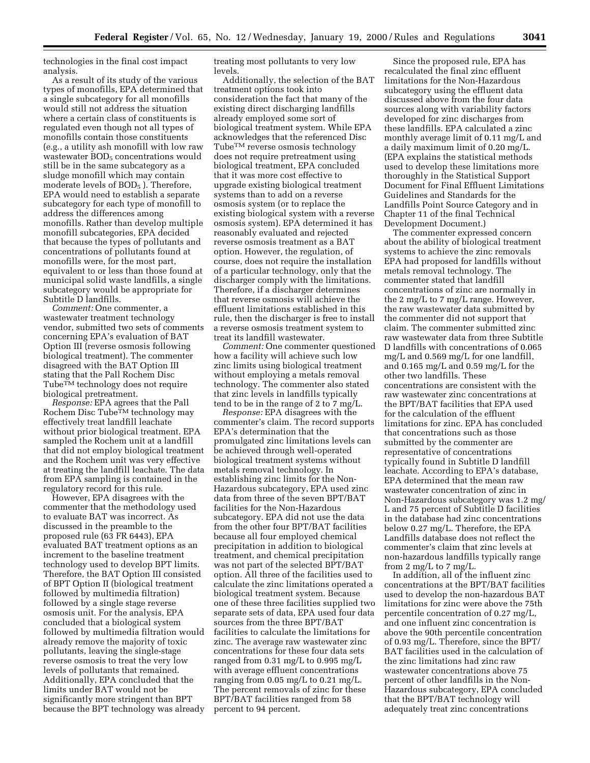technologies in the final cost impact analysis.

As a result of its study of the various types of monofills, EPA determined that a single subcategory for all monofills would still not address the situation where a certain class of constituents is regulated even though not all types of monofills contain those constituents (e.g., a utility ash monofill with low raw wastewater $BOD_5$ concentrations would still be in the same subcategory as a sludge monofill which may contain moderate levels of $BOD_5$ ). Therefore, EPA would need to establish a separate subcategory for each type of monofill to address the differences among monofills. Rather than develop multiple monofill subcategories, EPA decided that because the types of pollutants and concentrations of pollutants found at monofills were, for the most part, equivalent to or less than those found at municipal solid waste landfills, a single subcategory would be appropriate for Subtitle D landfills.

*Comment:* One commenter, a wastewater treatment technology vendor, submitted two sets of comments concerning EPA's evaluation of BAT Option III (reverse osmosis following biological treatment). The commenter disagreed with the BAT Option III stating that the Pall Rochem Disc Tube™ technology does not require biological pretreatment.

*Response:* EPA agrees that the Pall Rochem Disc Tube™ technology may effectively treat landfill leachate without prior biological treatment. EPA sampled the Rochem unit at a landfill that did not employ biological treatment and the Rochem unit was very effective at treating the landfill leachate. The data from EPA sampling is contained in the regulatory record for this rule.

However, EPA disagrees with the commenter that the methodology used to evaluate BAT was incorrect. As discussed in the preamble to the proposed rule (63 FR 6443), EPA evaluated BAT treatment options as an increment to the baseline treatment technology used to develop BPT limits. Therefore, the BAT Option III consisted of BPT Option II (biological treatment followed by multimedia filtration) followed by a single stage reverse osmosis unit. For the analysis, EPA concluded that a biological system followed by multimedia filtration would already remove the majority of toxic pollutants, leaving the single-stage reverse osmosis to treat the very low levels of pollutants that remained. Additionally, EPA concluded that the limits under BAT would not be significantly more stringent than BPT because the BPT technology was already treating most pollutants to very low levels.

Additionally, the selection of the BAT treatment options took into consideration the fact that many of the existing direct discharging landfills already employed some sort of biological treatment system. While EPA acknowledges that the referenced Disc Tube™ reverse osmosis technology does not require pretreatment using biological treatment, EPA concluded that it was more cost effective to upgrade existing biological treatment systems than to add on a reverse osmosis system (or to replace the existing biological system with a reverse osmosis system). EPA determined it has reasonably evaluated and rejected reverse osmosis treatment as a BAT option. However, the regulation, of course, does not require the installation of a particular technology, only that the discharger comply with the limitations. Therefore, if a discharger determines that reverse osmosis will achieve the effluent limitations established in this rule, then the discharger is free to install a reverse osmosis treatment system to treat its landfill wastewater.

*Comment:* One commenter questioned how a facility will achieve such low zinc limits using biological treatment without employing a metals removal technology. The commenter also stated that zinc levels in landfills typically tend to be in the range of 2 to 7 mg/L.

*Response:* EPA disagrees with the commenter's claim. The record supports EPA's determination that the promulgated zinc limitations levels can be achieved through well-operated biological treatment systems without metals removal technology. In establishing zinc limits for the Non-Hazardous subcategory, EPA used zinc data from three of the seven BPT/BAT facilities for the Non-Hazardous subcategory. EPA did not use the data from the other four BPT/BAT facilities because all four employed chemical precipitation in addition to biological treatment, and chemical precipitation was not part of the selected BPT/BAT option. All three of the facilities used to calculate the zinc limitations operated a biological treatment system. Because one of these three facilities supplied two separate sets of data, EPA used four data sources from the three BPT/BAT facilities to calculate the limitations for zinc. The average raw wastewater zinc concentrations for these four data sets ranged from 0.31 mg/L to 0.995 mg/L with average effluent concentrations ranging from 0.05 mg/L to 0.21 mg/L. The percent removals of zinc for these BPT/BAT facilities ranged from 58 percent to 94 percent.

Since the proposed rule, EPA has recalculated the final zinc effluent limitations for the Non-Hazardous subcategory using the effluent data discussed above from the four data sources along with variability factors developed for zinc discharges from these landfills. EPA calculated a zinc monthly average limit of 0.11 mg/L and a daily maximum limit of 0.20 mg/L. (EPA explains the statistical methods used to develop these limitations more thoroughly in the Statistical Support Document for Final Effluent Limitations Guidelines and Standards for the Landfills Point Source Category and in Chapter 11 of the final Technical Development Document.)

The commenter expressed concern about the ability of biological treatment systems to achieve the zinc removals EPA had proposed for landfills without metals removal technology. The commenter stated that landfill concentrations of zinc are normally in the 2 mg/L to 7 mg/L range. However, the raw wastewater data submitted by the commenter did not support that claim. The commenter submitted zinc raw wastewater data from three Subtitle D landfills with concentrations of 0.065 mg/L and 0.569 mg/L for one landfill, and 0.165 mg/L and 0.59 mg/L for the other two landfills. These concentrations are consistent with the raw wastewater zinc concentrations at the BPT/BAT facilities that EPA used for the calculation of the effluent limitations for zinc. EPA has concluded that concentrations such as those submitted by the commenter are representative of concentrations typically found in Subtitle D landfill leachate. According to EPA's database, EPA determined that the mean raw wastewater concentration of zinc in Non-Hazardous subcategory was 1.2 mg/L and 75 percent of Subtitle D facilities in the database had zinc concentrations below 0.27 mg/L. Therefore, the EPA Landfills database does not reflect the commenter's claim that zinc levels at non-hazardous landfills typically range from 2 mg/L to 7 mg/L.

In addition, all of the influent zinc concentrations at the BPT/BAT facilities used to develop the non-hazardous BAT limitations for zinc were above the 75th percentile concentration of 0.27 mg/L, and one influent zinc concentration is above the 90th percentile concentration of 0.93 mg/L. Therefore, since the BPT/BAT facilities used in the calculation of the zinc limitations had zinc raw wastewater concentrations above 75 percent of other landfills in the Non-Hazardous subcategory, EPA concluded that the BPT/BAT technology will adequately treat zinc concentrations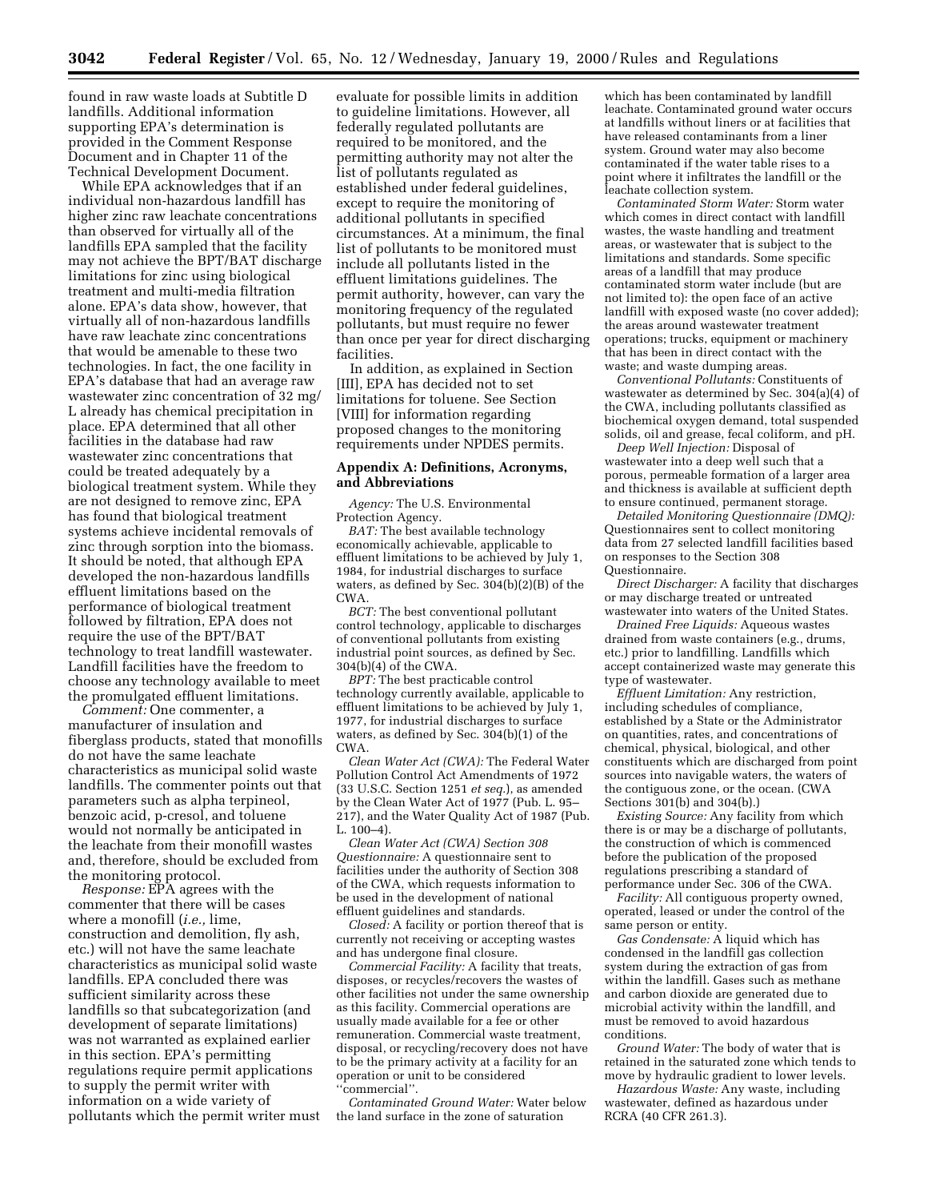found in raw waste loads at Subtitle D landfills. Additional information supporting EPA's determination is provided in the Comment Response Document and in Chapter 11 of the Technical Development Document.

While EPA acknowledges that if an individual non-hazardous landfill has higher zinc raw leachate concentrations than observed for virtually all of the landfills EPA sampled that the facility may not achieve the BPT/BAT discharge limitations for zinc using biological treatment and multi-media filtration alone. EPA's data show, however, that virtually all of non-hazardous landfills have raw leachate zinc concentrations that would be amenable to these two technologies. In fact, the one facility in EPA's database that had an average raw wastewater zinc concentration of 32 mg/L already has chemical precipitation in place. EPA determined that all other facilities in the database had raw wastewater zinc concentrations that could be treated adequately by a biological treatment system. While they are not designed to remove zinc, EPA has found that biological treatment systems achieve incidental removals of zinc through sorption into the biomass. It should be noted, that although EPA developed the non-hazardous landfills effluent limitations based on the performance of biological treatment followed by filtration, EPA does not require the use of the BPT/BAT technology to treat landfill wastewater. Landfill facilities have the freedom to choose any technology available to meet the promulgated effluent limitations.

*Comment:* One commenter, a manufacturer of insulation and fiberglass products, stated that monofills do not have the same leachate characteristics as municipal solid waste landfills. The commenter points out that parameters such as alpha terpineol, benzoic acid, p-cresol, and toluene would not normally be anticipated in the leachate from their monofill wastes and, therefore, should be excluded from the monitoring protocol.

*Response:* EPA agrees with the commenter that there will be cases where a monofill (*i.e.,* lime, construction and demolition, fly ash, etc.) will not have the same leachate characteristics as municipal solid waste landfills. EPA concluded there was sufficient similarity across these landfills so that subcategorization (and development of separate limitations) was not warranted as explained earlier in this section. EPA's permitting regulations require permit applications to supply the permit writer with information on a wide variety of pollutants which the permit writer must evaluate for possible limits in addition to guideline limitations. However, all federally regulated pollutants are required to be monitored, and the permitting authority may not alter the list of pollutants regulated as established under federal guidelines, except to require the monitoring of additional pollutants in specified circumstances. At a minimum, the final list of pollutants to be monitored must include all pollutants listed in the effluent limitations guidelines. The permit authority, however, can vary the monitoring frequency of the regulated pollutants, but must require no fewer than once per year for direct discharging facilities.

In addition, as explained in Section [III], EPA has decided not to set limitations for toluene. See Section [VIII] for information regarding proposed changes to the monitoring requirements under NPDES permits.

## Appendix A: Definitions, Acronyms, and Abbreviations

*Agency:* The U.S. Environmental Protection Agency.

*BAT:* The best available technology economically achievable, applicable to effluent limitations to be achieved by July 1, 1984, for industrial discharges to surface waters, as defined by Sec. 304(b)(2)(B) of the CWA.

*BCT:* The best conventional pollutant control technology, applicable to discharges of conventional pollutants from existing industrial point sources, as defined by Sec. 304(b)(4) of the CWA.

*BPT:* The best practicable control technology currently available, applicable to effluent limitations to be achieved by July 1, 1977, for industrial discharges to surface waters, as defined by Sec. 304(b)(1) of the CWA.

*Clean Water Act (CWA):* The Federal Water Pollution Control Act Amendments of 1972 (33 U.S.C. Section 1251 *et seq.*), as amended by the Clean Water Act of 1977 (Pub. L. 95–217), and the Water Quality Act of 1987 (Pub. L. 100–4).

*Clean Water Act (CWA) Section 308 Questionnaire:* A questionnaire sent to facilities under the authority of Section 308 of the CWA, which requests information to be used in the development of national effluent guidelines and standards.

*Closed:* A facility or portion thereof that is currently not receiving or accepting wastes and has undergone final closure.

*Commercial Facility:* A facility that treats, disposes, or recycles/recovers the wastes of other facilities not under the same ownership as this facility. Commercial operations are usually made available for a fee or other remuneration. Commercial waste treatment, disposal, or recycling/recovery does not have to be the primary activity at a facility for an operation or unit to be considered ''commercial''.

*Contaminated Ground Water:* Water below the land surface in the zone of saturation which has been contaminated by landfill leachate. Contaminated ground water occurs at landfills without liners or at facilities that have released contaminants from a liner system. Ground water may also become contaminated if the water table rises to a point where it infiltrates the landfill or the leachate collection system.

*Contaminated Storm Water:* Storm water which comes in direct contact with landfill wastes, the waste handling and treatment areas, or wastewater that is subject to the limitations and standards. Some specific areas of a landfill that may produce contaminated storm water include (but are not limited to): the open face of an active landfill with exposed waste (no cover added); the areas around wastewater treatment operations; trucks, equipment or machinery that has been in direct contact with the waste; and waste dumping areas.

*Conventional Pollutants:* Constituents of wastewater as determined by Sec. 304(a)(4) of the CWA, including pollutants classified as biochemical oxygen demand, total suspended solids, oil and grease, fecal coliform, and pH.

*Deep Well Injection:* Disposal of wastewater into a deep well such that a porous, permeable formation of a larger area and thickness is available at sufficient depth to ensure continued, permanent storage.

*Detailed Monitoring Questionnaire (DMQ):* Questionnaires sent to collect monitoring data from 27 selected landfill facilities based on responses to the Section 308 Questionnaire.

*Direct Discharger:* A facility that discharges or may discharge treated or untreated wastewater into waters of the United States.

*Drained Free Liquids:* Aqueous wastes drained from waste containers (e.g., drums, etc.) prior to landfilling. Landfills which accept containerized waste may generate this type of wastewater.

*Effluent Limitation:* Any restriction, including schedules of compliance, established by a State or the Administrator on quantities, rates, and concentrations of chemical, physical, biological, and other constituents which are discharged from point sources into navigable waters, the waters of the contiguous zone, or the ocean. (CWA Sections 301(b) and 304(b).)

*Existing Source:* Any facility from which there is or may be a discharge of pollutants, the construction of which is commenced before the publication of the proposed regulations prescribing a standard of performance under Sec. 306 of the CWA.

*Facility:* All contiguous property owned, operated, leased or under the control of the same person or entity.

*Gas Condensate:* A liquid which has condensed in the landfill gas collection system during the extraction of gas from within the landfill. Gases such as methane and carbon dioxide are generated due to microbial activity within the landfill, and must be removed to avoid hazardous conditions.

*Ground Water:* The body of water that is retained in the saturated zone which tends to move by hydraulic gradient to lower levels.

*Hazardous Waste:* Any waste, including wastewater, defined as hazardous under RCRA (40 CFR 261.3).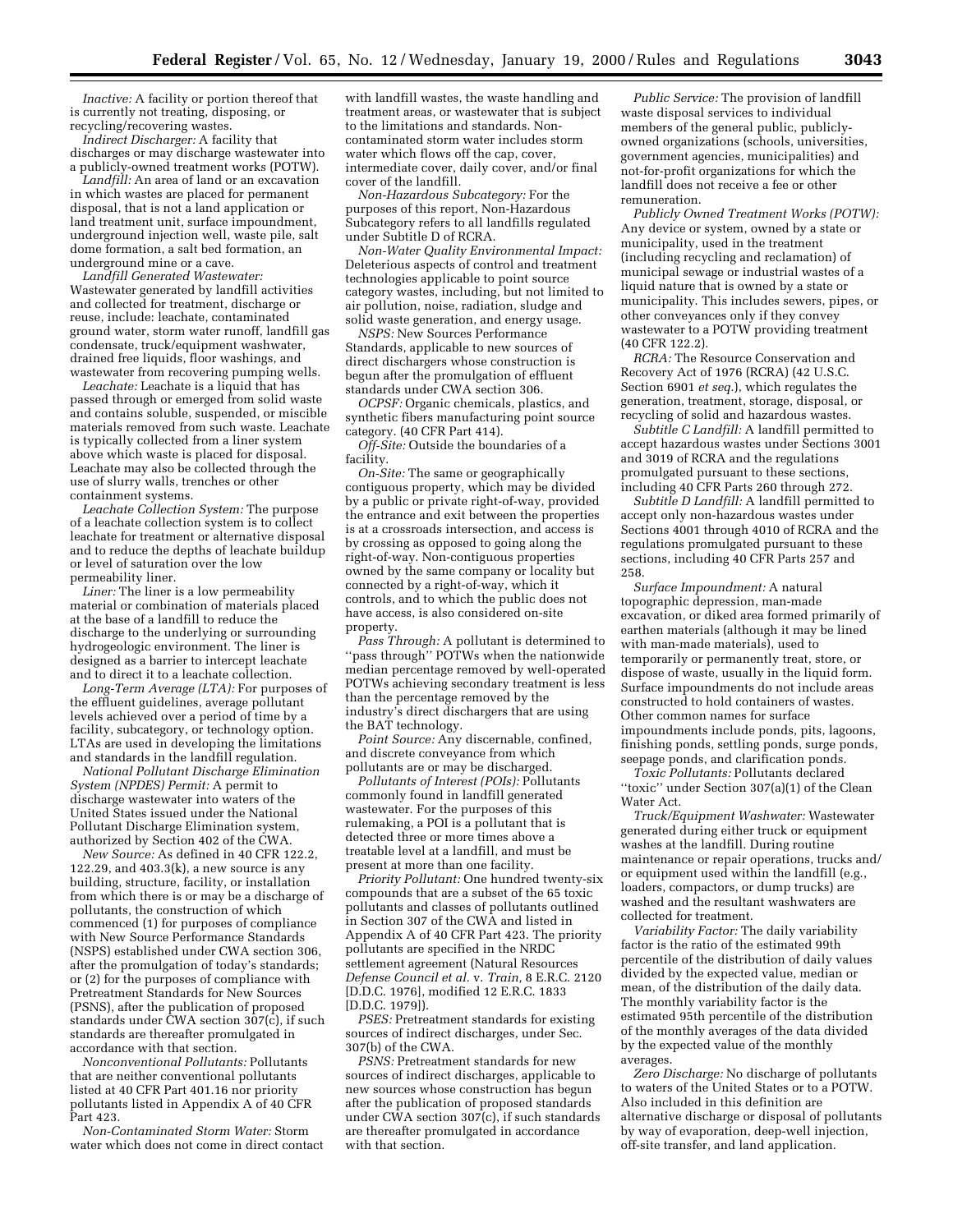*Inactive:* A facility or portion thereof that is currently not treating, disposing, or recycling/recovering wastes.

*Indirect Discharger:* A facility that discharges or may discharge wastewater into a publicly-owned treatment works (POTW).

*Landfill:* An area of land or an excavation in which wastes are placed for permanent disposal, that is not a land application or land treatment unit, surface impoundment, underground injection well, waste pile, salt dome formation, a salt bed formation, an underground mine or a cave.

*Landfill Generated Wastewater:* Wastewater generated by landfill activities and collected for treatment, discharge or reuse, include: leachate, contaminated ground water, storm water runoff, landfill gas condensate, truck/equipment washwater, drained free liquids, floor washings, and wastewater from recovering pumping wells.

*Leachate:* Leachate is a liquid that has passed through or emerged from solid waste and contains soluble, suspended, or miscible materials removed from such waste. Leachate is typically collected from a liner system above which waste is placed for disposal. Leachate may also be collected through the use of slurry walls, trenches or other containment systems.

*Leachate Collection System:* The purpose of a leachate collection system is to collect leachate for treatment or alternative disposal and to reduce the depths of leachate buildup or level of saturation over the low permeability liner.

*Liner:* The liner is a low permeability material or combination of materials placed at the base of a landfill to reduce the discharge to the underlying or surrounding hydrogeologic environment. The liner is designed as a barrier to intercept leachate and to direct it to a leachate collection.

*Long-Term Average (LTA):* For purposes of the effluent guidelines, average pollutant levels achieved over a period of time by a facility, subcategory, or technology option. LTAs are used in developing the limitations and standards in the landfill regulation.

*National Pollutant Discharge Elimination System (NPDES) Permit:* A permit to discharge wastewater into waters of the United States issued under the National Pollutant Discharge Elimination system, authorized by Section 402 of the CWA.

*New Source:* As defined in 40 CFR 122.2, 122.29, and 403.3(k), a new source is any building, structure, facility, or installation from which there is or may be a discharge of pollutants, the construction of which commenced (1) for purposes of compliance with New Source Performance Standards (NSPS) established under CWA section 306, after the promulgation of today's standards; or (2) for the purposes of compliance with Pretreatment Standards for New Sources (PSNS), after the publication of proposed standards under CWA section 307(c), if such standards are thereafter promulgated in accordance with that section.

*Nonconventional Pollutants:* Pollutants that are neither conventional pollutants listed at 40 CFR Part 401.16 nor priority pollutants listed in Appendix A of 40 CFR Part 423.

*Non-Contaminated Storm Water:* Storm water which does not come in direct contact with landfill wastes, the waste handling and treatment areas, or wastewater that is subject to the limitations and standards. Non-contaminated storm water includes storm water which flows off the cap, cover, intermediate cover, daily cover, and/or final cover of the landfill.

*Non-Hazardous Subcategory:* For the purposes of this report, Non-Hazardous Subcategory refers to all landfills regulated under Subtitle D of RCRA.

*Non-Water Quality Environmental Impact:* Deleterious aspects of control and treatment technologies applicable to point source category wastes, including, but not limited to air pollution, noise, radiation, sludge and solid waste generation, and energy usage.

*NSPS:* New Sources Performance Standards, applicable to new sources of direct dischargers whose construction is begun after the promulgation of effluent standards under CWA section 306.

*OCPSF:* Organic chemicals, plastics, and synthetic fibers manufacturing point source category. (40 CFR Part 414).

*Off-Site:* Outside the boundaries of a facility.

*On-Site:* The same or geographically contiguous property, which may be divided by a public or private right-of-way, provided the entrance and exit between the properties is at a crossroads intersection, and access is by crossing as opposed to going along the right-of-way. Non-contiguous properties owned by the same company or locality but connected by a right-of-way, which it controls, and to which the public does not have access, is also considered on-site property.

*Pass Through:* A pollutant is determined to ''pass through'' POTWs when the nationwide median percentage removed by well-operated POTWs achieving secondary treatment is less than the percentage removed by the industry's direct dischargers that are using the BAT technology.

*Point Source:* Any discernable, confined, and discrete conveyance from which pollutants are or may be discharged.

*Pollutants of Interest (POIs):* Pollutants commonly found in landfill generated wastewater. For the purposes of this rulemaking, a POI is a pollutant that is detected three or more times above a treatable level at a landfill, and must be present at more than one facility.

*Priority Pollutant:* One hundred twenty-six compounds that are a subset of the 65 toxic pollutants and classes of pollutants outlined in Section 307 of the CWA and listed in Appendix A of 40 CFR Part 423. The priority pollutants are specified in the NRDC settlement agreement (Natural Resources *Defense Council et al.* v. *Train,* 8 E.R.C. 2120 [D.D.C. 1976], modified 12 E.R.C. 1833 [D.D.C. 1979]).

*PSES:* Pretreatment standards for existing sources of indirect discharges, under Sec. 307(b) of the CWA.

*PSNS:* Pretreatment standards for new sources of indirect discharges, applicable to new sources whose construction has begun after the publication of proposed standards under CWA section 307(c), if such standards are thereafter promulgated in accordance with that section.

*Public Service:* The provision of landfill waste disposal services to individual members of the general public, publicly-owned organizations (schools, universities, government agencies, municipalities) and not-for-profit organizations for which the landfill does not receive a fee or other remuneration.

*Publicly Owned Treatment Works (POTW):* Any device or system, owned by a state or municipality, used in the treatment (including recycling and reclamation) of municipal sewage or industrial wastes of a liquid nature that is owned by a state or municipality. This includes sewers, pipes, or other conveyances only if they convey wastewater to a POTW providing treatment (40 CFR 122.2).

*RCRA:* The Resource Conservation and Recovery Act of 1976 (RCRA) (42 U.S.C. Section 6901 *et seq.*), which regulates the generation, treatment, storage, disposal, or recycling of solid and hazardous wastes.

*Subtitle C Landfill:* A landfill permitted to accept hazardous wastes under Sections 3001 and 3019 of RCRA and the regulations promulgated pursuant to these sections, including 40 CFR Parts 260 through 272.

*Subtitle D Landfill:* A landfill permitted to accept only non-hazardous wastes under Sections 4001 through 4010 of RCRA and the regulations promulgated pursuant to these sections, including 40 CFR Parts 257 and 258.

*Surface Impoundment:* A natural topographic depression, man-made excavation, or diked area formed primarily of earthen materials (although it may be lined with man-made materials), used to temporarily or permanently treat, store, or dispose of waste, usually in the liquid form. Surface impoundments do not include areas constructed to hold containers of wastes. Other common names for surface impoundments include ponds, pits, lagoons, finishing ponds, settling ponds, surge ponds, seepage ponds, and clarification ponds.

*Toxic Pollutants:* Pollutants declared ''toxic'' under Section 307(a)(1) of the Clean Water Act.

*Truck/Equipment Washwater:* Wastewater generated during either truck or equipment washes at the landfill. During routine maintenance or repair operations, trucks and/or equipment used within the landfill (e.g., loaders, compactors, or dump trucks) are washed and the resultant washwaters are collected for treatment.

*Variability Factor:* The daily variability factor is the ratio of the estimated 99th percentile of the distribution of daily values divided by the expected value, median or mean, of the distribution of the daily data. The monthly variability factor is the estimated 95th percentile of the distribution of the monthly averages of the data divided by the expected value of the monthly averages.

*Zero Discharge:* No discharge of pollutants to waters of the United States or to a POTW. Also included in this definition are alternative discharge or disposal of pollutants by way of evaporation, deep-well injection, off-site transfer, and land application.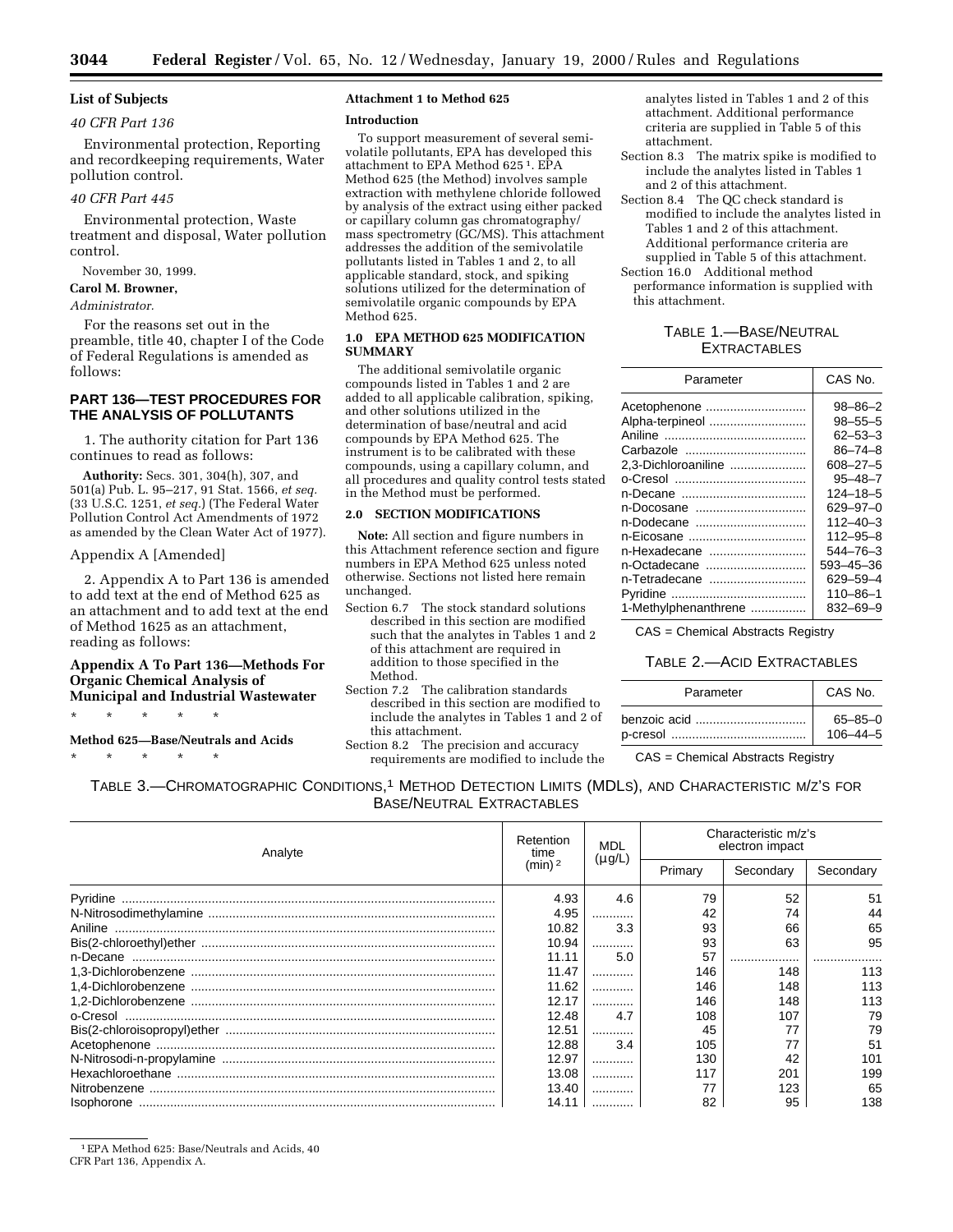**List of Subjects**

*40 CFR Part 136*

Environmental protection, Reporting and recordkeeping requirements, Water pollution control.

*40 CFR Part 445*

Environmental protection, Waste treatment and disposal, Water pollution control.

November 30, 1999.

**Carol M. Browner,**

*Administrator.*

For the reasons set out in the preamble, title 40, chapter I of the Code of Federal Regulations is amended as follows:

## PART 136—TEST PROCEDURES FOR THE ANALYSIS OF POLLUTANTS

1. The authority citation for Part 136 continues to read as follows:

**Authority:** Secs. 301, 304(h), 307, and 501(a) Pub. L. 95–217, 91 Stat. 1566, *et seq.* (33 U.S.C. 1251, *et seq.*) (The Federal Water Pollution Control Act Amendments of 1972 as amended by the Clean Water Act of 1977).

Appendix A [Amended]

2. Appendix A to Part 136 is amended to add text at the end of Method 625 as an attachment and to add text at the end of Method 1625 as an attachment, reading as follows:

### Appendix A To Part 136—Methods For Organic Chemical Analysis of Municipal and Industrial Wastewater

\* \* \* \* \*

**Method 625—Base/Neutrals and Acids**

\* \* \* \* \*

**Attachment 1 to Method 625**

**Introduction**

To support measurement of several semi-volatile pollutants, EPA has developed this attachment to EPA Method 625 [1]. EPA Method 625 (the Method) involves sample extraction with methylene chloride followed by analysis of the extract using either packed or capillary column gas chromatography/mass spectrometry (GC/MS). This attachment addresses the addition of the semivolatile pollutants listed in Tables 1 and 2, to all applicable standard, stock, and spiking solutions utilized for the determination of semivolatile organic compounds by EPA Method 625.

**1.0 EPA METHOD 625 MODIFICATION SUMMARY**

The additional semivolatile organic compounds listed in Tables 1 and 2 are added to all applicable calibration, spiking, and other solutions utilized in the determination of base/neutral and acid compounds by EPA Method 625. The instrument is to be calibrated with these compounds, using a capillary column, and all procedures and quality control tests stated in the Method must be performed.

**2.0 SECTION MODIFICATIONS**

**Note:** All section and figure numbers in this Attachment reference section and figure numbers in EPA Method 625 unless noted otherwise. Sections not listed here remain unchanged.

Section 6.7 The stock standard solutions described in this section are modified such that the analytes in Tables 1 and 2 of this attachment are required in addition to those specified in the Method.

Section 7.2 The calibration standards described in this section are modified to include the analytes in Tables 1 and 2 of this attachment.

Section 8.2 The precision and accuracy requirements are modified to include the analytes listed in Tables 1 and 2 of this attachment. Additional performance criteria are supplied in Table 5 of this attachment.

Section 8.3 The matrix spike is modified to include the analytes listed in Tables 1 and 2 of this attachment.

Section 8.4 The QC check standard is modified to include the analytes listed in Tables 1 and 2 of this attachment. Additional performance criteria are supplied in Table 5 of this attachment.

Section 16.0 Additional method performance information is supplied with this attachment.

TABLE 1.—BASE/NEUTRAL EXTRACTABLES

| Parameter | CAS No. |
|---|---|
| Acetophenone | 98–86–2 |
| Alpha-terpineol | 98–55–5 |
| Aniline | 62–53–3 |
| Carbazole | 86–74–8 |
| 2,3-Dichloroaniline | 608–27–5 |
| o-Cresol | 95–48–7 |
| n-Decane | 124–18–5 |
| n-Docosane | 629–97–0 |
| n-Dodecane | 112–40–3 |
| n-Eicosane | 112–95–8 |
| n-Hexadecane | 544–76–3 |
| n-Octadecane | 593–45–36 |
| n-Tetradecane | 629–59–4 |
| Pyridine | 110–86–1 |
| 1-Methylphenanthrene | 832–69–9 |

CAS = Chemical Abstracts Registry

TABLE 2.—ACID EXTRACTABLES

| Parameter | CAS No. |
|---|---|
| benzoic acid | 65–85–0 |
| p-cresol | 106–44–5 |

CAS = Chemical Abstracts Registry

TABLE 3.—CHROMATOGRAPHIC CONDITIONS,[1] METHOD DETECTION LIMITS (MDLS), AND CHARACTERISTIC M/Z'S FOR BASE/NEUTRAL EXTRACTABLES

| Analyte | Retention time (min) [2] | MDL (µg/L) | Characteristic m/z's electron impact | | |
|---|---|---|---|---|---|
| | | | Primary | Secondary | Secondary |
| Pyridine | 4.93 | 4.6 | 79 | 52 | 51 |
| N-Nitrosodimethylamine | 4.95 | ............ | 42 | 74 | 44 |
| Aniline | 10.82 | 3.3 | 93 | 66 | 65 |
| Bis(2-chloroethyl)ether | 10.94 | ............ | 93 | 63 | 95 |
| n-Decane | 11.11 | 5.0 | 57 | .................... | .................... |
| 1,3-Dichlorobenzene | 11.47 | ............ | 146 | 148 | 113 |
| 1,4-Dichlorobenzene | 11.62 | ............ | 146 | 148 | 113 |
| 1,2-Dichlorobenzene | 12.17 | ............ | 146 | 148 | 113 |
| o-Cresol | 12.48 | 4.7 | 108 | 107 | 79 |
| Bis(2-chloroisopropyl)ether | 12.51 | ............ | 45 | 77 | 79 |
| Acetophenone | 12.88 | 3.4 | 105 | 77 | 51 |
| N-Nitrosodi-n-propylamine | 12.97 | ............ | 130 | 42 | 101 |
| Hexachloroethane | 13.08 | ............ | 117 | 201 | 199 |
| Nitrobenzene | 13.40 | ............ | 77 | 123 | 65 |
| Isophorone | 14.11 | ............ | 82 | 95 | 138 |

[1] EPA Method 625: Base/Neutrals and Acids, 40 CFR Part 136, Appendix A.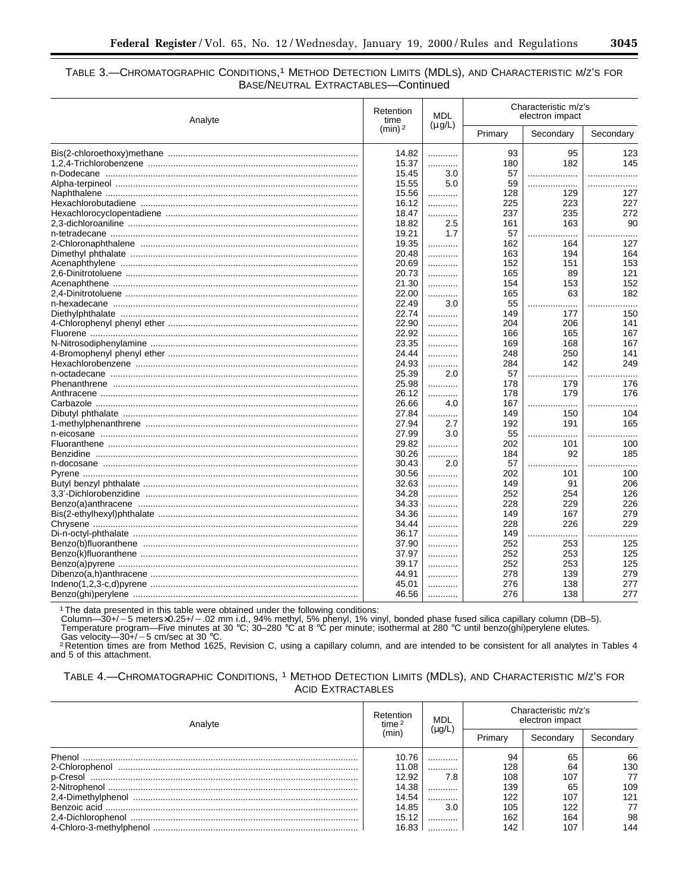TABLE 3.—CHROMATOGRAPHIC CONDITIONS,[1] METHOD DETECTION LIMITS (MDLS), AND CHARACTERISTIC M/Z'S FOR BASE/NEUTRAL EXTRACTABLES—Continued

| Analyte | Retention time (min)[2] | MDL (µg/L) | Characteristic m/z's electron impact | | |
|---|---|---|---|---|---|
| | | | Primary | Secondary | Secondary |
| Bis(2-chloroethoxy)methane | 14.82 | ............ | 93 | 95 | 123 |
| 1,2,4-Trichlorobenzene | 15.37 | ............ | 180 | 182 | 145 |
| n-Dodecane | 15.45 | 3.0 | 57 | .................... | .................... |
| Alpha-terpineol | 15.55 | 5.0 | 59 | .................... | .................... |
| Naphthalene | 15.56 | ............ | 128 | 129 | 127 |
| Hexachlorobutadiene | 16.12 | ............ | 225 | 223 | 227 |
| Hexachlorocyclopentadiene | 18.47 | ............ | 237 | 235 | 272 |
| 2,3-dichloroaniline | 18.82 | 2.5 | 161 | 163 | 90 |
| n-tetradecane | 19.21 | 1.7 | 57 | .................... | .................... |
| 2-Chloronaphthalene | 19.35 | ............ | 162 | 164 | 127 |
| Dimethyl phthalate | 20.48 | ............ | 163 | 194 | 164 |
| Acenaphthylene | 20.69 | ............ | 152 | 151 | 153 |
| 2,6-Dinitrotoluene | 20.73 | ............ | 165 | 89 | 121 |
| Acenaphthene | 21.30 | ............ | 154 | 153 | 152 |
| 2,4-Dinitrotoluene | 22.00 | ............ | 165 | 63 | 182 |
| n-hexadecane | 22.49 | 3.0 | 55 | .................... | .................... |
| Diethylphthalate | 22.74 | ............ | 149 | 177 | 150 |
| 4-Chlorophenyl phenyl ether | 22.90 | ............ | 204 | 206 | 141 |
| Fluorene | 22.92 | ............ | 166 | 165 | 167 |
| N-Nitrosodiphenylamine | 23.35 | ............ | 169 | 168 | 167 |
| 4-Bromophenyl phenyl ether | 24.44 | ............ | 248 | 250 | 141 |
| Hexachlorobenzene | 24.93 | ............ | 284 | 142 | 249 |
| n-octadecane | 25.39 | 2.0 | 57 | .................... | .................... |
| Phenanthrene | 25.98 | ............ | 178 | 179 | 176 |
| Anthracene | 26.12 | ............ | 178 | 179 | 176 |
| Carbazole | 26.66 | 4.0 | 167 | .................... | .................... |
| Dibutyl phthalate | 27.84 | ............ | 149 | 150 | 104 |
| 1-methylphenanthrene | 27.94 | 2.7 | 192 | 191 | 165 |
| n-eicosane | 27.99 | 3.0 | 55 | .................... | .................... |
| Fluoranthene | 29.82 | ............ | 202 | 101 | 100 |
| Benzidine | 30.26 | ............ | 184 | 92 | 185 |
| n-docosane | 30.43 | 2.0 | 57 | .................... | .................... |
| Pyrene | 30.56 | ............ | 202 | 101 | 100 |
| Butyl benzyl phthalate | 32.63 | ............ | 149 | 91 | 206 |
| 3,3′-Dichlorobenzidine | 34.28 | ............ | 252 | 254 | 126 |
| Benzo(a)anthracene | 34.33 | ............ | 228 | 229 | 226 |
| Bis(2-ethylhexyl)phthalate | 34.36 | ............ | 149 | 167 | 279 |
| Chrysene | 34.44 | ............ | 228 | 226 | 229 |
| Di-n-octyl-phthalate | 36.17 | ............ | 149 | .................... | .................... |
| Benzo(b)fluoranthene | 37.90 | ............ | 252 | 253 | 125 |
| Benzo(k)fluoranthene | 37.97 | ............ | 252 | 253 | 125 |
| Benzo(a)pyrene | 39.17 | ............ | 252 | 253 | 125 |
| Dibenzo(a,h)anthracene | 44.91 | ............ | 278 | 139 | 279 |
| Indeno(1,2,3-c,d)pyrene | 45.01 | ............ | 276 | 138 | 277 |
| Benzo(ghi)perylene | 46.56 | ............ | 276 | 138 | 277 |

[1] The data presented in this table were obtained under the following conditions:
Column—30+/−5 meters×0.25+/−.02 mm i.d., 94% methyl, 5% phenyl, 1% vinyl, bonded phase fused silica capillary column (DB–5).
Temperature program—Five minutes at 30 °C; 30–280 °C at 8 °C per minute; isothermal at 280 °C until benzo(ghi)perylene elutes.
Gas velocity—30+/−5 cm/sec at 30 °C.
[2] Retention times are from Method 1625, Revision C, using a capillary column, and are intended to be consistent for all analytes in Tables 4 and 5 of this attachment.

TABLE 4.—CHROMATOGRAPHIC CONDITIONS, [1] METHOD DETECTION LIMITS (MDLS), AND CHARACTERISTIC M/Z'S FOR ACID EXTRACTABLES

| Analyte | Retention time[2] (min) | MDL (µg/L) | Characteristic m/z's electron impact | | |
|---|---|---|---|---|---|
| | | | Primary | Secondary | Secondary |
| Phenol | 10.76 | ............ | 94 | 65 | 66 |
| 2-Chlorophenol | 11.08 | ............ | 128 | 64 | 130 |
| p-Cresol | 12.92 | 7.8 | 108 | 107 | 77 |
| 2-Nitrophenol | 14.38 | ............ | 139 | 65 | 109 |
| 2,4-Dimethylphenol | 14.54 | ............ | 122 | 107 | 121 |
| Benzoic acid | 14.85 | 3.0 | 105 | 122 | 77 |
| 2,4-Dichlorophenol | 15.12 | ............ | 162 | 164 | 98 |
| 4-Chloro-3-methylphenol | 16.83 | ............ | 142 | 107 | 144 |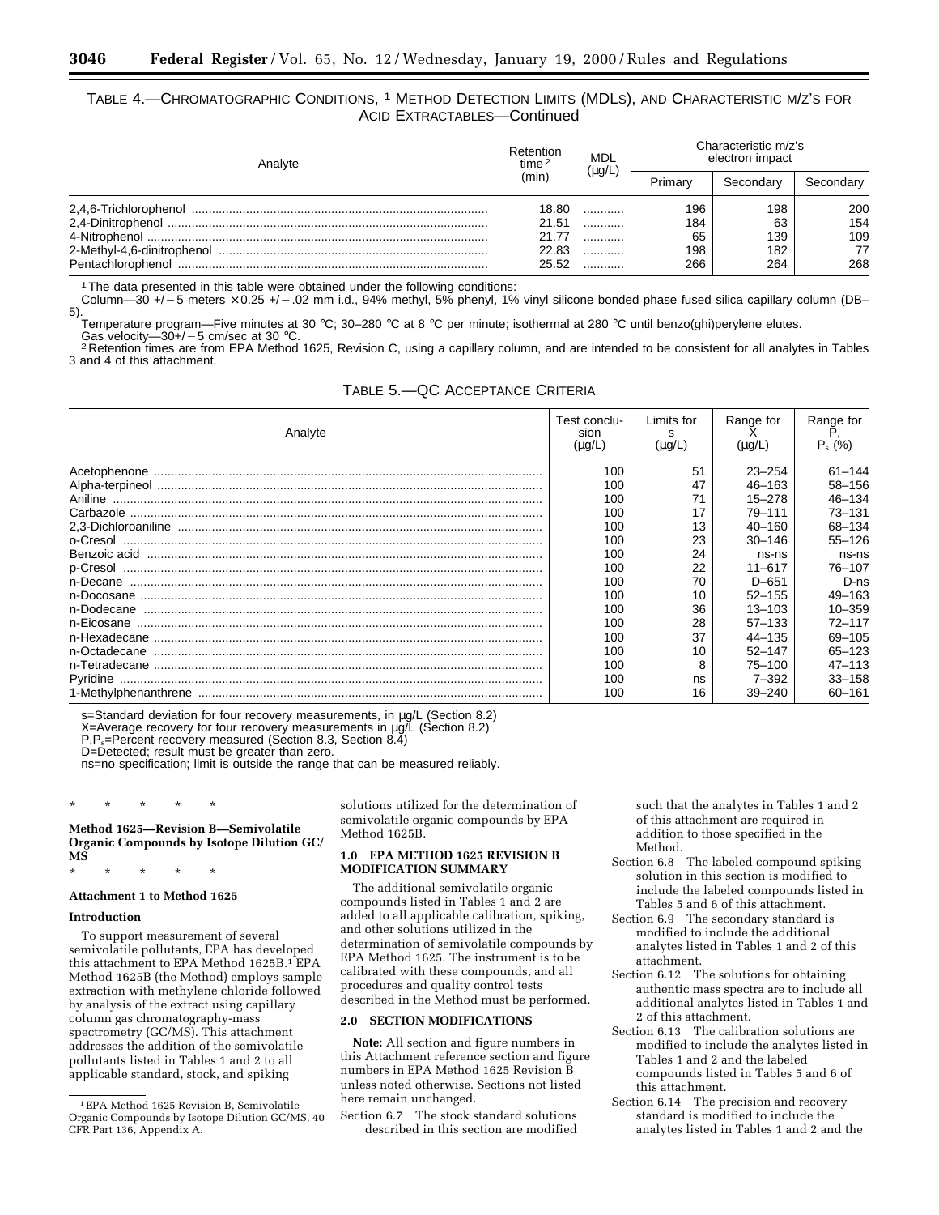TABLE 4.—CHROMATOGRAPHIC CONDITIONS, [1] METHOD DETECTION LIMITS (MDLS), AND CHARACTERISTIC M/Z'S FOR ACID EXTRACTABLES—Continued

| Analyte | Retention time [2] (min) | MDL (µg/L) | Characteristic m/z's electron impact | | |
|---|---|---|---|---|---|
| | | | Primary | Secondary | Secondary |
| 2,4,6-Trichlorophenol | 18.80 | ............ | 196 | 198 | 200 |
| 2,4-Dinitrophenol | 21.51 | ............ | 184 | 63 | 154 |
| 4-Nitrophenol | 21.77 | ............ | 65 | 139 | 109 |
| 2-Methyl-4,6-dinitrophenol | 22.83 | ............ | 198 | 182 | 77 |
| Pentachlorophenol | 25.52 | ............ | 266 | 264 | 268 |

[1] The data presented in this table were obtained under the following conditions:

Column—30 +/−5 meters × 0.25 +/−.02 mm i.d., 94% methyl, 5% phenyl, 1% vinyl silicone bonded phase fused silica capillary column (DB–5).

Temperature program—Five minutes at 30 °C; 30–280 °C at 8 °C per minute; isothermal at 280 °C until benzo(ghi)perylene elutes.

Gas velocity—30+/−5 cm/sec at 30 °C.

[2] Retention times are from EPA Method 1625, Revision C, using a capillary column, and are intended to be consistent for all analytes in Tables 3 and 4 of this attachment.

TABLE 5.—QC ACCEPTANCE CRITERIA

| Analyte | Test conclusion (µg/L) | Limits for s (µg/L) | Range for X (µg/L) | Range for P, $P_s$ (%) |
|---|---|---|---|---|
| Acetophenone | 100 | 51 | 23–254 | 61–144 |
| Alpha-terpineol | 100 | 47 | 46–163 | 58–156 |
| Aniline | 100 | 71 | 15–278 | 46–134 |
| Carbazole | 100 | 17 | 79–111 | 73–131 |
| 2,3-Dichloroaniline | 100 | 13 | 40–160 | 68–134 |
| o-Cresol | 100 | 23 | 30–146 | 55–126 |
| Benzoic acid | 100 | 24 | ns-ns | ns-ns |
| p-Cresol | 100 | 22 | 11–617 | 76–107 |
| n-Decane | 100 | 70 | D–651 | D-ns |
| n-Docosane | 100 | 10 | 52–155 | 49–163 |
| n-Dodecane | 100 | 36 | 13–103 | 10–359 |
| n-Eicosane | 100 | 28 | 57–133 | 72–117 |
| n-Hexadecane | 100 | 37 | 44–135 | 69–105 |
| n-Octadecane | 100 | 10 | 52–147 | 65–123 |
| n-Tetradecane | 100 | 8 | 75–100 | 47–113 |
| Pyridine | 100 | ns | 7–392 | 33–158 |
| 1-Methylphenanthrene | 100 | 16 | 39–240 | 60–161 |

s=Standard deviation for four recovery measurements, in µg/L (Section 8.2)

X=Average recovery for four recovery measurements in µg/L (Section 8.2)

P,$P_s$=Percent recovery measured (Section 8.3, Section 8.4)

D=Detected; result must be greater than zero.

ns=no specification; limit is outside the range that can be measured reliably.

\* \* \* \* \*

**Method 1625—Revision B—Semivolatile Organic Compounds by Isotope Dilution GC/MS**

\* \* \* \* \*

**Attachment 1 to Method 1625**

**Introduction**

To support measurement of several semivolatile pollutants, EPA has developed this attachment to EPA Method 1625B.[1] EPA Method 1625B (the Method) employs sample extraction with methylene chloride followed by analysis of the extract using capillary column gas chromatography-mass spectrometry (GC/MS). This attachment addresses the addition of the semivolatile pollutants listed in Tables 1 and 2 to all applicable standard, stock, and spiking solutions utilized for the determination of semivolatile organic compounds by EPA Method 1625B.

[1] EPA Method 1625 Revision B, Semivolatile Organic Compounds by Isotope Dilution GC/MS, 40 CFR Part 136, Appendix A.

**1.0 EPA METHOD 1625 REVISION B MODIFICATION SUMMARY**

The additional semivolatile organic compounds listed in Tables 1 and 2 are added to all applicable calibration, spiking, and other solutions utilized in the determination of semivolatile compounds by EPA Method 1625. The instrument is to be calibrated with these compounds, and all procedures and quality control tests described in the Method must be performed.

**2.0 SECTION MODIFICATIONS**

**Note:** All section and figure numbers in this Attachment reference section and figure numbers in EPA Method 1625 Revision B unless noted otherwise. Sections not listed here remain unchanged.

Section 6.7 The stock standard solutions described in this section are modified such that the analytes in Tables 1 and 2 of this attachment are required in addition to those specified in the Method.

Section 6.8 The labeled compound spiking solution in this section is modified to include the labeled compounds listed in Tables 5 and 6 of this attachment.

Section 6.9 The secondary standard is modified to include the additional analytes listed in Tables 1 and 2 of this attachment.

Section 6.12 The solutions for obtaining authentic mass spectra are to include all additional analytes listed in Tables 1 and 2 of this attachment.

Section 6.13 The calibration solutions are modified to include the analytes listed in Tables 1 and 2 and the labeled compounds listed in Tables 5 and 6 of this attachment.

Section 6.14 The precision and recovery standard is modified to include the analytes listed in Tables 1 and 2 and the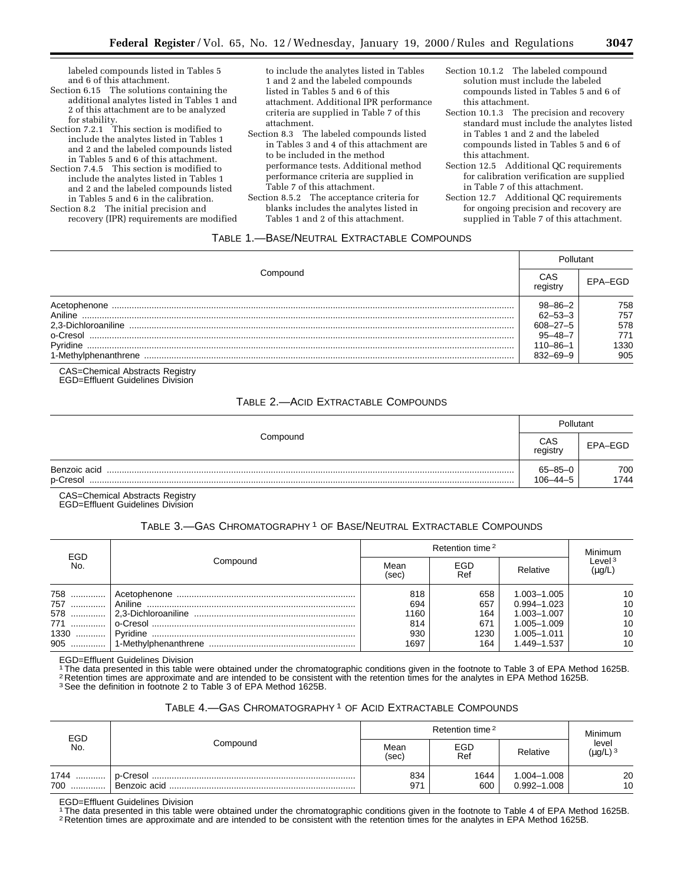labeled compounds listed in Tables 5 and 6 of this attachment.

Section 6.15 The solutions containing the additional analytes listed in Tables 1 and 2 of this attachment are to be analyzed for stability.

Section 7.2.1 This section is modified to include the analytes listed in Tables 1 and 2 and the labeled compounds listed in Tables 5 and 6 of this attachment.

Section 7.4.5 This section is modified to include the analytes listed in Tables 1 and 2 and the labeled compounds listed in Tables 5 and 6 in the calibration.

Section 8.2 The initial precision and recovery (IPR) requirements are modified to include the analytes listed in Tables 1 and 2 and the labeled compounds listed in Tables 5 and 6 of this attachment. Additional IPR performance criteria are supplied in Table 7 of this attachment.

Section 8.3 The labeled compounds listed in Tables 3 and 4 of this attachment are to be included in the method performance tests. Additional method performance criteria are supplied in Table 7 of this attachment.

Section 8.5.2 The acceptance criteria for blanks includes the analytes listed in Tables 1 and 2 of this attachment.

Section 10.1.2 The labeled compound solution must include the labeled compounds listed in Tables 5 and 6 of this attachment.

Section 10.1.3 The precision and recovery standard must include the analytes listed in Tables 1 and 2 and the labeled compounds listed in Tables 5 and 6 of this attachment.

Section 12.5 Additional QC requirements for calibration verification are supplied in Table 7 of this attachment.

Section 12.7 Additional QC requirements for ongoing precision and recovery are supplied in Table 7 of this attachment.

TABLE 1.—BASE/NEUTRAL EXTRACTABLE COMPOUNDS

| Compound | Pollutant | |
|---|---|---|
| | CAS registry | EPA–EGD |
| Acetophenone | 98–86–2 | 758 |
| Aniline | 62–53–3 | 757 |
| 2,3-Dichloroaniline | 608–27–5 | 578 |
| o-Cresol | 95–48–7 | 771 |
| Pyridine | 110–86–1 | 1330 |
| 1-Methylphenanthrene | 832–69–9 | 905 |

CAS=Chemical Abstracts Registry
EGD=Effluent Guidelines Division

TABLE 2.—ACID EXTRACTABLE COMPOUNDS

| Compound | Pollutant | |
|---|---|---|
| | CAS registry | EPA–EGD |
| Benzoic acid | 65–85–0 | 700 |
| p-Cresol | 106–44–5 | 1744 |

CAS=Chemical Abstracts Registry
EGD=Effluent Guidelines Division

TABLE 3.—GAS CHROMATOGRAPHY [1] OF BASE/NEUTRAL EXTRACTABLE COMPOUNDS

| EGD No. | Compound | Retention time [2] | | | Minimum Level [3] (µg/L) |
|---|---|---|---|---|---|
| | | Mean (sec) | EGD Ref | Relative | |
| 758 | Acetophenone | 818 | 658 | 1.003–1.005 | 10 |
| 757 | Aniline | 694 | 657 | 0.994–1.023 | 10 |
| 578 | 2,3-Dichloroaniline | 1160 | 164 | 1.003–1.007 | 10 |
| 771 | o-Cresol | 814 | 671 | 1.005–1.009 | 10 |
| 1330 | Pyridine | 930 | 1230 | 1.005–1.011 | 10 |
| 905 | 1-Methylphenanthrene | 1697 | 164 | 1.449–1.537 | 10 |

EGD=Effluent Guidelines Division
[1] The data presented in this table were obtained under the chromatographic conditions given in the footnote to Table 3 of EPA Method 1625B.
[2] Retention times are approximate and are intended to be consistent with the retention times for the analytes in EPA Method 1625B.
[3] See the definition in footnote 2 to Table 3 of EPA Method 1625B.

TABLE 4.—GAS CHROMATOGRAPHY [1] OF ACID EXTRACTABLE COMPOUNDS

| EGD No. | Compound | Retention time [2] | | | Minimum level (µg/L) [3] |
|---|---|---|---|---|---|
| | | Mean (sec) | EGD Ref | Relative | |
| 1744 | p-Cresol | 834 | 1644 | 1.004–1.008 | 20 |
| 700 | Benzoic acid | 971 | 600 | 0.992–1.008 | 10 |

EGD=Effluent Guidelines Division
[1] The data presented in this table were obtained under the chromatographic conditions given in the footnote to Table 4 of EPA Method 1625B.
[2] Retention times are approximate and are intended to be consistent with the retention times for the analytes in EPA Method 1625B.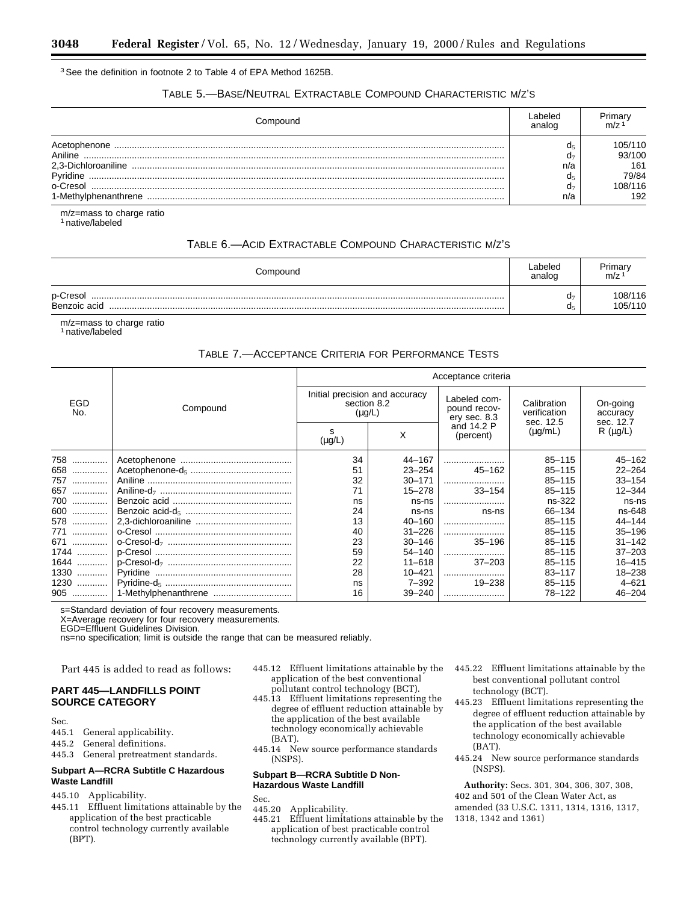[3] See the definition in footnote 2 to Table 4 of EPA Method 1625B.

TABLE 5.—BASE/NEUTRAL EXTRACTABLE COMPOUND CHARACTERISTIC M/Z'S

| Compound | Labeled analog | Primary m/z [1] |
|---|---|---|
| Acetophenone | $d_5$ | 105/110 |
| Aniline | $d_7$ | 93/100 |
| 2,3-Dichloroaniline | n/a | 161 |
| Pyridine | $d_5$ | 79/84 |
| o-Cresol | $d_7$ | 108/116 |
| 1-Methylphenanthrene | n/a | 192 |

m/z=mass to charge ratio
[1] native/labeled

TABLE 6.—ACID EXTRACTABLE COMPOUND CHARACTERISTIC M/Z'S

| Compound | Labeled analog | Primary m/z [1] |
|---|---|---|
| p-Cresol | $d_7$ | 108/116 |
| Benzoic acid | $d_5$ | 105/110 |

m/z=mass to charge ratio
[1] native/labeled

TABLE 7.—ACCEPTANCE CRITERIA FOR PERFORMANCE TESTS

| EGD No. | Compound | Acceptance criteria | | | | |
|---|---|---|---|---|---|---|
| | | Initial precision and accuracy section 8.2 (μg/L) | | Labeled compound recovery sec. 8.3 and 14.2 P (percent) | Calibration verification sec. 12.5 (μg/mL) | On-going accuracy sec. 12.7 R (μg/L) |
| | | s (μg/L) | X | | | |
| 758 | Acetophenone | 34 | 44–167 | | 85–115 | 45–162 |
| 658 | Acetophenone-$d_5$ | 51 | 23–254 | 45–162 | 85–115 | 22–264 |
| 757 | Aniline | 32 | 30–171 | | 85–115 | 33–154 |
| 657 | Aniline-$d_7$ | 71 | 15–278 | 33–154 | 85–115 | 12–344 |
| 700 | Benzoic acid | ns | ns-ns | | ns-322 | ns-ns |
| 600 | Benzoic acid-$d_5$ | 24 | ns-ns | ns-ns | 66–134 | ns-648 |
| 578 | 2,3-dichloroaniline | 13 | 40–160 | | 85–115 | 44–144 |
| 771 | o-Cresol | 40 | 31–226 | | 85–115 | 35–196 |
| 671 | o-Cresol-$d_7$ | 23 | 30–146 | 35–196 | 85–115 | 31–142 |
| 1744 | p-Cresol | 59 | 54–140 | | 85–115 | 37–203 |
| 1644 | p-Cresol-$d_7$ | 22 | 11–618 | 37–203 | 85–115 | 16–415 |
| 1330 | Pyridine | 28 | 10–421 | | 83–117 | 18–238 |
| 1230 | Pyridine-$d_5$ | ns | 7–392 | 19–238 | 85–115 | 4–621 |
| 905 | 1-Methylphenanthrene | 16 | 39–240 | | 78–122 | 46–204 |

s=Standard deviation of four recovery measurements.
X=Average recovery for four recovery measurements.
EGD=Effluent Guidelines Division.
ns=no specification; limit is outside the range that can be measured reliably.

Part 445 is added to read as follows:

## PART 445—LANDFILLS POINT SOURCE CATEGORY

Sec.
445.1 General applicability.
445.2 General definitions.
445.3 General pretreatment standards.

### Subpart A—RCRA Subtitle C Hazardous Waste Landfill

445.10 Applicability.
445.11 Effluent limitations attainable by the application of the best practicable control technology currently available (BPT).
445.12 Effluent limitations attainable by the application of the best conventional pollutant control technology (BCT).
445.13 Effluent limitations representing the degree of effluent reduction attainable by the application of the best available technology economically achievable (BAT).
445.14 New source performance standards (NSPS).

### Subpart B—RCRA Subtitle D Non-Hazardous Waste Landfill

Sec.
445.20 Applicability.
445.21 Effluent limitations attainable by the application of best practicable control technology currently available (BPT).
445.22 Effluent limitations attainable by the best conventional pollutant control technology (BCT).
445.23 Effluent limitations representing the degree of effluent reduction attainable by the application of the best available technology economically achievable (BAT).
445.24 New source performance standards (NSPS).

**Authority:** Secs. 301, 304, 306, 307, 308, 402 and 501 of the Clean Water Act, as amended (33 U.S.C. 1311, 1314, 1316, 1317, 1318, 1342 and 1361)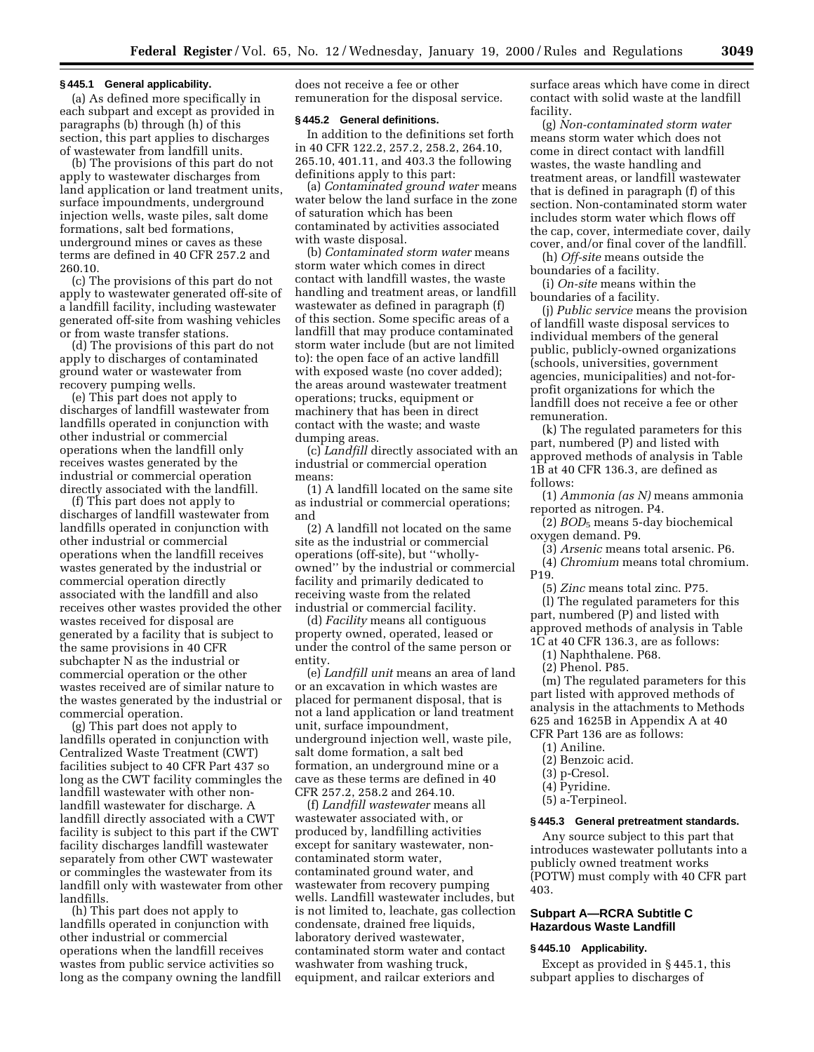### § 445.1 General applicability.

(a) As defined more specifically in each subpart and except as provided in paragraphs (b) through (h) of this section, this part applies to discharges of wastewater from landfill units.

(b) The provisions of this part do not apply to wastewater discharges from land application or land treatment units, surface impoundments, underground injection wells, waste piles, salt dome formations, salt bed formations, underground mines or caves as these terms are defined in 40 CFR 257.2 and 260.10.

(c) The provisions of this part do not apply to wastewater generated off-site of a landfill facility, including wastewater generated off-site from washing vehicles or from waste transfer stations.

(d) The provisions of this part do not apply to discharges of contaminated ground water or wastewater from recovery pumping wells.

(e) This part does not apply to discharges of landfill wastewater from landfills operated in conjunction with other industrial or commercial operations when the landfill only receives wastes generated by the industrial or commercial operation directly associated with the landfill.

(f) This part does not apply to discharges of landfill wastewater from landfills operated in conjunction with other industrial or commercial operations when the landfill receives wastes generated by the industrial or commercial operation directly associated with the landfill and also receives other wastes provided the other wastes received for disposal are generated by a facility that is subject to the same provisions in 40 CFR subchapter N as the industrial or commercial operation or the other wastes received are of similar nature to the wastes generated by the industrial or commercial operation.

(g) This part does not apply to landfills operated in conjunction with Centralized Waste Treatment (CWT) facilities subject to 40 CFR Part 437 so long as the CWT facility commingles the landfill wastewater with other non-landfill wastewater for discharge. A landfill directly associated with a CWT facility is subject to this part if the CWT facility discharges landfill wastewater separately from other CWT wastewater or commingles the wastewater from its landfill only with wastewater from other landfills.

(h) This part does not apply to landfills operated in conjunction with other industrial or commercial operations when the landfill receives wastes from public service activities so long as the company owning the landfill does not receive a fee or other remuneration for the disposal service.

### § 445.2 General definitions.

In addition to the definitions set forth in 40 CFR 122.2, 257.2, 258.2, 264.10, 265.10, 401.11, and 403.3 the following definitions apply to this part:

(a) *Contaminated ground water* means water below the land surface in the zone of saturation which has been contaminated by activities associated with waste disposal.

(b) *Contaminated storm water* means storm water which comes in direct contact with landfill wastes, the waste handling and treatment areas, or landfill wastewater as defined in paragraph (f) of this section. Some specific areas of a landfill that may produce contaminated storm water include (but are not limited to): the open face of an active landfill with exposed waste (no cover added); the areas around wastewater treatment operations; trucks, equipment or machinery that has been in direct contact with the waste; and waste dumping areas.

(c) *Landfill* directly associated with an industrial or commercial operation means:

(1) A landfill located on the same site as industrial or commercial operations; and

(2) A landfill not located on the same site as the industrial or commercial operations (off-site), but "wholly-owned" by the industrial or commercial facility and primarily dedicated to receiving waste from the related industrial or commercial facility.

(d) *Facility* means all contiguous property owned, operated, leased or under the control of the same person or entity.

(e) *Landfill unit* means an area of land or an excavation in which wastes are placed for permanent disposal, that is not a land application or land treatment unit, surface impoundment, underground injection well, waste pile, salt dome formation, a salt bed formation, an underground mine or a cave as these terms are defined in 40 CFR 257.2, 258.2 and 264.10.

(f) *Landfill wastewater* means all wastewater associated with, or produced by, landfilling activities except for sanitary wastewater, non-contaminated storm water, contaminated ground water, and wastewater from recovery pumping wells. Landfill wastewater includes, but is not limited to, leachate, gas collection condensate, drained free liquids, laboratory derived wastewater, contaminated storm water and contact washwater from washing truck, equipment, and railcar exteriors and surface areas which have come in direct contact with solid waste at the landfill facility.

(g) *Non-contaminated storm water* means storm water which does not come in direct contact with landfill wastes, the waste handling and treatment areas, or landfill wastewater that is defined in paragraph (f) of this section. Non-contaminated storm water includes storm water which flows off the cap, cover, intermediate cover, daily cover, and/or final cover of the landfill.

(h) *Off-site* means outside the boundaries of a facility.

(i) *On-site* means within the boundaries of a facility.

(j) *Public service* means the provision of landfill waste disposal services to individual members of the general public, publicly-owned organizations (schools, universities, government agencies, municipalities) and not-for-profit organizations for which the landfill does not receive a fee or other remuneration.

(k) The regulated parameters for this part, numbered (P) and listed with approved methods of analysis in Table 1B at 40 CFR 136.3, are defined as follows:

(1) *Ammonia (as N)* means ammonia reported as nitrogen. P4.

(2) *$BOD_5$* means 5-day biochemical oxygen demand. P9.

(3) *Arsenic* means total arsenic. P6.

(4) *Chromium* means total chromium. P19.

(5) *Zinc* means total zinc. P75.

(l) The regulated parameters for this part, numbered (P) and listed with approved methods of analysis in Table 1C at 40 CFR 136.3, are as follows:

(1) Naphthalene. P68.

(2) Phenol. P85.

(m) The regulated parameters for this part listed with approved methods of analysis in the attachments to Methods 625 and 1625B in Appendix A at 40 CFR Part 136 are as follows:

(1) Aniline.

(2) Benzoic acid.

(3) p-Cresol.

(4) Pyridine.

(5) a-Terpineol.

### § 445.3 General pretreatment standards.

Any source subject to this part that introduces wastewater pollutants into a publicly owned treatment works (POTW) must comply with 40 CFR part 403.

## Subpart A—RCRA Subtitle C Hazardous Waste Landfill

### § 445.10 Applicability.

Except as provided in § 445.1, this subpart applies to discharges of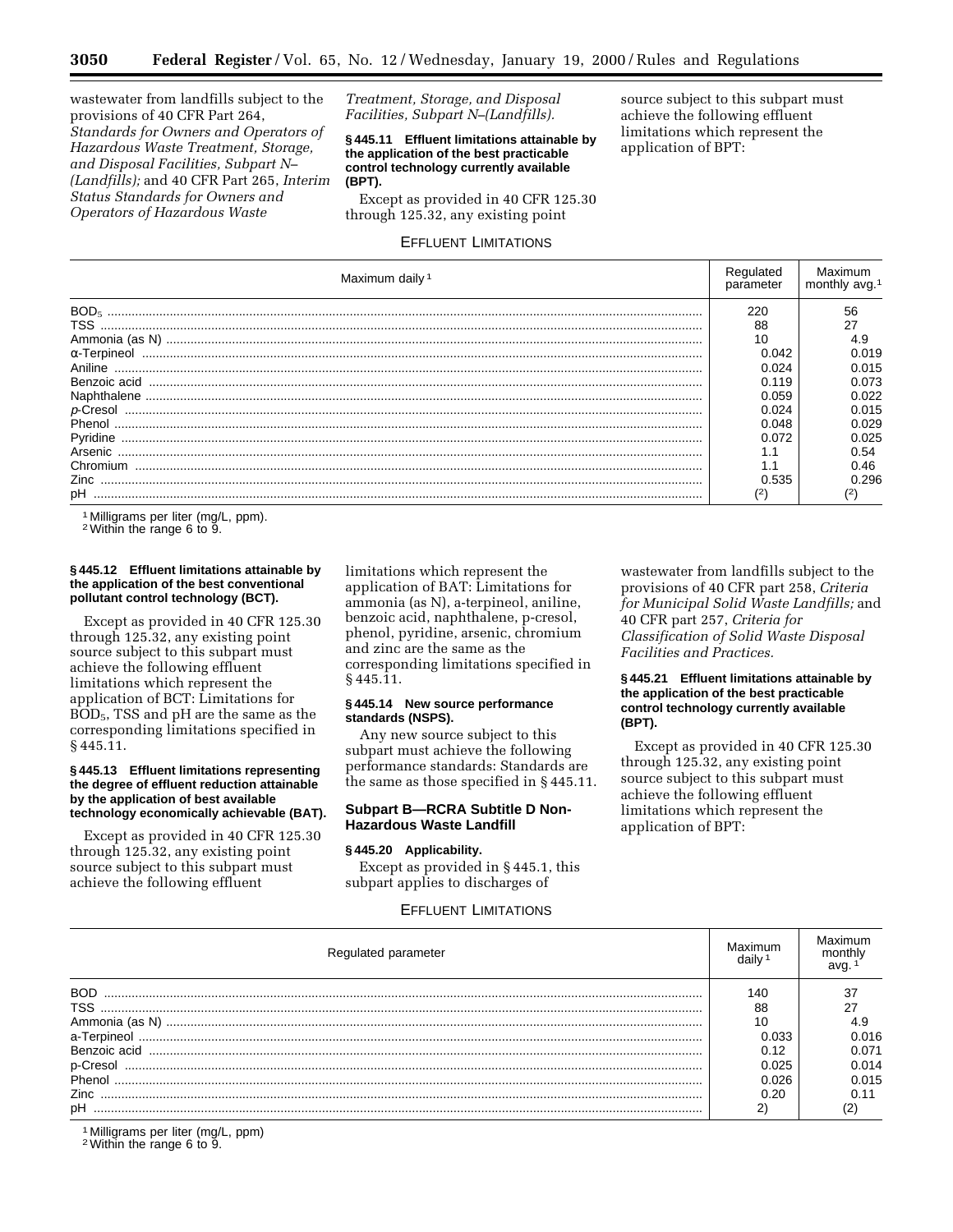wastewater from landfills subject to the provisions of 40 CFR Part 264, *Standards for Owners and Operators of Hazardous Waste Treatment, Storage, and Disposal Facilities, Subpart N–(Landfills);* and 40 CFR Part 265, *Interim Status Standards for Owners and Operators of Hazardous Waste Treatment, Storage, and Disposal Facilities, Subpart N–(Landfills).*

**§ 445.11 Effluent limitations attainable by the application of the best practicable control technology currently available (BPT).**

Except as provided in 40 CFR 125.30 through 125.32, any existing point source subject to this subpart must achieve the following effluent limitations which represent the application of BPT:

EFFLUENT LIMITATIONS

| Maximum daily [1] | Regulated parameter | Maximum monthly avg.[1] |
|---|---|---|
| $BOD_5$ | 220 | 56 |
| TSS | 88 | 27 |
| Ammonia (as N) | 10 | 4.9 |
| α-Terpineol | 0.042 | 0.019 |
| Aniline | 0.024 | 0.015 |
| Benzoic acid | 0.119 | 0.073 |
| Naphthalene | 0.059 | 0.022 |
| *p*-Cresol | 0.024 | 0.015 |
| Phenol | 0.048 | 0.029 |
| Pyridine | 0.072 | 0.025 |
| Arsenic | 1.1 | 0.54 |
| Chromium | 1.1 | 0.46 |
| Zinc | 0.535 | 0.296 |
| pH | (2) | (2) |

[1] Milligrams per liter (mg/L, ppm).
[2] Within the range 6 to 9.

**§ 445.12 Effluent limitations attainable by the application of the best conventional pollutant control technology (BCT).**

Except as provided in 40 CFR 125.30 through 125.32, any existing point source subject to this subpart must achieve the following effluent limitations which represent the application of BCT: Limitations for $BOD_5$, TSS and pH are the same as the corresponding limitations specified in § 445.11.

**§ 445.13 Effluent limitations representing the degree of effluent reduction attainable by the application of best available technology economically achievable (BAT).**

Except as provided in 40 CFR 125.30 through 125.32, any existing point source subject to this subpart must achieve the following effluent limitations which represent the application of BAT: Limitations for ammonia (as N), a-terpineol, aniline, benzoic acid, naphthalene, p-cresol, phenol, pyridine, arsenic, chromium and zinc are the same as the corresponding limitations specified in § 445.11.

**§ 445.14 New source performance standards (NSPS).**

Any new source subject to this subpart must achieve the following performance standards: Standards are the same as those specified in § 445.11.

## Subpart B—RCRA Subtitle D Non-Hazardous Waste Landfill

**§ 445.20 Applicability.**

Except as provided in § 445.1, this subpart applies to discharges of wastewater from landfills subject to the provisions of 40 CFR part 258, *Criteria for Municipal Solid Waste Landfills;* and 40 CFR part 257, *Criteria for Classification of Solid Waste Disposal Facilities and Practices.*

**§ 445.21 Effluent limitations attainable by the application of the best practicable control technology currently available (BPT).**

Except as provided in 40 CFR 125.30 through 125.32, any existing point source subject to this subpart must achieve the following effluent limitations which represent the application of BPT:

EFFLUENT LIMITATIONS

| Regulated parameter | Maximum daily [1] | Maximum monthly avg. [1] |
|---|---|---|
| BOD | 140 | 37 |
| TSS | 88 | 27 |
| Ammonia (as N) | 10 | 4.9 |
| a-Terpineol | 0.033 | 0.016 |
| Benzoic acid | 0.12 | 0.071 |
| p-Cresol | 0.025 | 0.014 |
| Phenol | 0.026 | 0.015 |
| Zinc | 0.20 | 0.11 |
| pH | 2) | (2) |

[1] Milligrams per liter (mg/L, ppm)
[2] Within the range 6 to 9.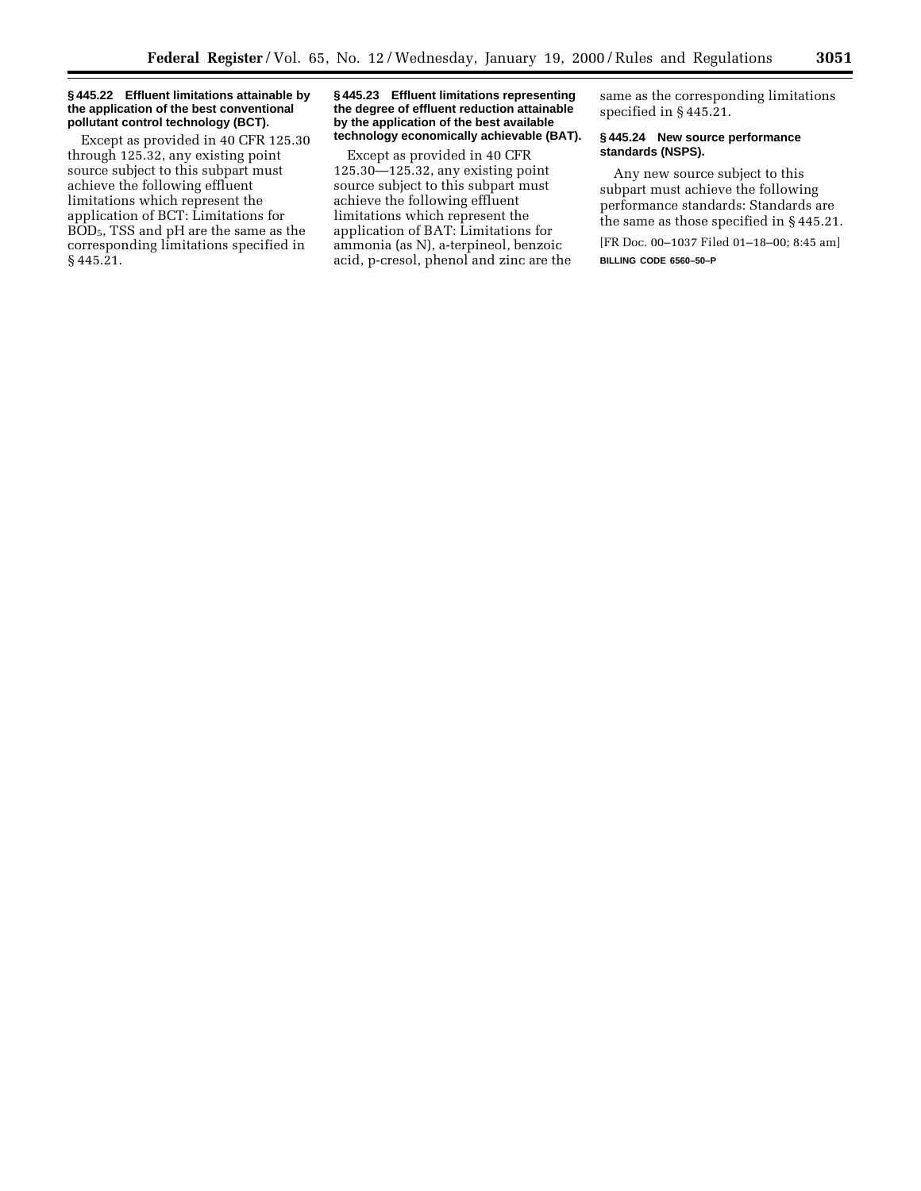**§ 445.22 Effluent limitations attainable by the application of the best conventional pollutant control technology (BCT).**

Except as provided in 40 CFR 125.30 through 125.32, any existing point source subject to this subpart must achieve the following effluent limitations which represent the application of BCT: Limitations for $BOD_5$, TSS and pH are the same as the corresponding limitations specified in § 445.21.

**§ 445.23 Effluent limitations representing the degree of effluent reduction attainable by the application of the best available technology economically achievable (BAT).**

Except as provided in 40 CFR 125.30—125.32, any existing point source subject to this subpart must achieve the following effluent limitations which represent the application of BAT: Limitations for ammonia (as N), a-terpineol, benzoic acid, p-cresol, phenol and zinc are the same as the corresponding limitations specified in § 445.21.

**§ 445.24 New source performance standards (NSPS).**

Any new source subject to this subpart must achieve the following performance standards: Standards are the same as those specified in § 445.21.

[FR Doc. 00–1037 Filed 01–18–00; 8:45 am]

**BILLING CODE 6560–50–P**